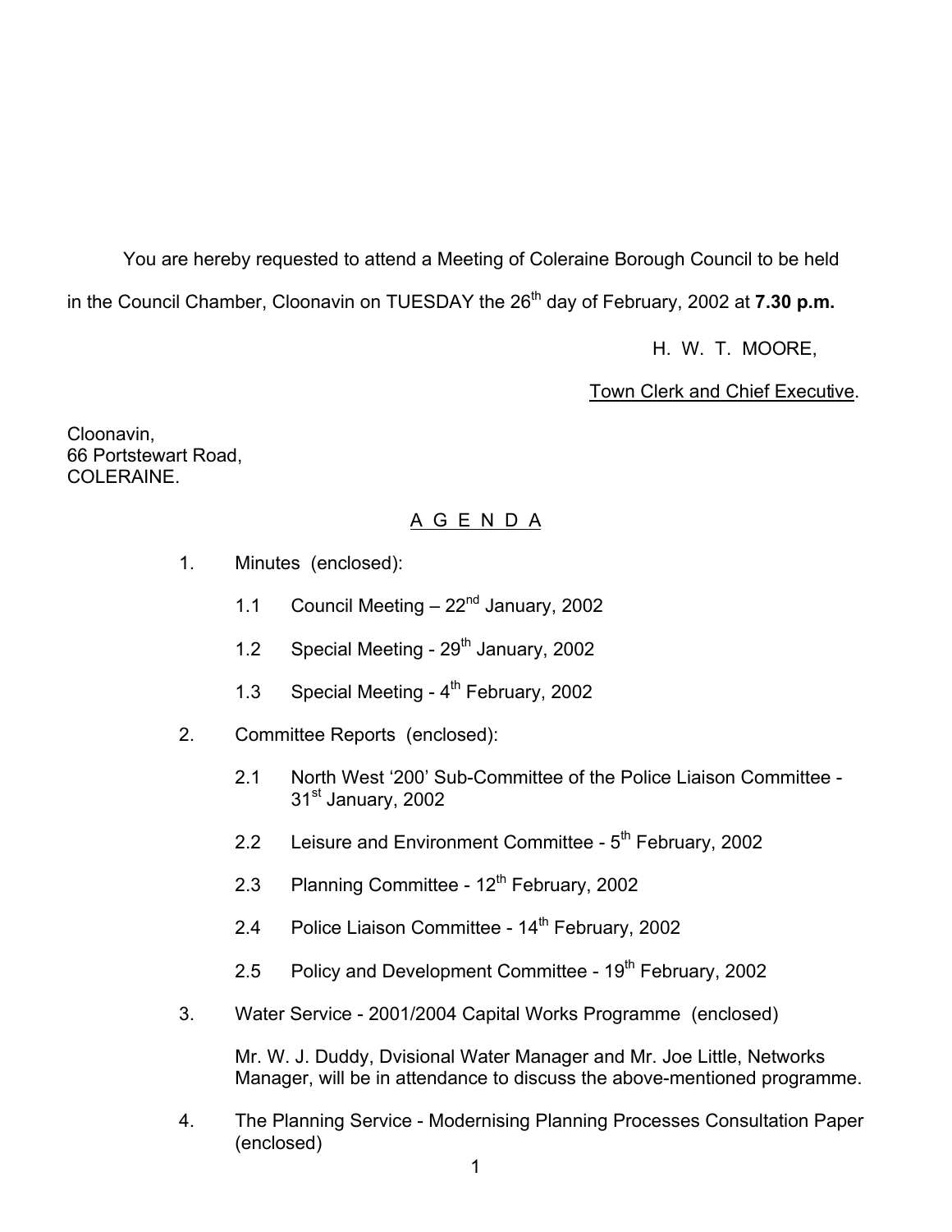You are hereby requested to attend a Meeting of Coleraine Borough Council to be held in the Council Chamber, Cloonavin on TUESDAY the 26th day of February, 2002 at **7.30 p.m.**

H. W. T. MOORE,

Town Clerk and Chief Executive.

Cloonavin,
66 Portstewart Road,
COLERAINE.

## A G E N D A

1. Minutes (enclosed):

   1.1 Council Meeting – 22nd January, 2002

   1.2 Special Meeting - 29th January, 2002

   1.3 Special Meeting - 4th February, 2002

2. Committee Reports (enclosed):

   2.1 North West '200' Sub-Committee of the Police Liaison Committee - 31st January, 2002

   2.2 Leisure and Environment Committee - 5th February, 2002

   2.3 Planning Committee - 12th February, 2002

   2.4 Police Liaison Committee - 14th February, 2002

   2.5 Policy and Development Committee - 19th February, 2002

3. Water Service - 2001/2004 Capital Works Programme (enclosed)

   Mr. W. J. Duddy, Dvisional Water Manager and Mr. Joe Little, Networks Manager, will be in attendance to discuss the above-mentioned programme.

4. The Planning Service - Modernising Planning Processes Consultation Paper (enclosed)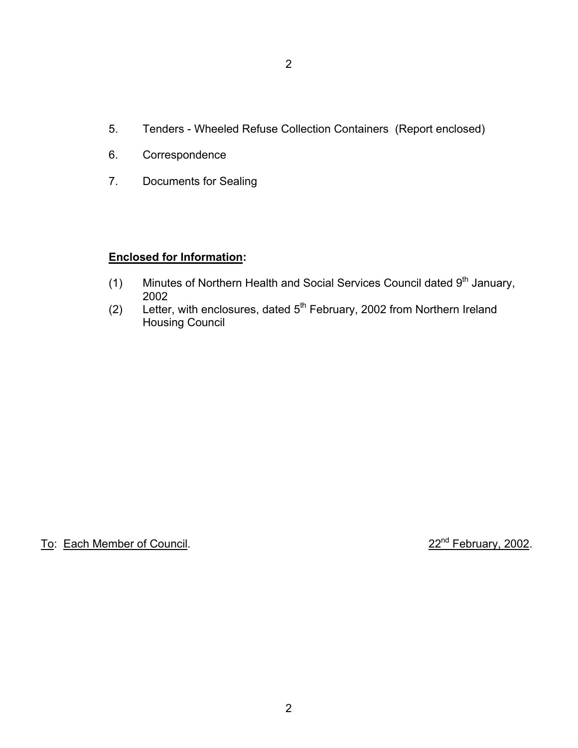5. Tenders - Wheeled Refuse Collection Containers (Report enclosed)

6. Correspondence

7. Documents for Sealing

**Enclosed for Information:**

(1) Minutes of Northern Health and Social Services Council dated 9th January, 2002

(2) Letter, with enclosures, dated 5th February, 2002 from Northern Ireland Housing Council

To: Each Member of Council. 22nd February, 2002.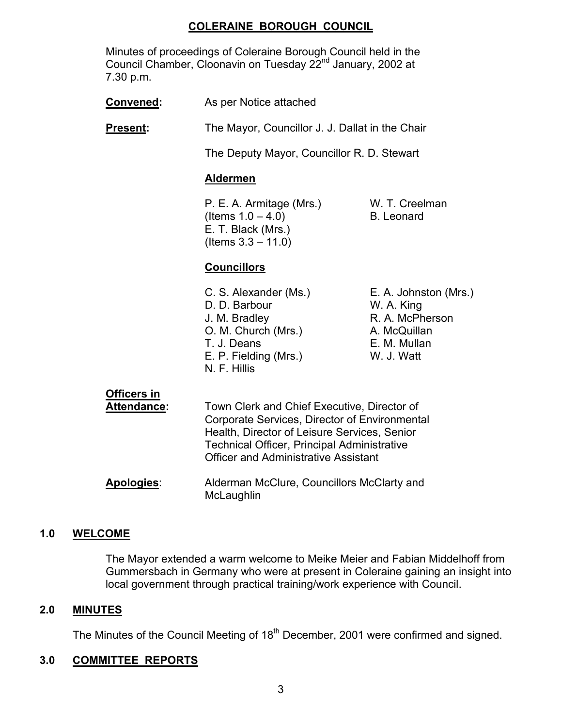# COLERAINE BOROUGH COUNCIL

Minutes of proceedings of Coleraine Borough Council held in the Council Chamber, Cloonavin on Tuesday 22nd January, 2002 at 7.30 p.m.

**Convened:** As per Notice attached

**Present:** The Mayor, Councillor J. J. Dallat in the Chair

The Deputy Mayor, Councillor R. D. Stewart

**Aldermen**

P. E. A. Armitage (Mrs.) (Items 1.0 – 4.0)
E. T. Black (Mrs.) (Items 3.3 – 11.0)
W. T. Creelman
B. Leonard

**Councillors**

C. S. Alexander (Ms.)
D. D. Barbour
J. M. Bradley
O. M. Church (Mrs.)
T. J. Deans
E. P. Fielding (Mrs.)
N. F. Hillis
E. A. Johnston (Mrs.)
W. A. King
R. A. McPherson
A. McQuillan
E. M. Mullan
W. J. Watt

**Officers in Attendance:** Town Clerk and Chief Executive, Director of Corporate Services, Director of Environmental Health, Director of Leisure Services, Senior Technical Officer, Principal Administrative Officer and Administrative Assistant

**Apologies:** Alderman McClure, Councillors McClarty and McLaughlin

## 1.0 WELCOME

The Mayor extended a warm welcome to Meike Meier and Fabian Middelhoff from Gummersbach in Germany who were at present in Coleraine gaining an insight into local government through practical training/work experience with Council.

## 2.0 MINUTES

The Minutes of the Council Meeting of 18th December, 2001 were confirmed and signed.

## 3.0 COMMITTEE REPORTS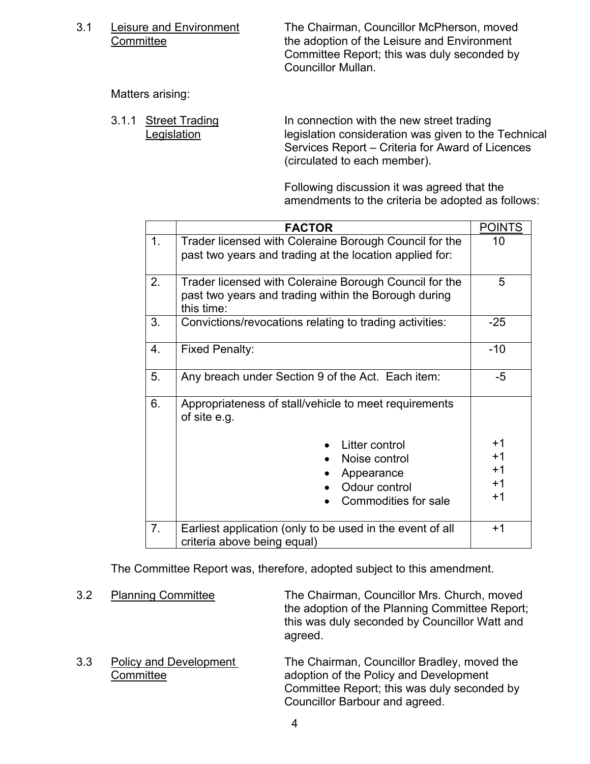3.1 Leisure and Environment Committee

The Chairman, Councillor McPherson, moved the adoption of the Leisure and Environment Committee Report; this was duly seconded by Councillor Mullan.

Matters arising:

3.1.1 Street Trading Legislation

In connection with the new street trading legislation consideration was given to the Technical Services Report – Criteria for Award of Licences (circulated to each member).

Following discussion it was agreed that the amendments to the criteria be adopted as follows:

| | FACTOR | POINTS |
|---|---|---|
| 1. | Trader licensed with Coleraine Borough Council for the past two years and trading at the location applied for: | 10 |
| 2. | Trader licensed with Coleraine Borough Council for the past two years and trading within the Borough during this time: | 5 |
| 3. | Convictions/revocations relating to trading activities: | -25 |
| 4. | Fixed Penalty: | -10 |
| 5. | Any breach under Section 9 of the Act. Each item: | -5 |
| 6. | Appropriateness of stall/vehicle to meet requirements of site e.g. | |
| | • Litter control | +1 |
| | • Noise control | +1 |
| | • Appearance | +1 |
| | • Odour control | +1 |
| | • Commodities for sale | +1 |
| 7. | Earliest application (only to be used in the event of all criteria above being equal) | +1 |

The Committee Report was, therefore, adopted subject to this amendment.

3.2 Planning Committee

The Chairman, Councillor Mrs. Church, moved the adoption of the Planning Committee Report; this was duly seconded by Councillor Watt and agreed.

3.3 Policy and Development Committee

The Chairman, Councillor Bradley, moved the adoption of the Policy and Development Committee Report; this was duly seconded by Councillor Barbour and agreed.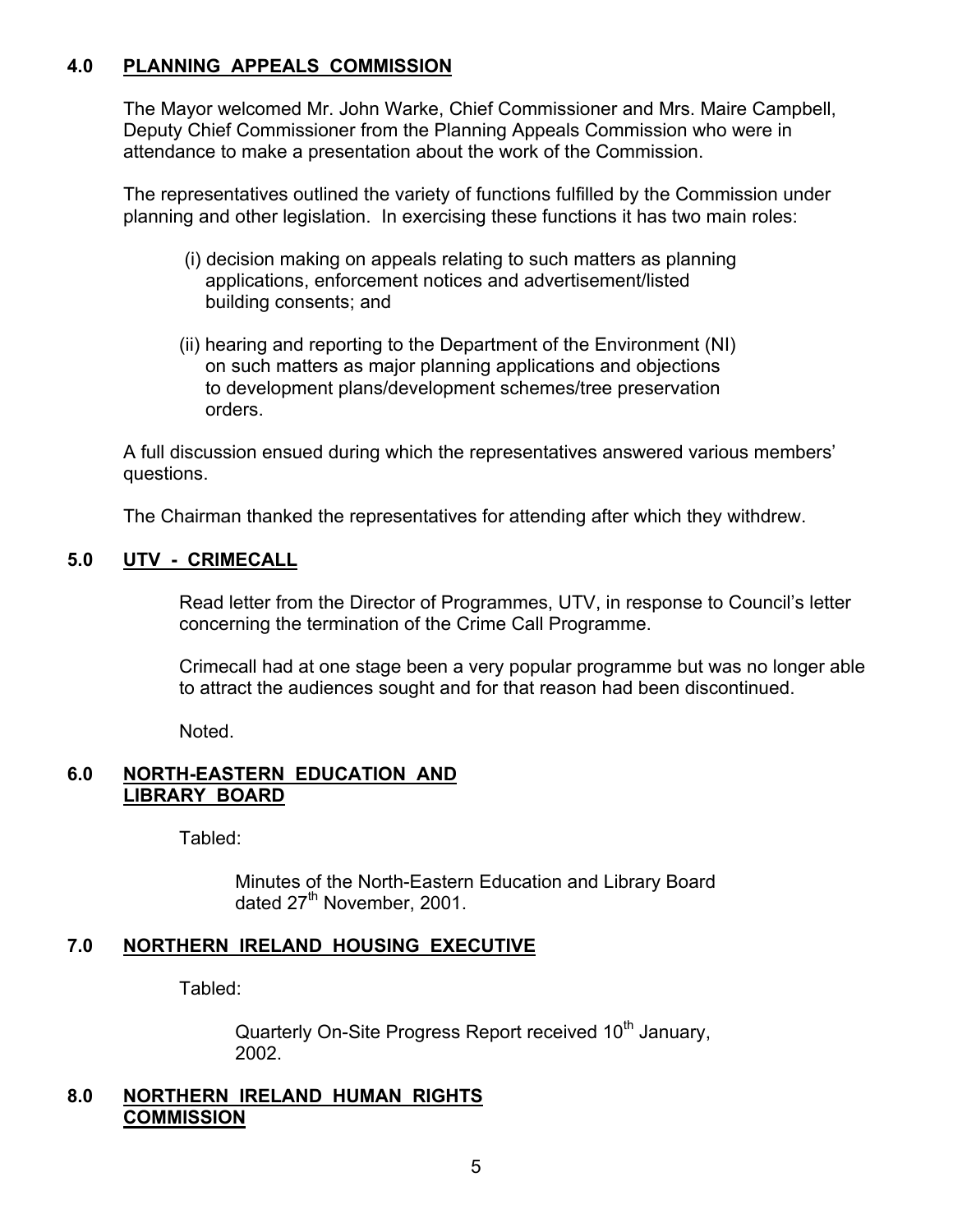## 4.0 PLANNING APPEALS COMMISSION

The Mayor welcomed Mr. John Warke, Chief Commissioner and Mrs. Maire Campbell, Deputy Chief Commissioner from the Planning Appeals Commission who were in attendance to make a presentation about the work of the Commission.

The representatives outlined the variety of functions fulfilled by the Commission under planning and other legislation. In exercising these functions it has two main roles:

(i) decision making on appeals relating to such matters as planning applications, enforcement notices and advertisement/listed building consents; and

(ii) hearing and reporting to the Department of the Environment (NI) on such matters as major planning applications and objections to development plans/development schemes/tree preservation orders.

A full discussion ensued during which the representatives answered various members' questions.

The Chairman thanked the representatives for attending after which they withdrew.

## 5.0 UTV - CRIMECALL

Read letter from the Director of Programmes, UTV, in response to Council's letter concerning the termination of the Crime Call Programme.

Crimecall had at one stage been a very popular programme but was no longer able to attract the audiences sought and for that reason had been discontinued.

Noted.

## 6.0 NORTH-EASTERN EDUCATION AND LIBRARY BOARD

Tabled:

Minutes of the North-Eastern Education and Library Board dated 27th November, 2001.

## 7.0 NORTHERN IRELAND HOUSING EXECUTIVE

Tabled:

Quarterly On-Site Progress Report received 10th January, 2002.

## 8.0 NORTHERN IRELAND HUMAN RIGHTS COMMISSION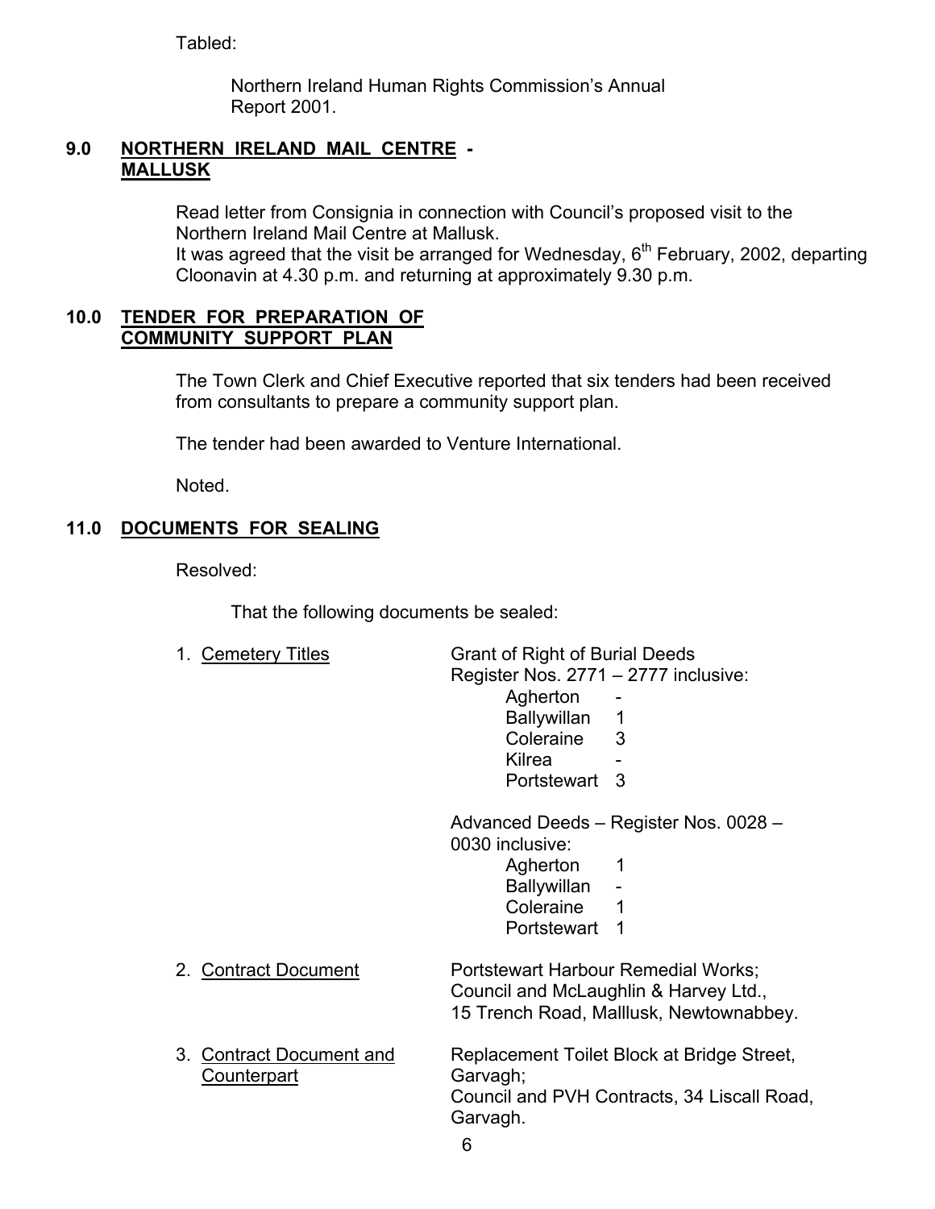Tabled:

Northern Ireland Human Rights Commission's Annual Report 2001.

## 9.0 NORTHERN IRELAND MAIL CENTRE - MALLUSK

Read letter from Consignia in connection with Council's proposed visit to the Northern Ireland Mail Centre at Mallusk.
It was agreed that the visit be arranged for Wednesday, 6th February, 2002, departing Cloonavin at 4.30 p.m. and returning at approximately 9.30 p.m.

## 10.0 TENDER FOR PREPARATION OF COMMUNITY SUPPORT PLAN

The Town Clerk and Chief Executive reported that six tenders had been received from consultants to prepare a community support plan.

The tender had been awarded to Venture International.

Noted.

## 11.0 DOCUMENTS FOR SEALING

Resolved:

That the following documents be sealed:

1. Cemetery Titles — Grant of Right of Burial Deeds
   Register Nos. 2771 – 2777 inclusive:

| | |
|---|---|
| Agherton | - |
| Ballywillan | 1 |
| Coleraine | 3 |
| Kilrea | - |
| Portstewart | 3 |

   Advanced Deeds – Register Nos. 0028 – 0030 inclusive:

| | |
|---|---|
| Agherton | 1 |
| Ballywillan | - |
| Coleraine | 1 |
| Portstewart | 1 |

2. Contract Document — Portstewart Harbour Remedial Works; Council and McLaughlin & Harvey Ltd., 15 Trench Road, Malllusk, Newtownabbey.

3. Contract Document and Counterpart — Replacement Toilet Block at Bridge Street, Garvagh; Council and PVH Contracts, 34 Liscall Road, Garvagh.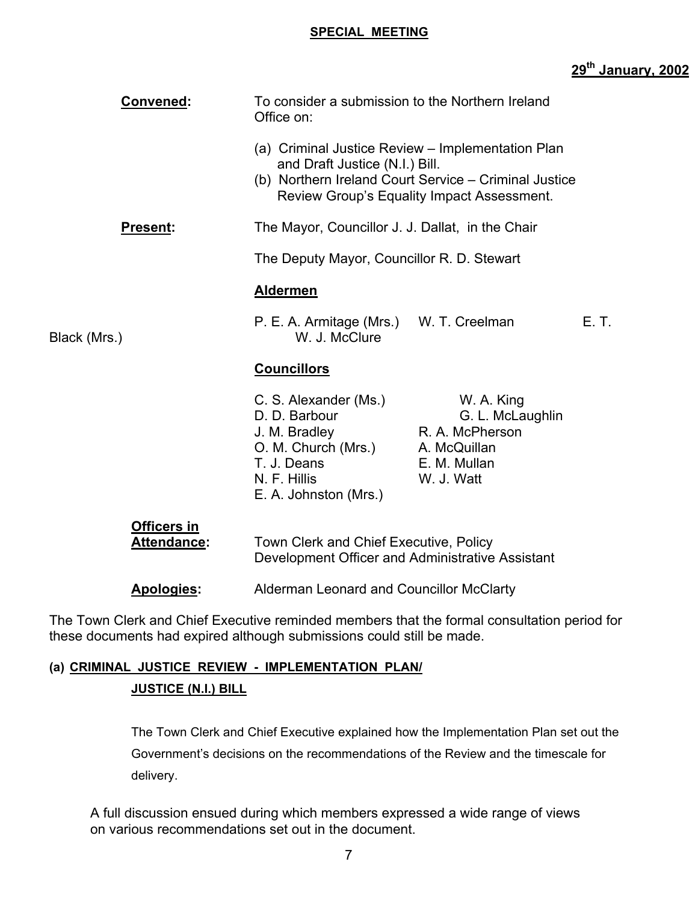**SPECIAL MEETING**

**29th January, 2002**

**Convened:** To consider a submission to the Northern Ireland Office on:

(a) Criminal Justice Review – Implementation Plan and Draft Justice (N.I.) Bill.
(b) Northern Ireland Court Service – Criminal Justice Review Group's Equality Impact Assessment.

**Present:** The Mayor, Councillor J. J. Dallat, in the Chair

The Deputy Mayor, Councillor R. D. Stewart

**Aldermen**

P. E. A. Armitage (Mrs.) W. T. Creelman E. T. Black (Mrs.) W. J. McClure

**Councillors**

C. S. Alexander (Ms.) W. A. King
D. D. Barbour G. L. McLaughlin
J. M. Bradley R. A. McPherson
O. M. Church (Mrs.) A. McQuillan
T. J. Deans E. M. Mullan
N. F. Hillis W. J. Watt
E. A. Johnston (Mrs.)

**Officers in Attendance:** Town Clerk and Chief Executive, Policy Development Officer and Administrative Assistant

**Apologies:** Alderman Leonard and Councillor McClarty

The Town Clerk and Chief Executive reminded members that the formal consultation period for these documents had expired although submissions could still be made.

**(a) CRIMINAL JUSTICE REVIEW - IMPLEMENTATION PLAN/ JUSTICE (N.I.) BILL**

The Town Clerk and Chief Executive explained how the Implementation Plan set out the Government's decisions on the recommendations of the Review and the timescale for delivery.

A full discussion ensued during which members expressed a wide range of views on various recommendations set out in the document.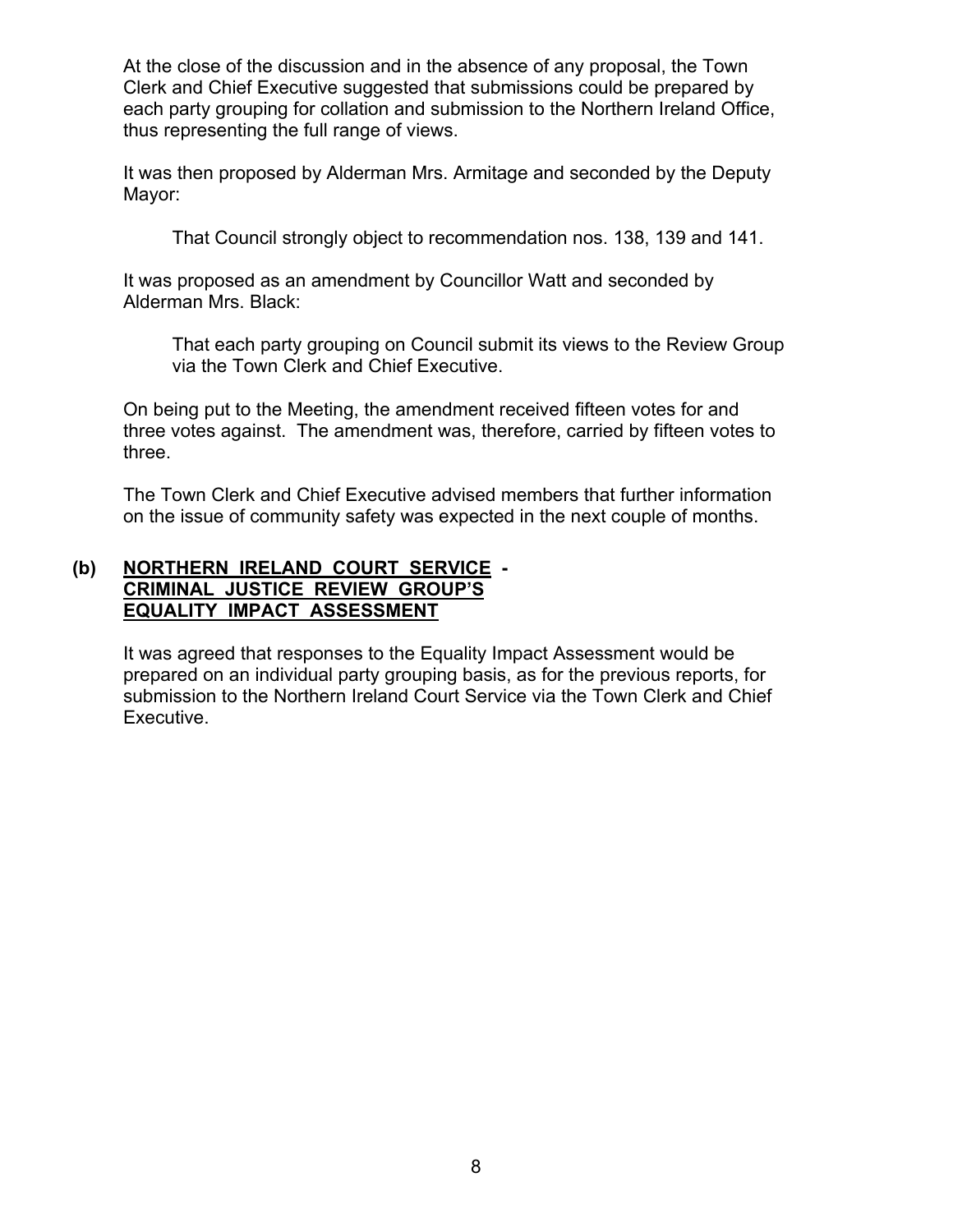At the close of the discussion and in the absence of any proposal, the Town Clerk and Chief Executive suggested that submissions could be prepared by each party grouping for collation and submission to the Northern Ireland Office, thus representing the full range of views.

It was then proposed by Alderman Mrs. Armitage and seconded by the Deputy Mayor:

> That Council strongly object to recommendation nos. 138, 139 and 141.

It was proposed as an amendment by Councillor Watt and seconded by Alderman Mrs. Black:

> That each party grouping on Council submit its views to the Review Group via the Town Clerk and Chief Executive.

On being put to the Meeting, the amendment received fifteen votes for and three votes against. The amendment was, therefore, carried by fifteen votes to three.

The Town Clerk and Chief Executive advised members that further information on the issue of community safety was expected in the next couple of months.

**(b) <u>NORTHERN IRELAND COURT SERVICE</u> - <u>CRIMINAL JUSTICE REVIEW GROUP'S EQUALITY IMPACT ASSESSMENT</u>**

It was agreed that responses to the Equality Impact Assessment would be prepared on an individual party grouping basis, as for the previous reports, for submission to the Northern Ireland Court Service via the Town Clerk and Chief Executive.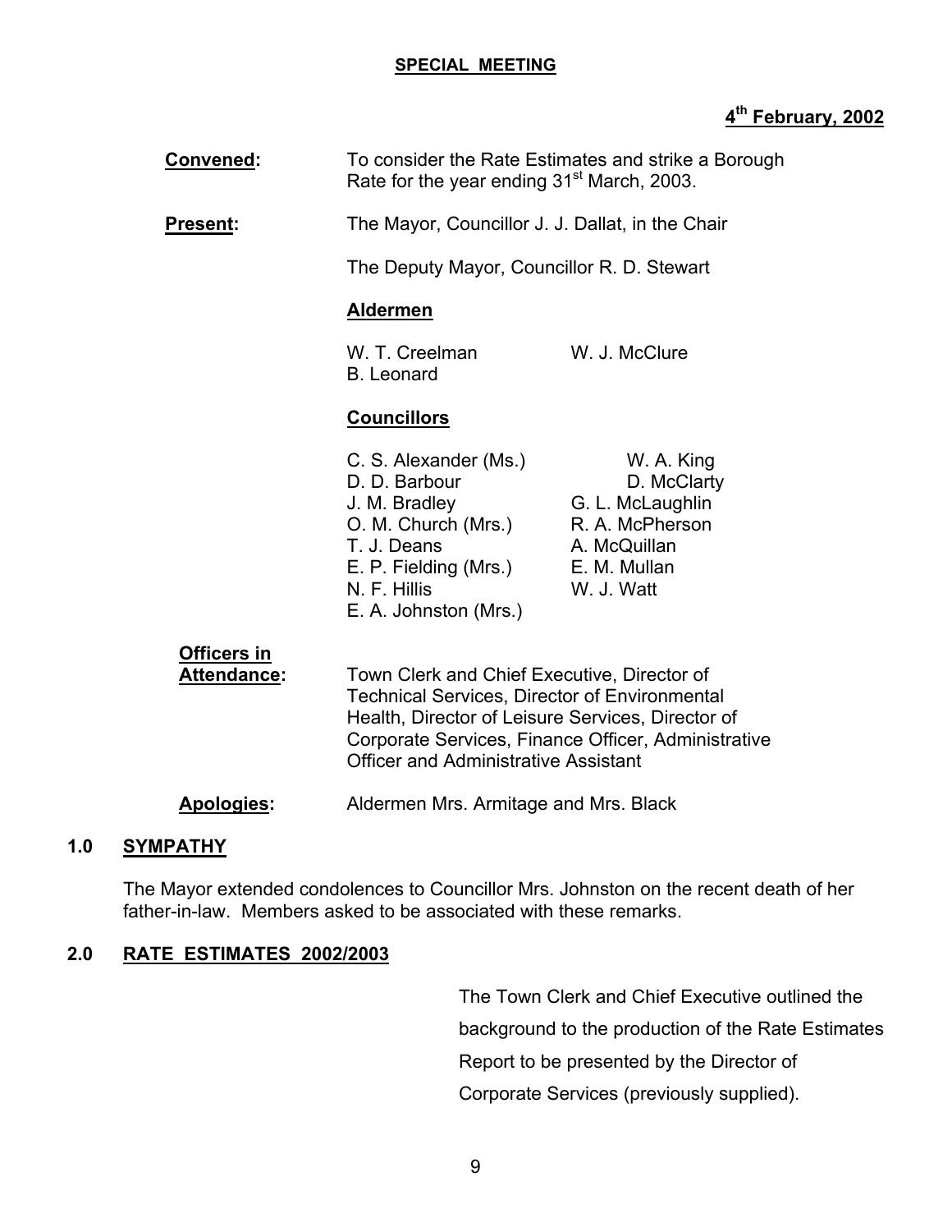**SPECIAL MEETING**

**4th February, 2002**

**Convened:** To consider the Rate Estimates and strike a Borough Rate for the year ending 31st March, 2003.

**Present:** The Mayor, Councillor J. J. Dallat, in the Chair

The Deputy Mayor, Councillor R. D. Stewart

**Aldermen**

W. T. Creelman
W. J. McClure
B. Leonard

**Councillors**

C. S. Alexander (Ms.)
D. D. Barbour
J. M. Bradley
O. M. Church (Mrs.)
T. J. Deans
E. P. Fielding (Mrs.)
N. F. Hillis
E. A. Johnston (Mrs.)
W. A. King
D. McClarty
G. L. McLaughlin
R. A. McPherson
A. McQuillan
E. M. Mullan
W. J. Watt

**Officers in Attendance:** Town Clerk and Chief Executive, Director of Technical Services, Director of Environmental Health, Director of Leisure Services, Director of Corporate Services, Finance Officer, Administrative Officer and Administrative Assistant

**Apologies:** Aldermen Mrs. Armitage and Mrs. Black

## 1.0 SYMPATHY

The Mayor extended condolences to Councillor Mrs. Johnston on the recent death of her father-in-law. Members asked to be associated with these remarks.

## 2.0 RATE ESTIMATES 2002/2003

The Town Clerk and Chief Executive outlined the background to the production of the Rate Estimates Report to be presented by the Director of Corporate Services (previously supplied).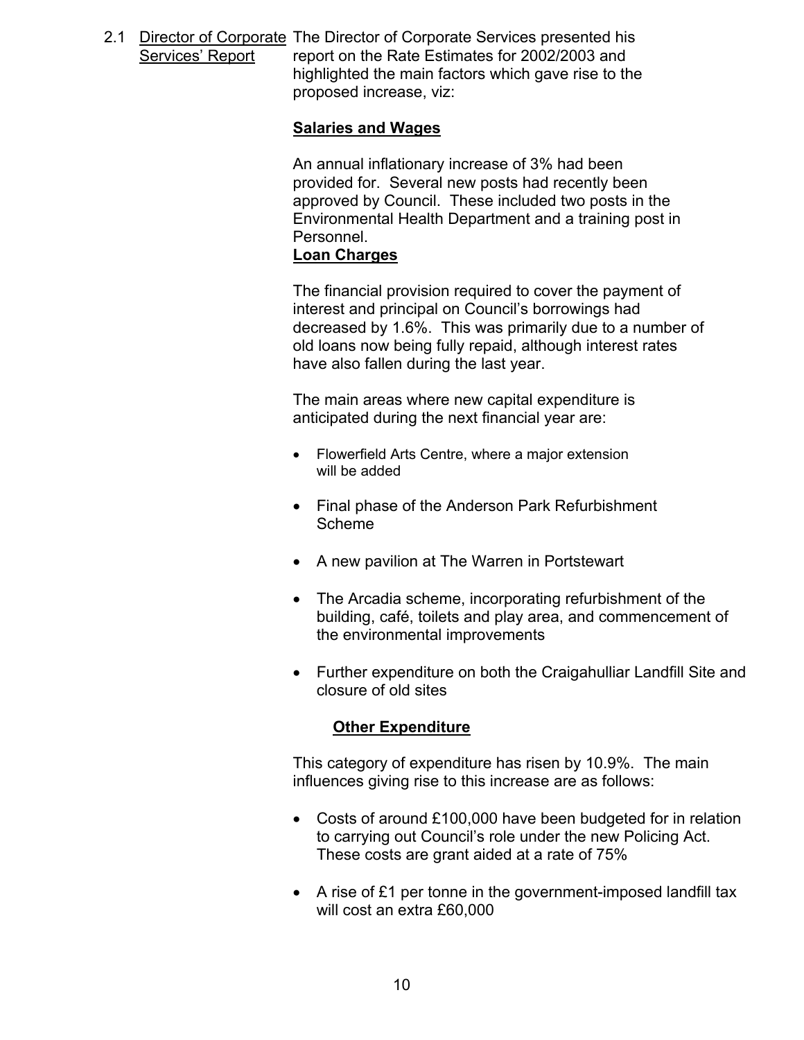2.1 Director of Corporate Services' Report

The Director of Corporate Services presented his report on the Rate Estimates for 2002/2003 and highlighted the main factors which gave rise to the proposed increase, viz:

**Salaries and Wages**

An annual inflationary increase of 3% had been provided for. Several new posts had recently been approved by Council. These included two posts in the Environmental Health Department and a training post in Personnel.

**Loan Charges**

The financial provision required to cover the payment of interest and principal on Council's borrowings had decreased by 1.6%. This was primarily due to a number of old loans now being fully repaid, although interest rates have also fallen during the last year.

The main areas where new capital expenditure is anticipated during the next financial year are:

- Flowerfield Arts Centre, where a major extension will be added
- Final phase of the Anderson Park Refurbishment Scheme
- A new pavilion at The Warren in Portstewart
- The Arcadia scheme, incorporating refurbishment of the building, café, toilets and play area, and commencement of the environmental improvements
- Further expenditure on both the Craigahulliar Landfill Site and closure of old sites

**Other Expenditure**

This category of expenditure has risen by 10.9%. The main influences giving rise to this increase are as follows:

- Costs of around £100,000 have been budgeted for in relation to carrying out Council's role under the new Policing Act. These costs are grant aided at a rate of 75%
- A rise of £1 per tonne in the government-imposed landfill tax will cost an extra £60,000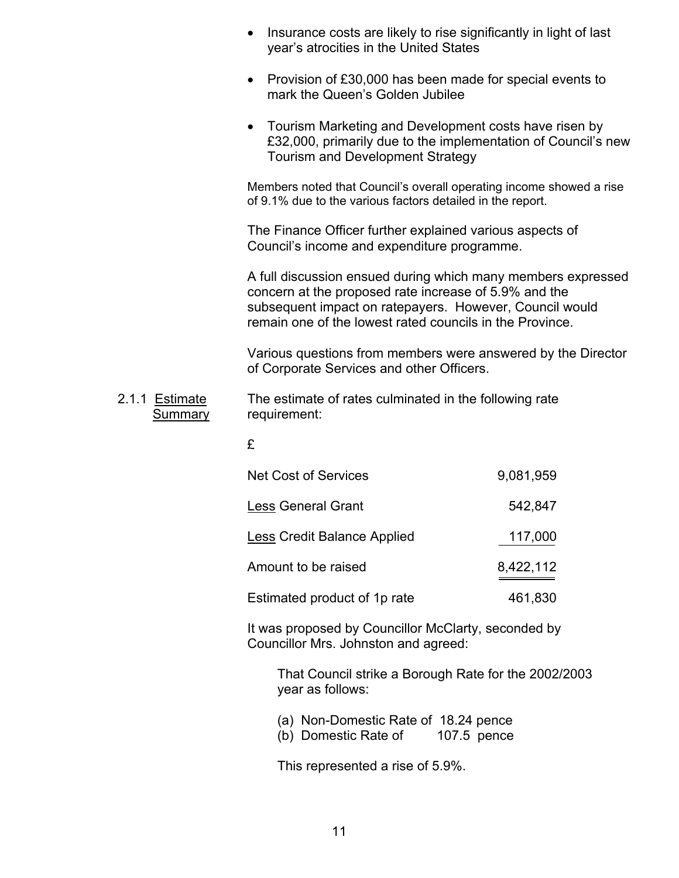- Insurance costs are likely to rise significantly in light of last year's atrocities in the United States
- Provision of £30,000 has been made for special events to mark the Queen's Golden Jubilee
- Tourism Marketing and Development costs have risen by £32,000, primarily due to the implementation of Council's new Tourism and Development Strategy

Members noted that Council's overall operating income showed a rise of 9.1% due to the various factors detailed in the report.

The Finance Officer further explained various aspects of Council's income and expenditure programme.

A full discussion ensued during which many members expressed concern at the proposed rate increase of 5.9% and the subsequent impact on ratepayers. However, Council would remain one of the lowest rated councils in the Province.

Various questions from members were answered by the Director of Corporate Services and other Officers.

2.1.1 Estimate Summary

The estimate of rates culminated in the following rate requirement:

| | £ |
|---|---|
| Net Cost of Services | 9,081,959 |
| Less General Grant | 542,847 |
| Less Credit Balance Applied | 117,000 |
| Amount to be raised | 8,422,112 |
| Estimated product of 1p rate | 461,830 |

It was proposed by Councillor McClarty, seconded by Councillor Mrs. Johnston and agreed:

> That Council strike a Borough Rate for the 2002/2003 year as follows:
>
> (a) Non-Domestic Rate of 18.24 pence
> (b) Domestic Rate of 107.5 pence
>
> This represented a rise of 5.9%.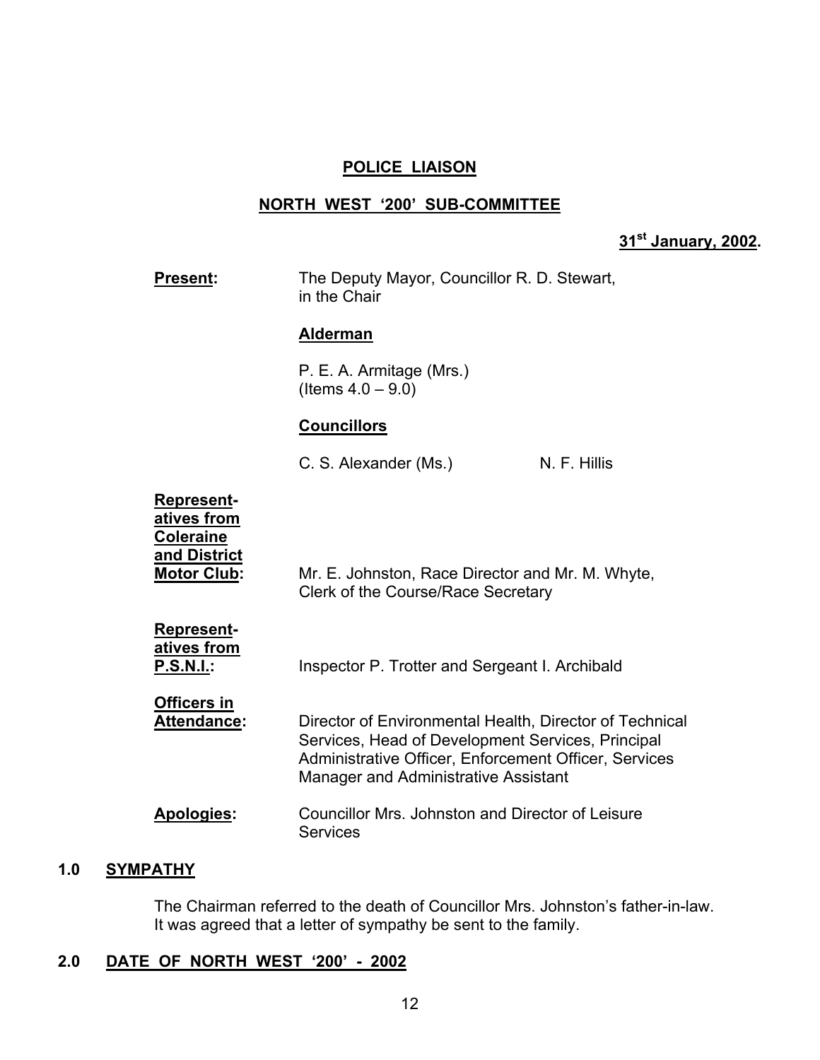**POLICE LIAISON**

**NORTH WEST '200' SUB-COMMITTEE**

**31st January, 2002.**

**Present:** The Deputy Mayor, Councillor R. D. Stewart, in the Chair

**Alderman**

P. E. A. Armitage (Mrs.)
(Items 4.0 – 9.0)

**Councillors**

C. S. Alexander (Ms.) N. F. Hillis

**Representatives from Coleraine and District Motor Club:** Mr. E. Johnston, Race Director and Mr. M. Whyte, Clerk of the Course/Race Secretary

**Representatives from P.S.N.I.:** Inspector P. Trotter and Sergeant I. Archibald

**Officers in Attendance:** Director of Environmental Health, Director of Technical Services, Head of Development Services, Principal Administrative Officer, Enforcement Officer, Services Manager and Administrative Assistant

**Apologies:** Councillor Mrs. Johnston and Director of Leisure Services

## 1.0 SYMPATHY

The Chairman referred to the death of Councillor Mrs. Johnston's father-in-law. It was agreed that a letter of sympathy be sent to the family.

## 2.0 DATE OF NORTH WEST '200' - 2002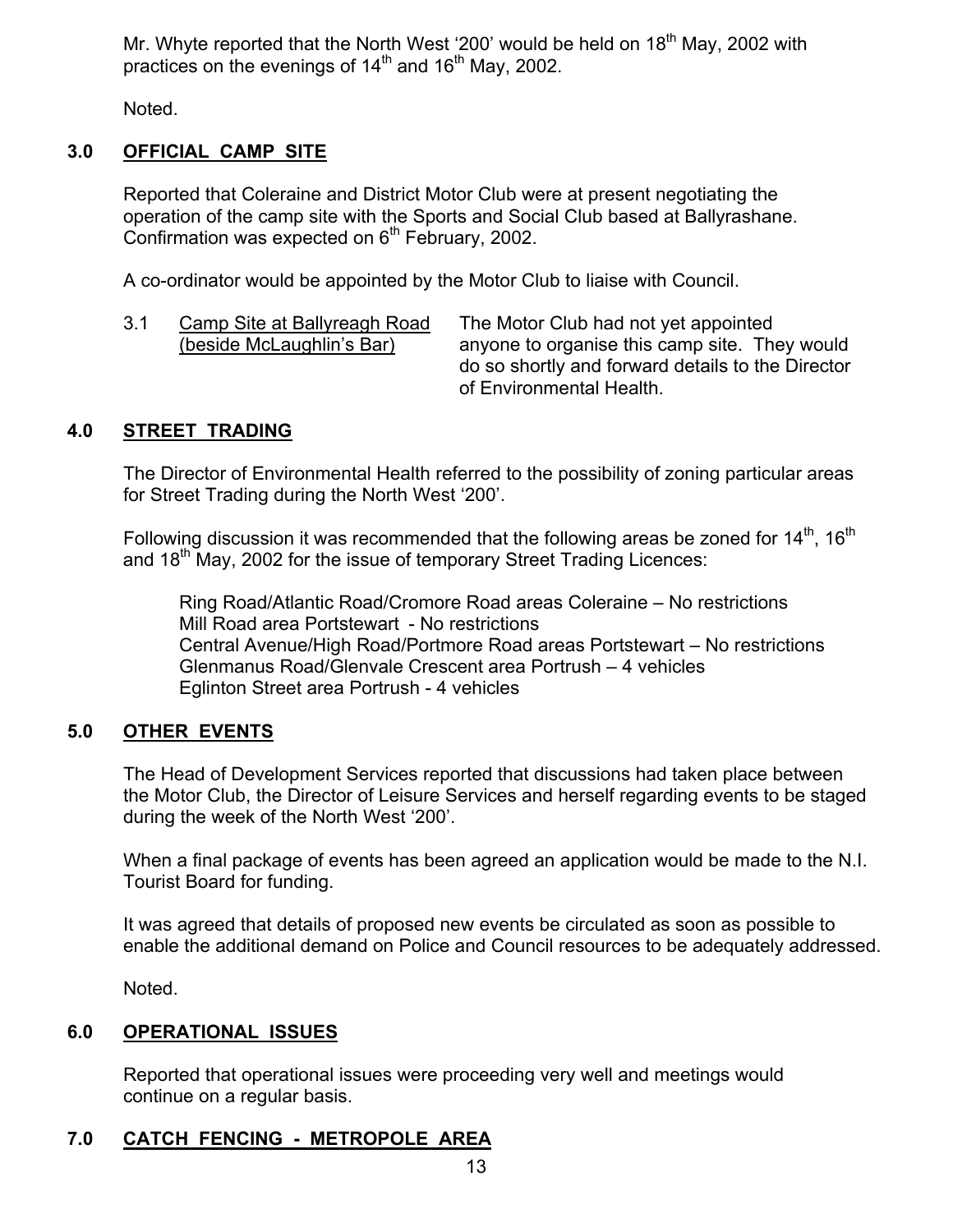Mr. Whyte reported that the North West '200' would be held on 18th May, 2002 with practices on the evenings of 14th and 16th May, 2002.

Noted.

## 3.0 OFFICIAL CAMP SITE

Reported that Coleraine and District Motor Club were at present negotiating the operation of the camp site with the Sports and Social Club based at Ballyrashane. Confirmation was expected on 6th February, 2002.

A co-ordinator would be appointed by the Motor Club to liaise with Council.

3.1 Camp Site at Ballyreagh Road (beside McLaughlin's Bar) — The Motor Club had not yet appointed anyone to organise this camp site. They would do so shortly and forward details to the Director of Environmental Health.

## 4.0 STREET TRADING

The Director of Environmental Health referred to the possibility of zoning particular areas for Street Trading during the North West '200'.

Following discussion it was recommended that the following areas be zoned for 14th, 16th and 18th May, 2002 for the issue of temporary Street Trading Licences:

Ring Road/Atlantic Road/Cromore Road areas Coleraine – No restrictions
Mill Road area Portstewart - No restrictions
Central Avenue/High Road/Portmore Road areas Portstewart – No restrictions
Glenmanus Road/Glenvale Crescent area Portrush – 4 vehicles
Eglinton Street area Portrush - 4 vehicles

## 5.0 OTHER EVENTS

The Head of Development Services reported that discussions had taken place between the Motor Club, the Director of Leisure Services and herself regarding events to be staged during the week of the North West '200'.

When a final package of events has been agreed an application would be made to the N.I. Tourist Board for funding.

It was agreed that details of proposed new events be circulated as soon as possible to enable the additional demand on Police and Council resources to be adequately addressed.

Noted.

## 6.0 OPERATIONAL ISSUES

Reported that operational issues were proceeding very well and meetings would continue on a regular basis.

## 7.0 CATCH FENCING - METROPOLE AREA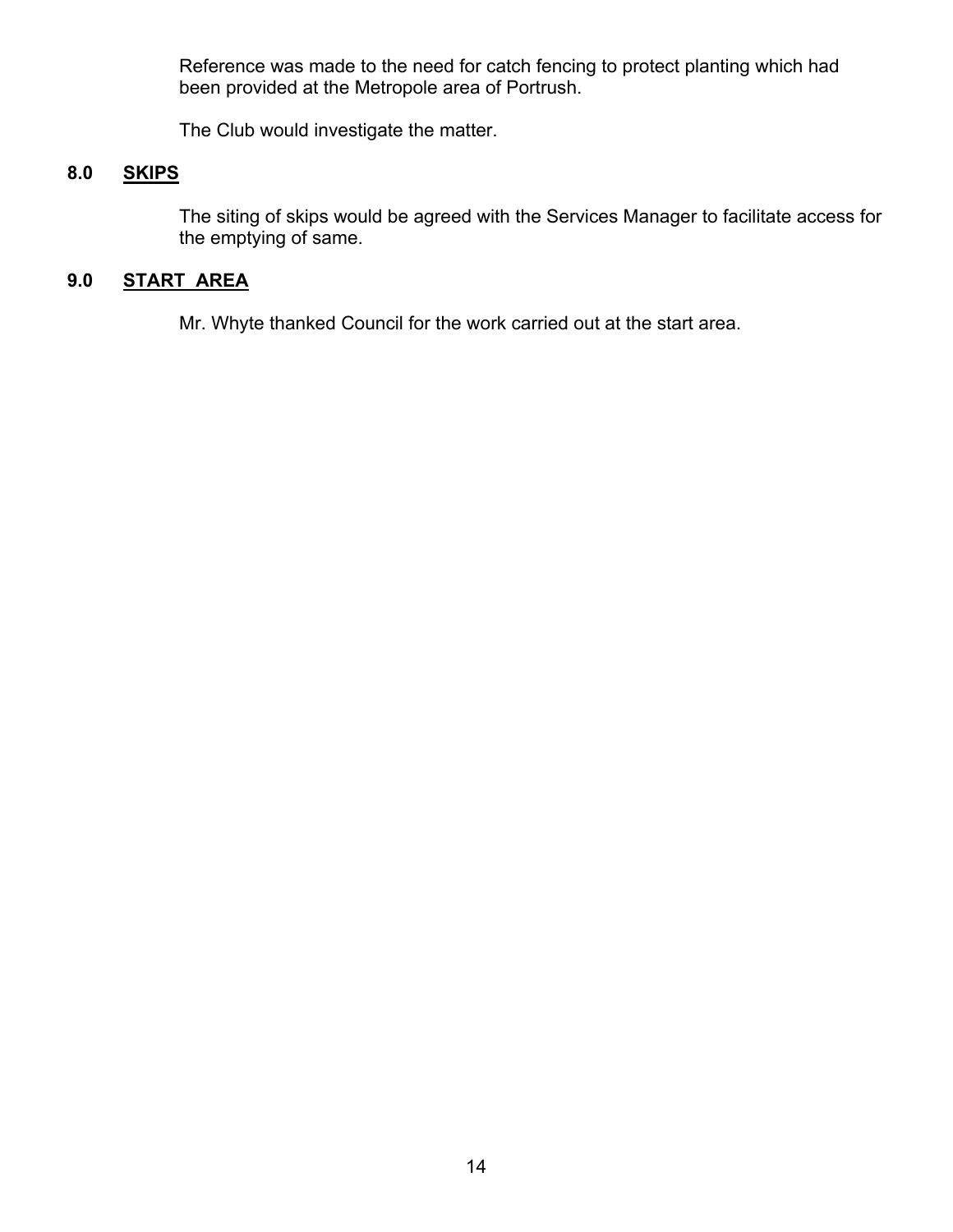Reference was made to the need for catch fencing to protect planting which had been provided at the Metropole area of Portrush.

The Club would investigate the matter.

## 8.0 SKIPS

The siting of skips would be agreed with the Services Manager to facilitate access for the emptying of same.

## 9.0 START AREA

Mr. Whyte thanked Council for the work carried out at the start area.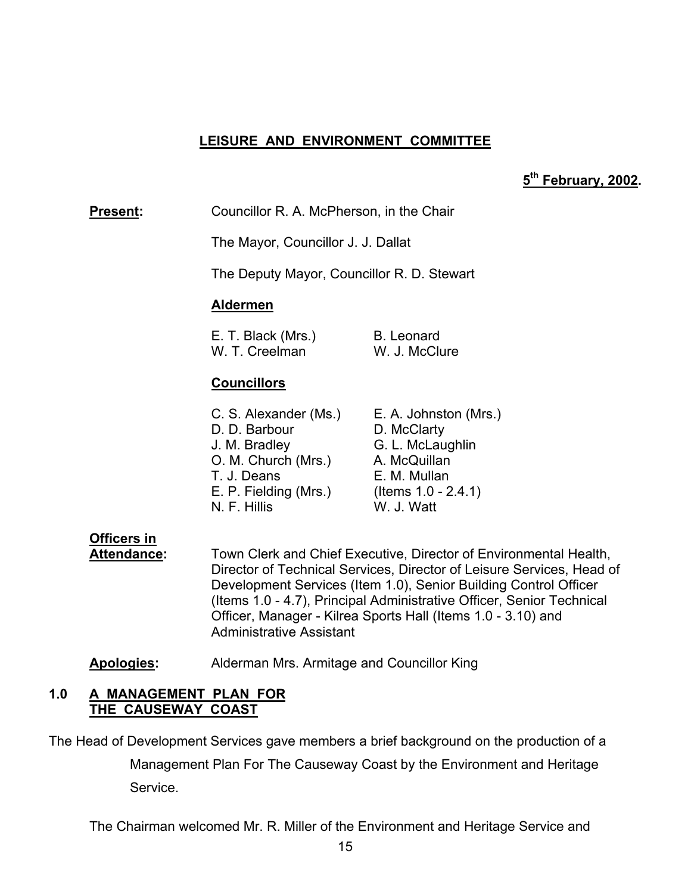## LEISURE AND ENVIRONMENT COMMITTEE

**5th February, 2002.**

**Present:** Councillor R. A. McPherson, in the Chair

The Mayor, Councillor J. J. Dallat

The Deputy Mayor, Councillor R. D. Stewart

**Aldermen**

| | |
|---|---|
| E. T. Black (Mrs.) | B. Leonard |
| W. T. Creelman | W. J. McClure |

**Councillors**

| | |
|---|---|
| C. S. Alexander (Ms.) | E. A. Johnston (Mrs.) |
| D. D. Barbour | D. McClarty |
| J. M. Bradley | G. L. McLaughlin |
| O. M. Church (Mrs.) | A. McQuillan |
| T. J. Deans | E. M. Mullan |
| E. P. Fielding (Mrs.) | (Items 1.0 - 2.4.1) |
| N. F. Hillis | W. J. Watt |

**Officers in Attendance:** Town Clerk and Chief Executive, Director of Environmental Health, Director of Technical Services, Director of Leisure Services, Head of Development Services (Item 1.0), Senior Building Control Officer (Items 1.0 - 4.7), Principal Administrative Officer, Senior Technical Officer, Manager - Kilrea Sports Hall (Items 1.0 - 3.10) and Administrative Assistant

**Apologies:** Alderman Mrs. Armitage and Councillor King

### 1.0 A MANAGEMENT PLAN FOR THE CAUSEWAY COAST

The Head of Development Services gave members a brief background on the production of a Management Plan For The Causeway Coast by the Environment and Heritage Service.

The Chairman welcomed Mr. R. Miller of the Environment and Heritage Service and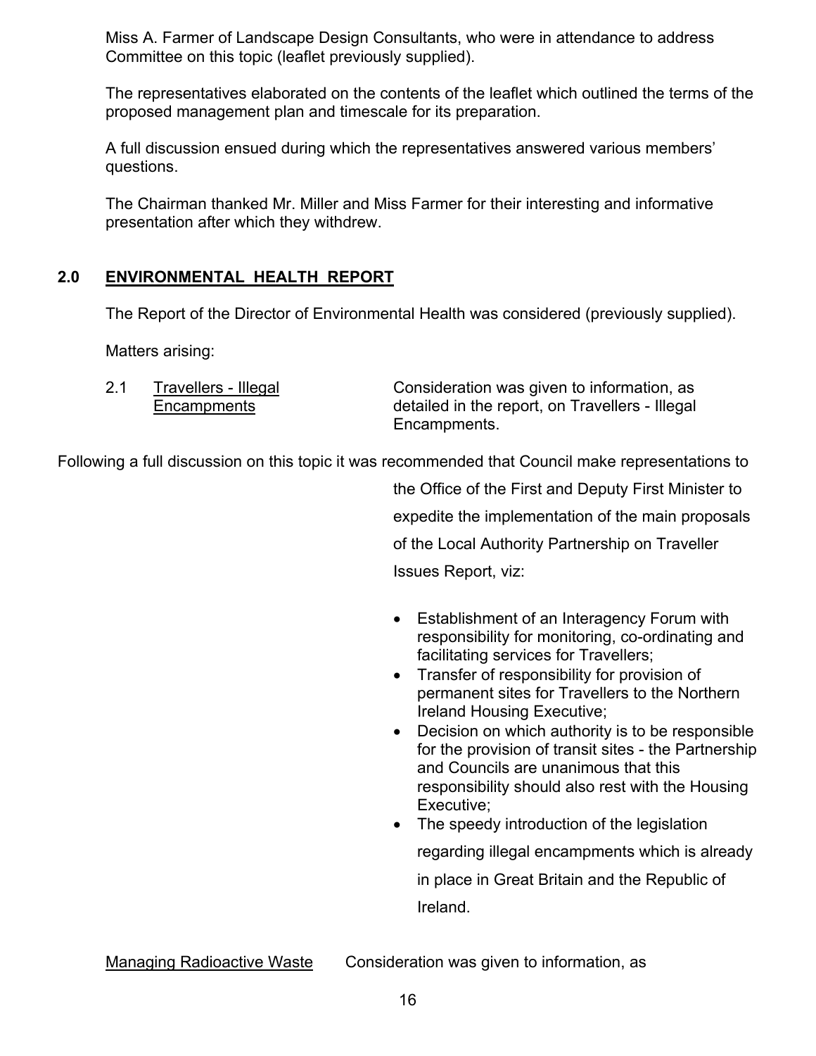Miss A. Farmer of Landscape Design Consultants, who were in attendance to address Committee on this topic (leaflet previously supplied).

The representatives elaborated on the contents of the leaflet which outlined the terms of the proposed management plan and timescale for its preparation.

A full discussion ensued during which the representatives answered various members' questions.

The Chairman thanked Mr. Miller and Miss Farmer for their interesting and informative presentation after which they withdrew.

## 2.0 ENVIRONMENTAL HEALTH REPORT

The Report of the Director of Environmental Health was considered (previously supplied).

Matters arising:

2.1 Travellers - Illegal Encampments

Consideration was given to information, as detailed in the report, on Travellers - Illegal Encampments.

Following a full discussion on this topic it was recommended that Council make representations to the Office of the First and Deputy First Minister to expedite the implementation of the main proposals of the Local Authority Partnership on Traveller Issues Report, viz:

- Establishment of an Interagency Forum with responsibility for monitoring, co-ordinating and facilitating services for Travellers;
- Transfer of responsibility for provision of permanent sites for Travellers to the Northern Ireland Housing Executive;
- Decision on which authority is to be responsible for the provision of transit sites - the Partnership and Councils are unanimous that this responsibility should also rest with the Housing Executive;
- The speedy introduction of the legislation regarding illegal encampments which is already in place in Great Britain and the Republic of Ireland.

Managing Radioactive Waste

Consideration was given to information, as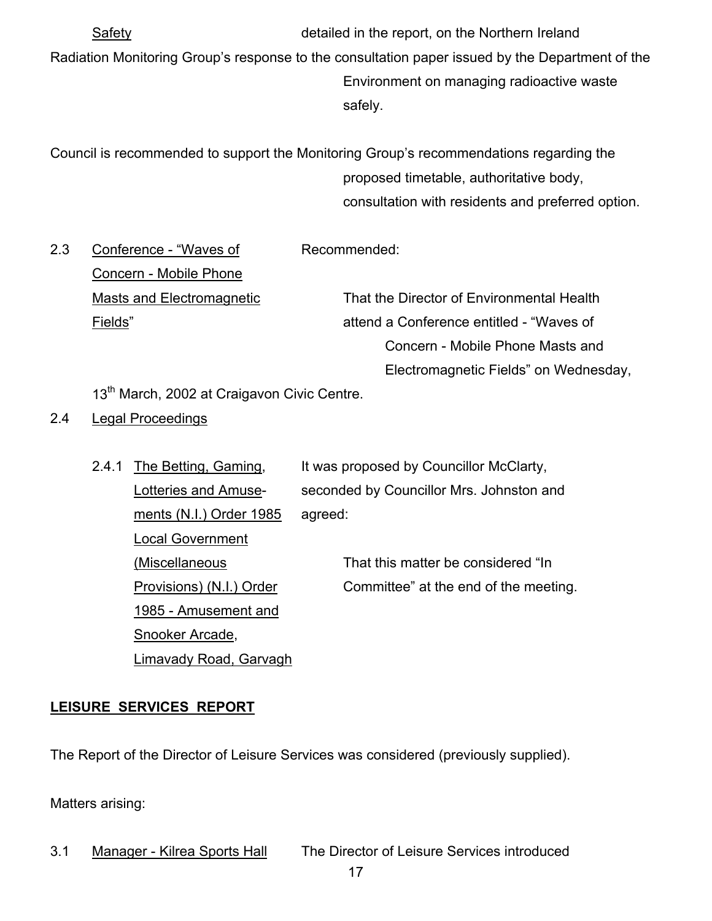Safety detailed in the report, on the Northern Ireland Radiation Monitoring Group's response to the consultation paper issued by the Department of the Environment on managing radioactive waste safely.

Council is recommended to support the Monitoring Group's recommendations regarding the proposed timetable, authoritative body, consultation with residents and preferred option.

2.3 Conference - "Waves of Concern - Mobile Phone Masts and Electromagnetic Fields"

Recommended:

That the Director of Environmental Health attend a Conference entitled - "Waves of Concern - Mobile Phone Masts and Electromagnetic Fields" on Wednesday, 13th March, 2002 at Craigavon Civic Centre.

2.4 Legal Proceedings

2.4.1 The Betting, Gaming, Lotteries and Amusements (N.I.) Order 1985 Local Government (Miscellaneous Provisions) (N.I.) Order 1985 - Amusement and Snooker Arcade, Limavady Road, Garvagh

It was proposed by Councillor McClarty, seconded by Councillor Mrs. Johnston and agreed:

That this matter be considered "In Committee" at the end of the meeting.

## LEISURE SERVICES REPORT

The Report of the Director of Leisure Services was considered (previously supplied).

Matters arising:

3.1 Manager - Kilrea Sports Hall The Director of Leisure Services introduced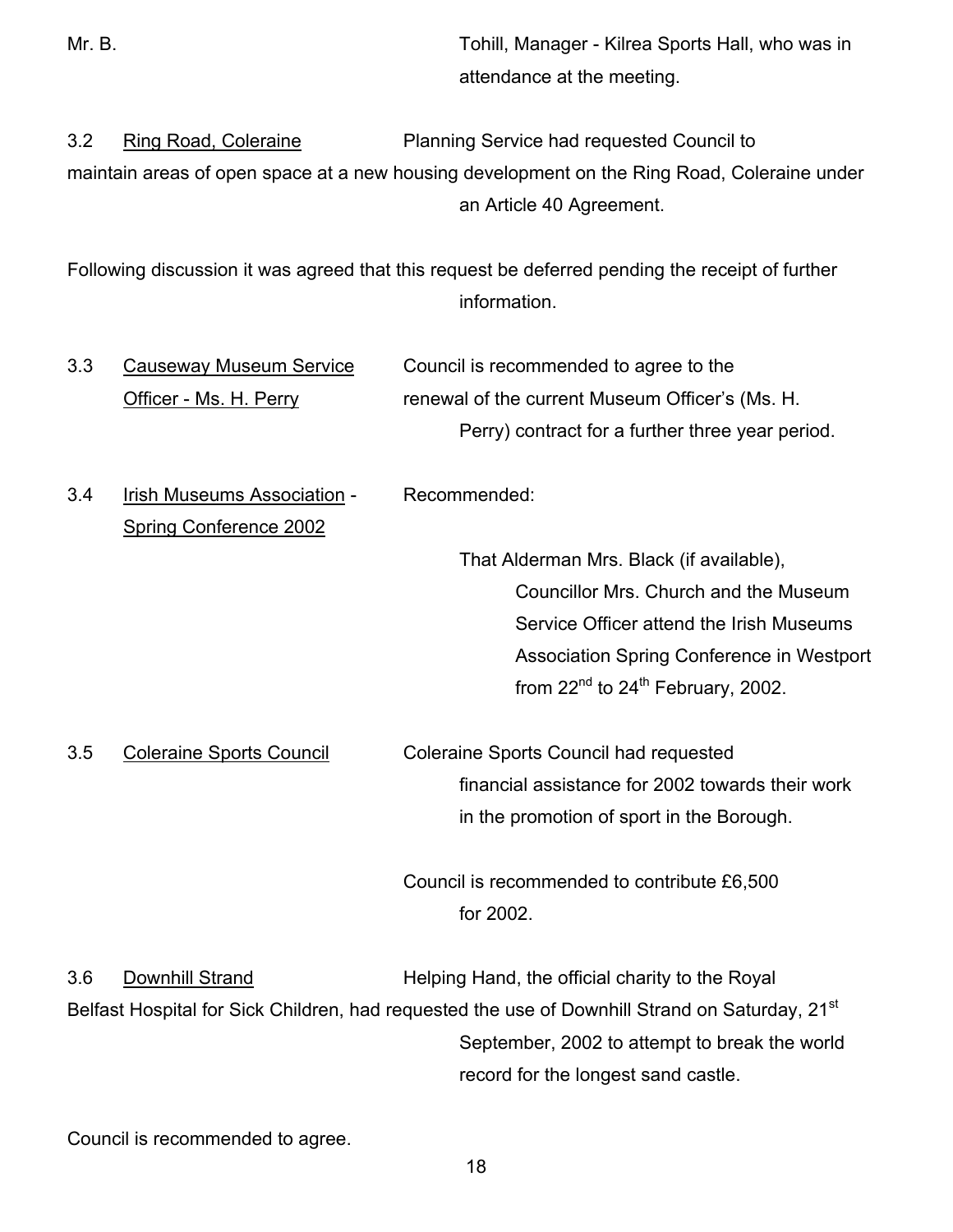Mr. B. Tohill, Manager - Kilrea Sports Hall, who was in attendance at the meeting.

3.2 Ring Road, Coleraine

Planning Service had requested Council to maintain areas of open space at a new housing development on the Ring Road, Coleraine under an Article 40 Agreement.

Following discussion it was agreed that this request be deferred pending the receipt of further information.

3.3 Causeway Museum Service Officer - Ms. H. Perry

Council is recommended to agree to the renewal of the current Museum Officer's (Ms. H. Perry) contract for a further three year period.

3.4 Irish Museums Association - Spring Conference 2002

Recommended:

That Alderman Mrs. Black (if available), Councillor Mrs. Church and the Museum Service Officer attend the Irish Museums Association Spring Conference in Westport from 22nd to 24th February, 2002.

3.5 Coleraine Sports Council

Coleraine Sports Council had requested financial assistance for 2002 towards their work in the promotion of sport in the Borough.

Council is recommended to contribute £6,500 for 2002.

3.6 Downhill Strand

Helping Hand, the official charity to the Royal Belfast Hospital for Sick Children, had requested the use of Downhill Strand on Saturday, 21st September, 2002 to attempt to break the world record for the longest sand castle.

Council is recommended to agree.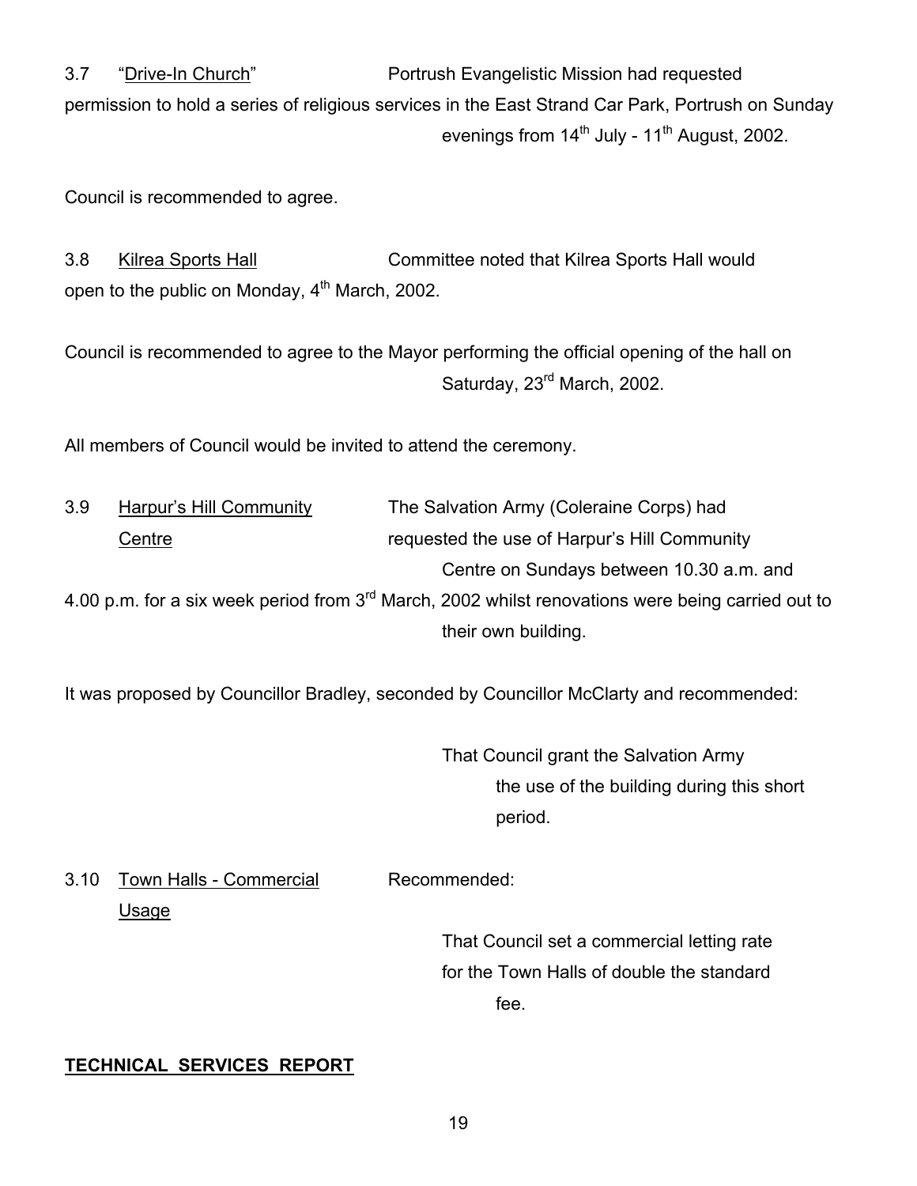3.7 "Drive-In Church" Portrush Evangelistic Mission had requested permission to hold a series of religious services in the East Strand Car Park, Portrush on Sunday evenings from 14th July - 11th August, 2002.

Council is recommended to agree.

3.8 Kilrea Sports Hall Committee noted that Kilrea Sports Hall would open to the public on Monday, 4th March, 2002.

Council is recommended to agree to the Mayor performing the official opening of the hall on Saturday, 23rd March, 2002.

All members of Council would be invited to attend the ceremony.

3.9 Harpur's Hill Community Centre The Salvation Army (Coleraine Corps) had requested the use of Harpur's Hill Community Centre on Sundays between 10.30 a.m. and 4.00 p.m. for a six week period from 3rd March, 2002 whilst renovations were being carried out to their own building.

It was proposed by Councillor Bradley, seconded by Councillor McClarty and recommended:

> That Council grant the Salvation Army the use of the building during this short period.

3.10 Town Halls - Commercial Usage Recommended:

> That Council set a commercial letting rate for the Town Halls of double the standard fee.

**TECHNICAL SERVICES REPORT**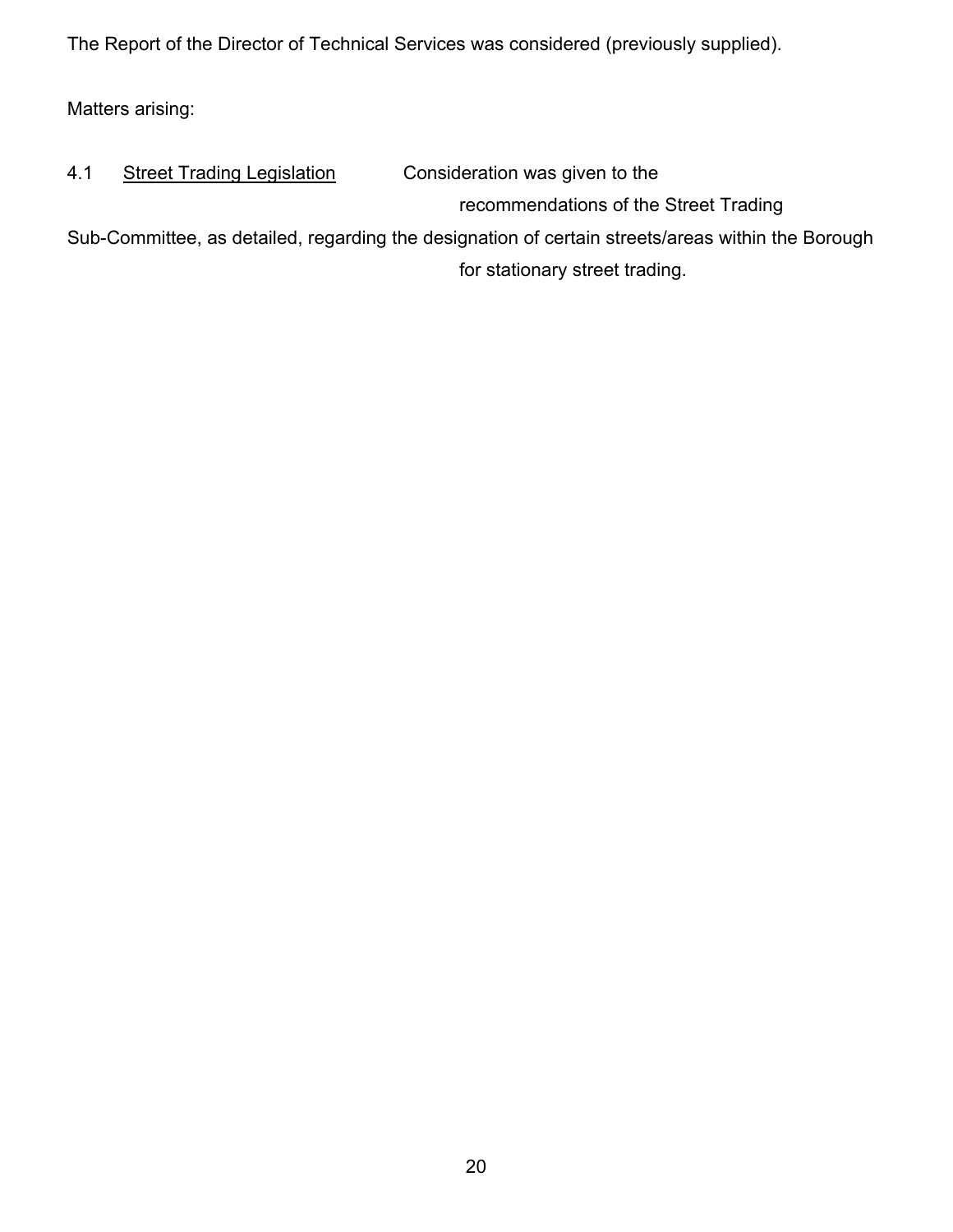The Report of the Director of Technical Services was considered (previously supplied).

Matters arising:

4.1 Street Trading Legislation

Consideration was given to the recommendations of the Street Trading Sub-Committee, as detailed, regarding the designation of certain streets/areas within the Borough for stationary street trading.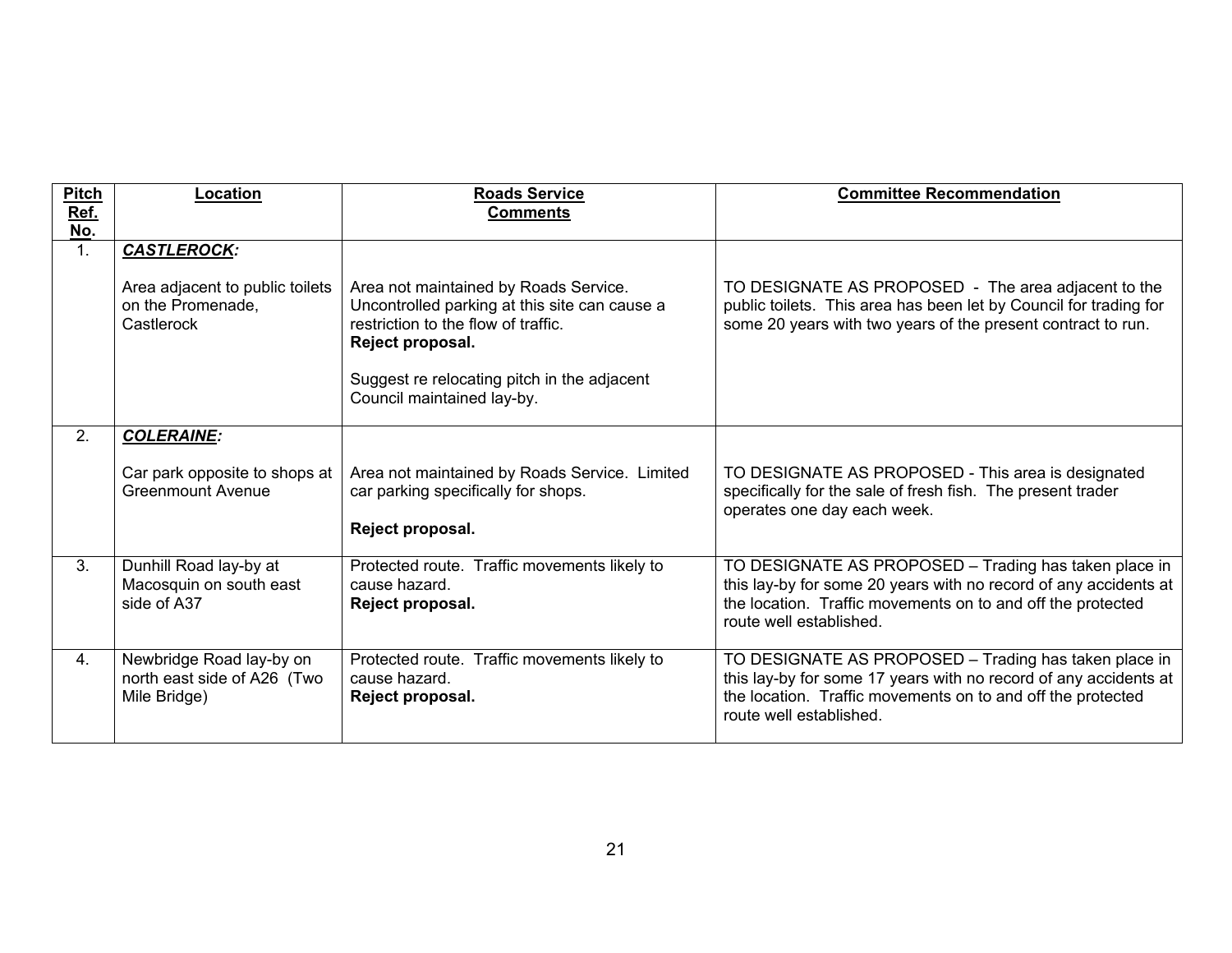| Pitch Ref. No. | Location | Roads Service Comments | Committee Recommendation |
|---|---|---|---|
| 1. | ***CASTLEROCK:***<br><br>Area adjacent to public toilets on the Promenade, Castlerock | Area not maintained by Roads Service. Uncontrolled parking at this site can cause a restriction to the flow of traffic.<br>**Reject proposal.**<br><br>Suggest re relocating pitch in the adjacent Council maintained lay-by. | TO DESIGNATE AS PROPOSED - The area adjacent to the public toilets. This area has been let by Council for trading for some 20 years with two years of the present contract to run. |
| 2. | ***COLERAINE:***<br><br>Car park opposite to shops at Greenmount Avenue | Area not maintained by Roads Service. Limited car parking specifically for shops.<br><br>**Reject proposal.** | TO DESIGNATE AS PROPOSED - This area is designated specifically for the sale of fresh fish. The present trader operates one day each week. |
| 3. | Dunhill Road lay-by at Macosquin on south east side of A37 | Protected route. Traffic movements likely to cause hazard.<br>**Reject proposal.** | TO DESIGNATE AS PROPOSED – Trading has taken place in this lay-by for some 20 years with no record of any accidents at the location. Traffic movements on to and off the protected route well established. |
| 4. | Newbridge Road lay-by on north east side of A26 (Two Mile Bridge) | Protected route. Traffic movements likely to cause hazard.<br>**Reject proposal.** | TO DESIGNATE AS PROPOSED – Trading has taken place in this lay-by for some 17 years with no record of any accidents at the location. Traffic movements on to and off the protected route well established. |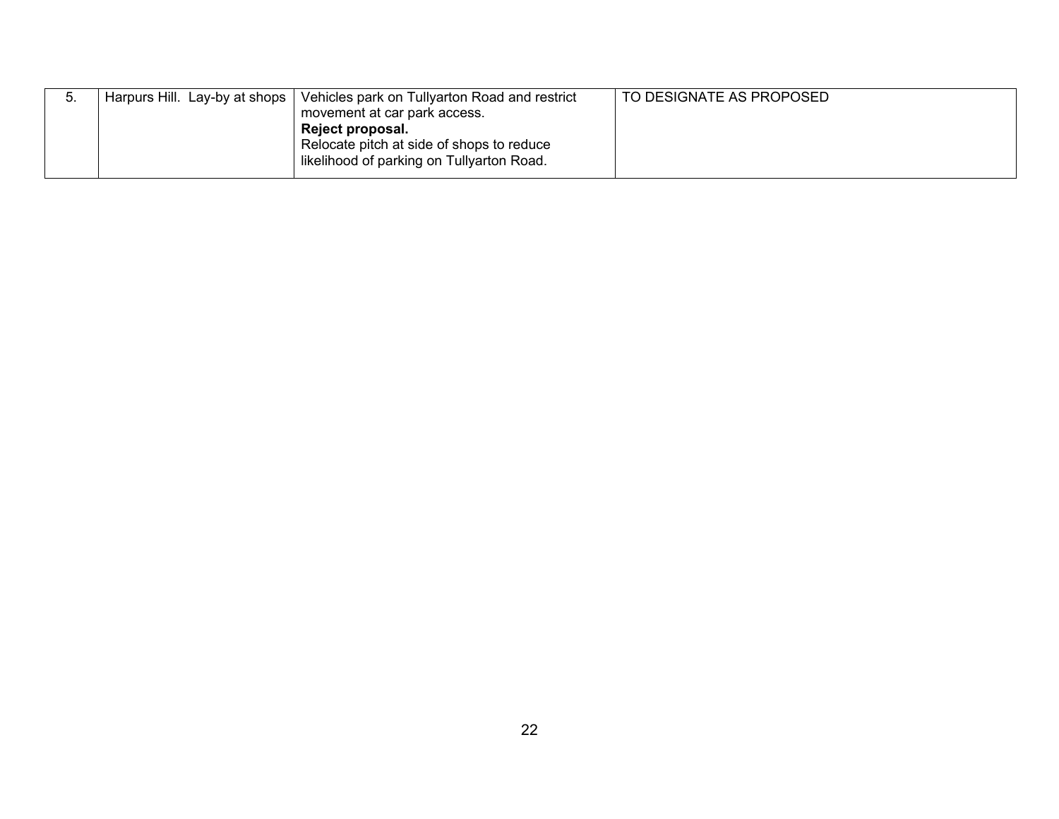| 5. | Harpurs Hill. Lay-by at shops | Vehicles park on Tullyarton Road and restrict movement at car park access.<br>**Reject proposal.**<br>Relocate pitch at side of shops to reduce likelihood of parking on Tullyarton Road. | TO DESIGNATE AS PROPOSED |
|---|---|---|---|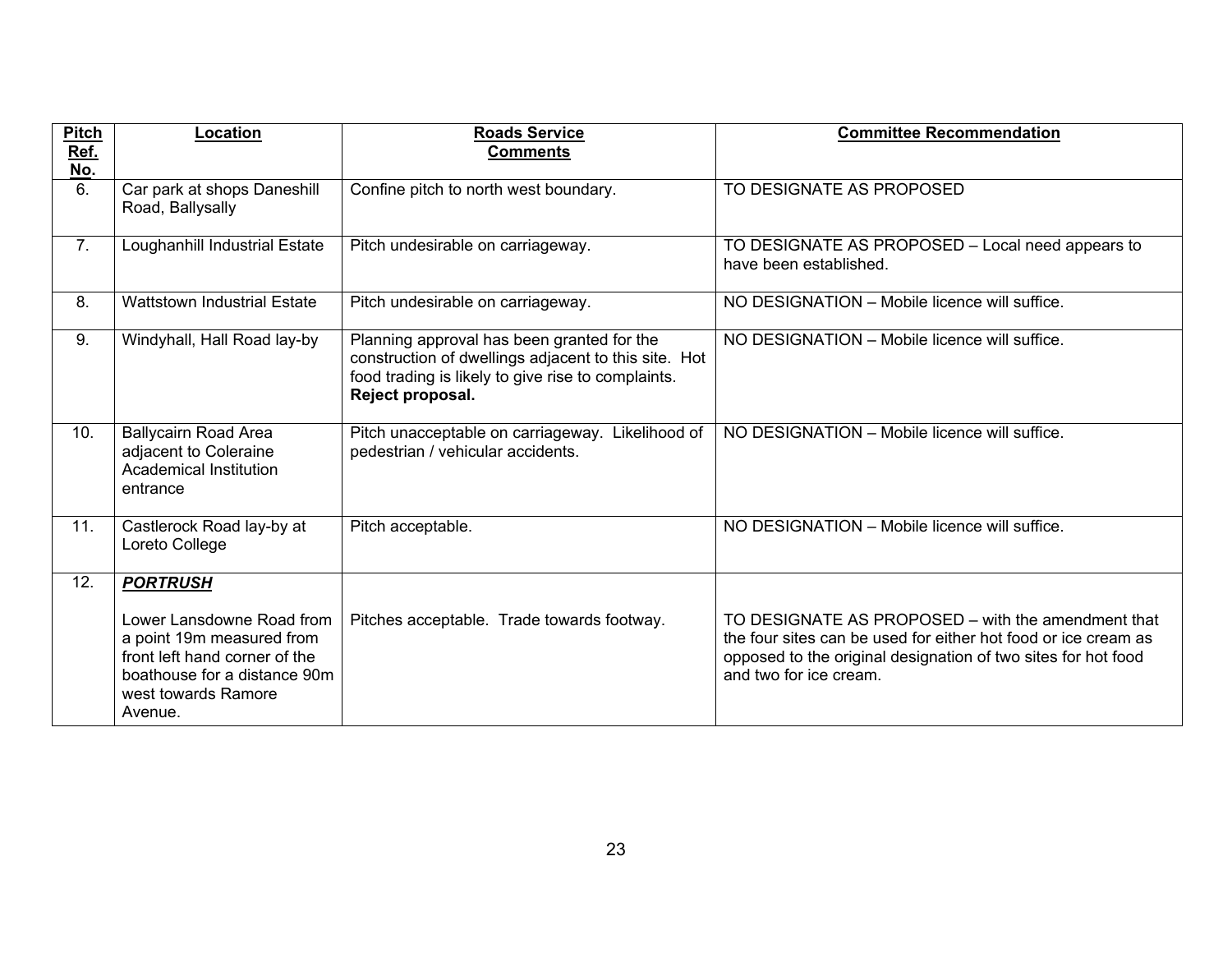| Pitch Ref. No. | Location | Roads Service Comments | Committee Recommendation |
|---|---|---|---|
| 6. | Car park at shops Daneshill Road, Ballysally | Confine pitch to north west boundary. | TO DESIGNATE AS PROPOSED |
| 7. | Loughanhill Industrial Estate | Pitch undesirable on carriageway. | TO DESIGNATE AS PROPOSED – Local need appears to have been established. |
| 8. | Wattstown Industrial Estate | Pitch undesirable on carriageway. | NO DESIGNATION – Mobile licence will suffice. |
| 9. | Windyhall, Hall Road lay-by | Planning approval has been granted for the construction of dwellings adjacent to this site. Hot food trading is likely to give rise to complaints. **Reject proposal.** | NO DESIGNATION – Mobile licence will suffice. |
| 10. | Ballycairn Road Area adjacent to Coleraine Academical Institution entrance | Pitch unacceptable on carriageway. Likelihood of pedestrian / vehicular accidents. | NO DESIGNATION – Mobile licence will suffice. |
| 11. | Castlerock Road lay-by at Loreto College | Pitch acceptable. | NO DESIGNATION – Mobile licence will suffice. |
| 12. | ***PORTRUSH*** <br><br> Lower Lansdowne Road from a point 19m measured from front left hand corner of the boathouse for a distance 90m west towards Ramore Avenue. | Pitches acceptable. Trade towards footway. | TO DESIGNATE AS PROPOSED – with the amendment that the four sites can be used for either hot food or ice cream as opposed to the original designation of two sites for hot food and two for ice cream. |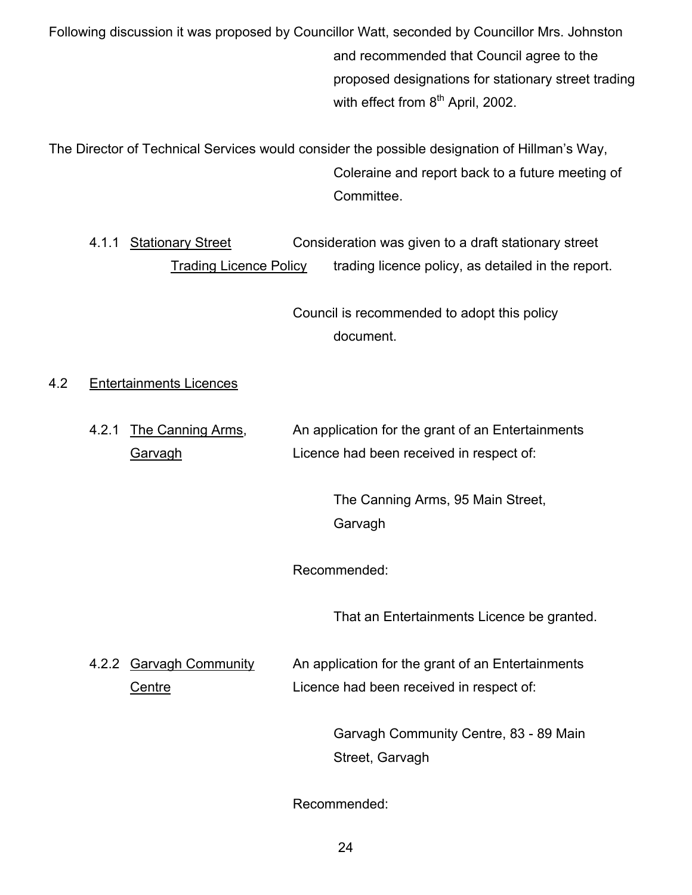Following discussion it was proposed by Councillor Watt, seconded by Councillor Mrs. Johnston and recommended that Council agree to the proposed designations for stationary street trading with effect from 8th April, 2002.

The Director of Technical Services would consider the possible designation of Hillman's Way, Coleraine and report back to a future meeting of Committee.

4.1.1 Stationary Street Trading Licence Policy

Consideration was given to a draft stationary street trading licence policy, as detailed in the report.

Council is recommended to adopt this policy document.

4.2 Entertainments Licences

4.2.1 The Canning Arms, Garvagh

An application for the grant of an Entertainments Licence had been received in respect of:

The Canning Arms, 95 Main Street, Garvagh

Recommended:

That an Entertainments Licence be granted.

4.2.2 Garvagh Community Centre

An application for the grant of an Entertainments Licence had been received in respect of:

Garvagh Community Centre, 83 - 89 Main Street, Garvagh

Recommended: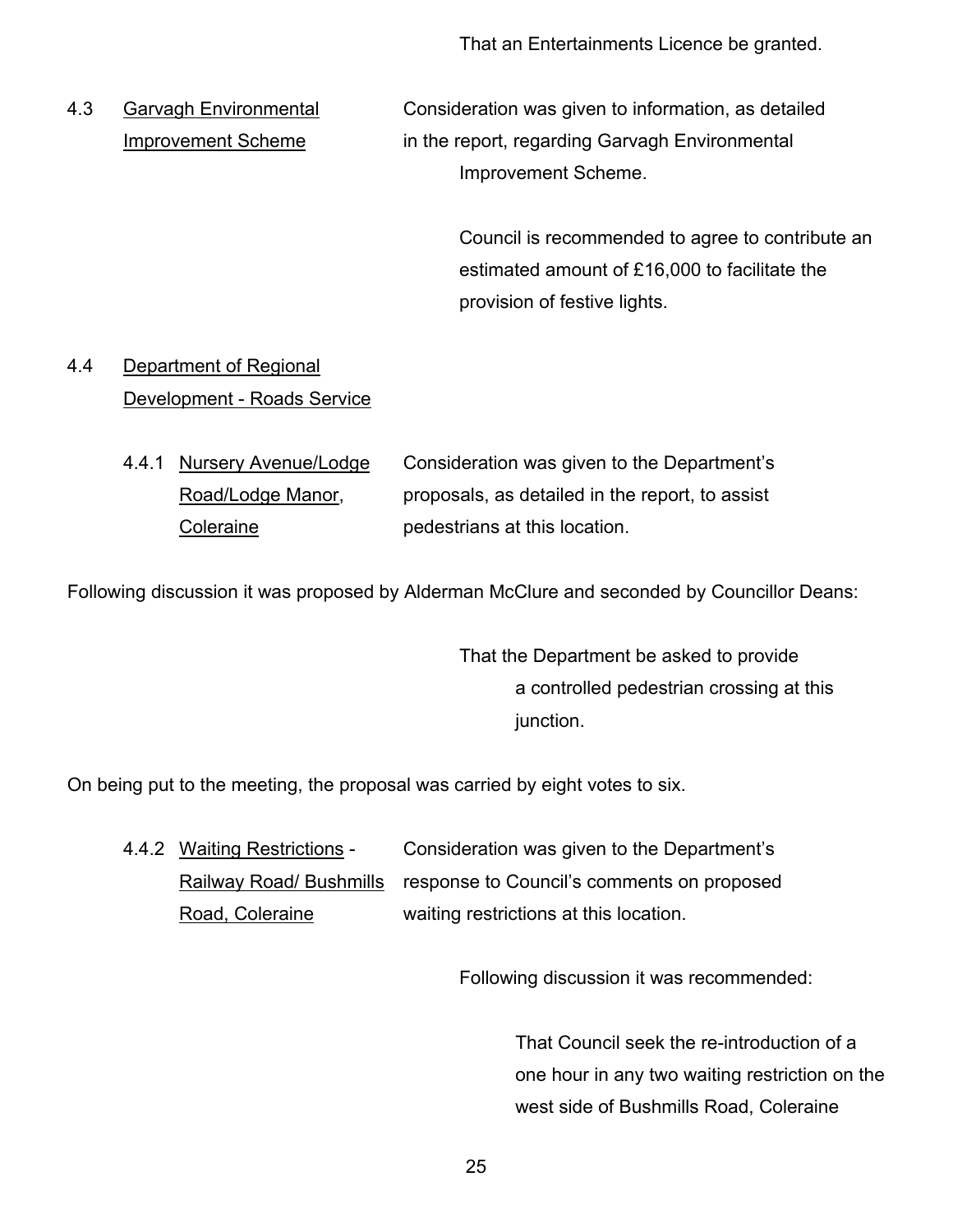That an Entertainments Licence be granted.

4.3 Garvagh Environmental Improvement Scheme

Consideration was given to information, as detailed in the report, regarding Garvagh Environmental Improvement Scheme.

Council is recommended to agree to contribute an estimated amount of £16,000 to facilitate the provision of festive lights.

4.4 Department of Regional Development - Roads Service

4.4.1 Nursery Avenue/Lodge Road/Lodge Manor, Coleraine

Consideration was given to the Department's proposals, as detailed in the report, to assist pedestrians at this location.

Following discussion it was proposed by Alderman McClure and seconded by Councillor Deans:

That the Department be asked to provide a controlled pedestrian crossing at this junction.

On being put to the meeting, the proposal was carried by eight votes to six.

4.4.2 Waiting Restrictions - Railway Road/ Bushmills Road, Coleraine

Consideration was given to the Department's response to Council's comments on proposed waiting restrictions at this location.

Following discussion it was recommended:

That Council seek the re-introduction of a one hour in any two waiting restriction on the west side of Bushmills Road, Coleraine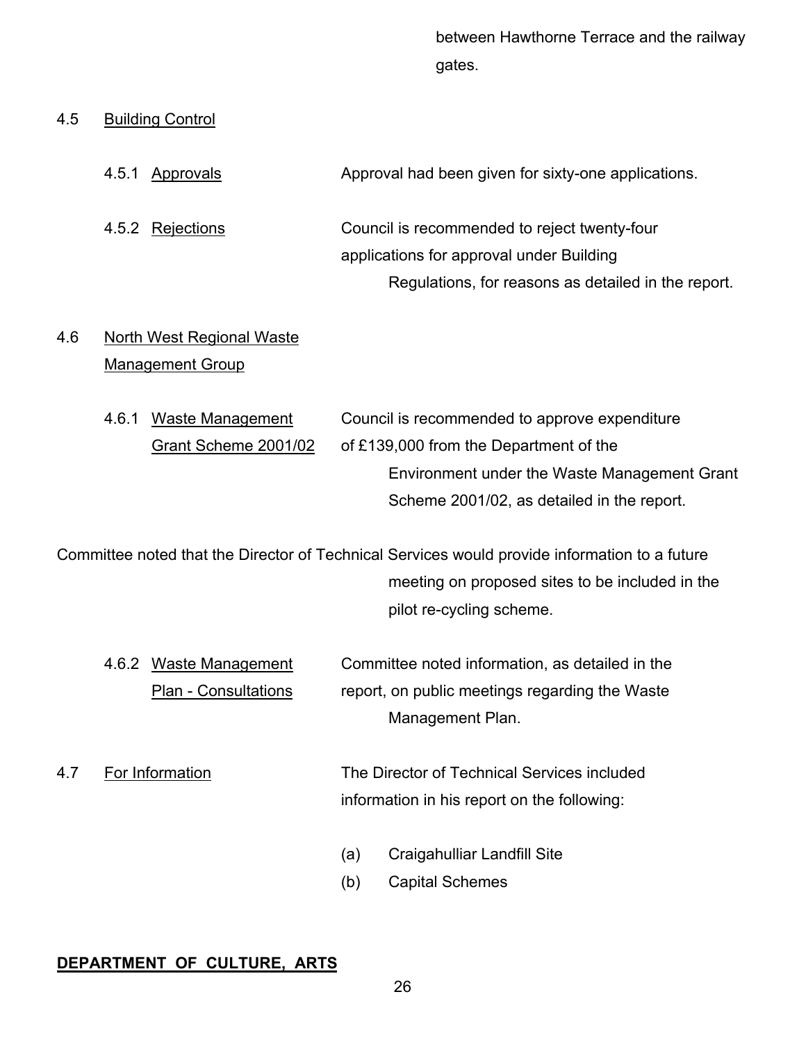between Hawthorne Terrace and the railway gates.

4.5 Building Control

4.5.1 Approvals — Approval had been given for sixty-one applications.

4.5.2 Rejections — Council is recommended to reject twenty-four applications for approval under Building Regulations, for reasons as detailed in the report.

4.6 North West Regional Waste Management Group

4.6.1 Waste Management Grant Scheme 2001/02 — Council is recommended to approve expenditure of £139,000 from the Department of the Environment under the Waste Management Grant Scheme 2001/02, as detailed in the report.

Committee noted that the Director of Technical Services would provide information to a future meeting on proposed sites to be included in the pilot re-cycling scheme.

4.6.2 Waste Management Plan - Consultations — Committee noted information, as detailed in the report, on public meetings regarding the Waste Management Plan.

4.7 For Information — The Director of Technical Services included information in his report on the following:

(a) Craigahulliar Landfill Site
(b) Capital Schemes

**DEPARTMENT OF CULTURE, ARTS**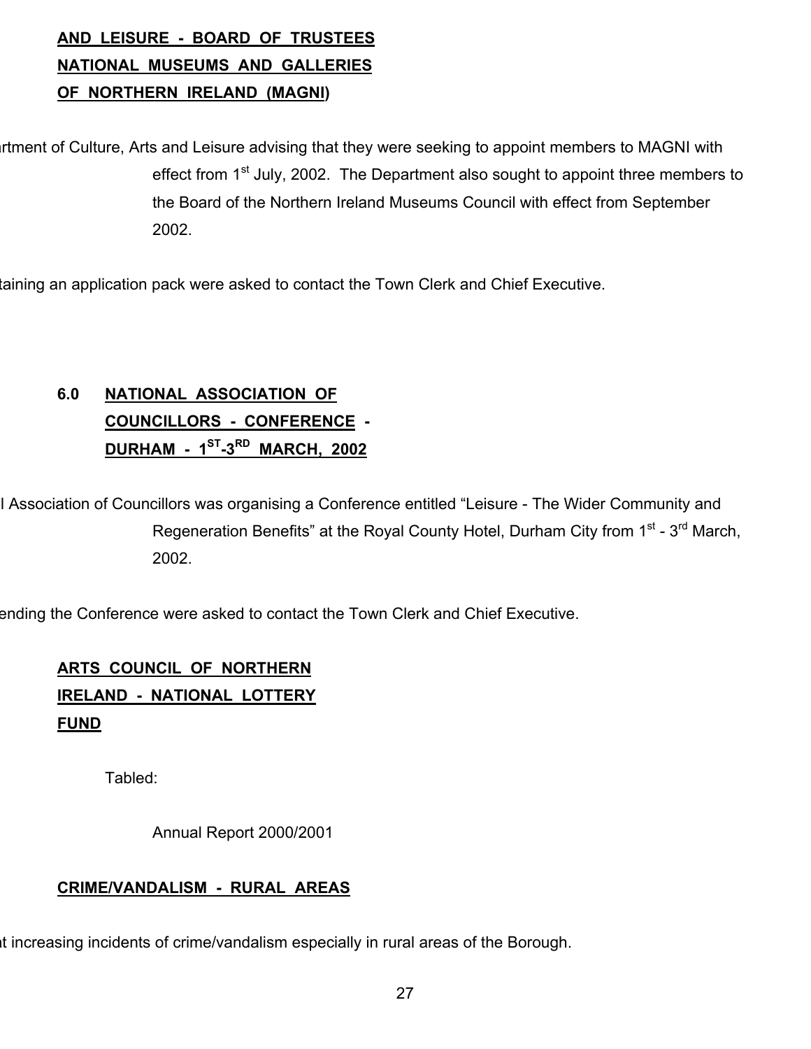**AND LEISURE - BOARD OF TRUSTEES NATIONAL MUSEUMS AND GALLERIES OF NORTHERN IRELAND (MAGNI)**

rtment of Culture, Arts and Leisure advising that they were seeking to appoint members to MAGNI with effect from 1st July, 2002. The Department also sought to appoint three members to the Board of the Northern Ireland Museums Council with effect from September 2002.

taining an application pack were asked to contact the Town Clerk and Chief Executive.

**6.0 NATIONAL ASSOCIATION OF COUNCILLORS - CONFERENCE - DURHAM - 1ST-3RD MARCH, 2002**

l Association of Councillors was organising a Conference entitled "Leisure - The Wider Community and Regeneration Benefits" at the Royal County Hotel, Durham City from 1st - 3rd March, 2002.

ending the Conference were asked to contact the Town Clerk and Chief Executive.

**ARTS COUNCIL OF NORTHERN IRELAND - NATIONAL LOTTERY FUND**

Tabled:

Annual Report 2000/2001

**CRIME/VANDALISM - RURAL AREAS**

t increasing incidents of crime/vandalism especially in rural areas of the Borough.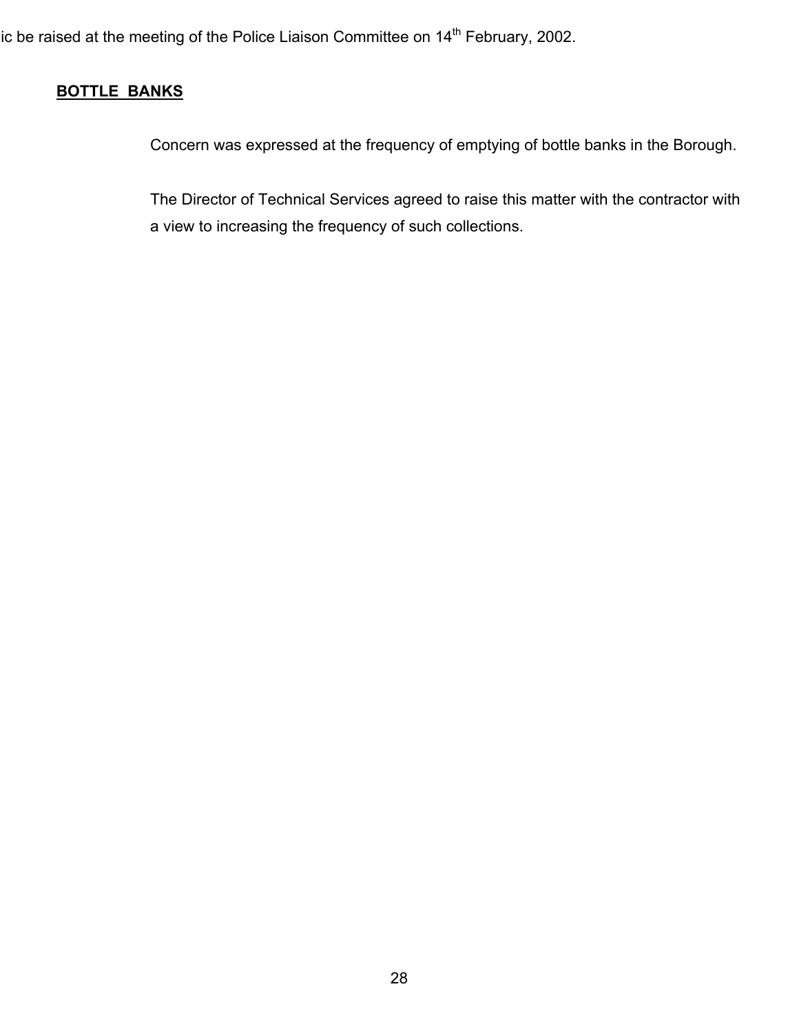ic be raised at the meeting of the Police Liaison Committee on 14th February, 2002.

**BOTTLE BANKS**

Concern was expressed at the frequency of emptying of bottle banks in the Borough.

The Director of Technical Services agreed to raise this matter with the contractor with a view to increasing the frequency of such collections.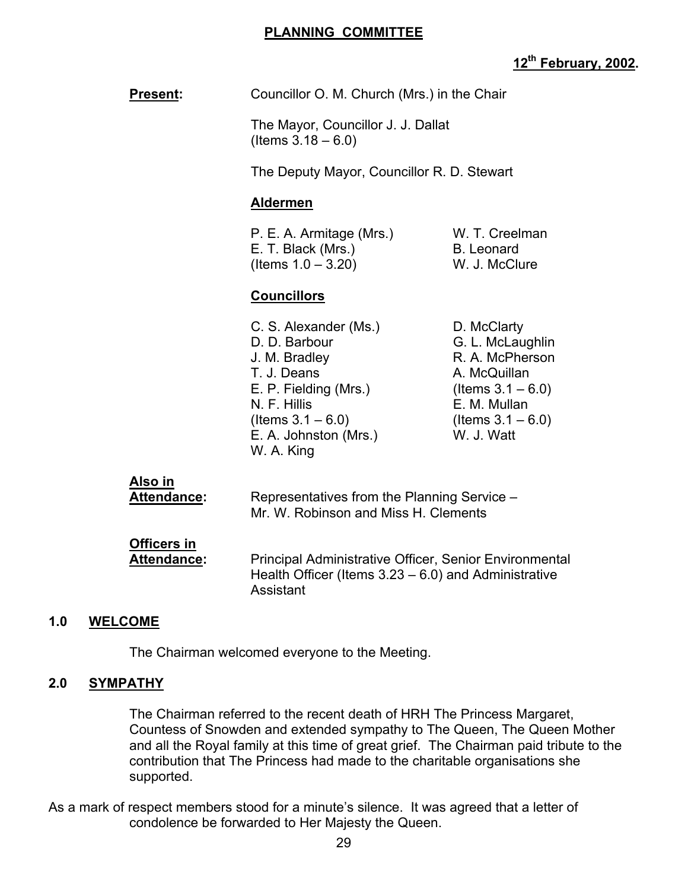# PLANNING COMMITTEE

**12th February, 2002.**

**Present:** Councillor O. M. Church (Mrs.) in the Chair

The Mayor, Councillor J. J. Dallat
(Items 3.18 – 6.0)

The Deputy Mayor, Councillor R. D. Stewart

**Aldermen**

P. E. A. Armitage (Mrs.)
E. T. Black (Mrs.)
(Items 1.0 – 3.20)
W. T. Creelman
B. Leonard
W. J. McClure

**Councillors**

C. S. Alexander (Ms.)
D. D. Barbour
J. M. Bradley
T. J. Deans
E. P. Fielding (Mrs.)
N. F. Hillis
(Items 3.1 – 6.0)
E. A. Johnston (Mrs.)
W. A. King
D. McClarty
G. L. McLaughlin
R. A. McPherson
A. McQuillan
(Items 3.1 – 6.0)
E. M. Mullan
(Items 3.1 – 6.0)
W. J. Watt

**Also in Attendance:** Representatives from the Planning Service – Mr. W. Robinson and Miss H. Clements

**Officers in Attendance:** Principal Administrative Officer, Senior Environmental Health Officer (Items 3.23 – 6.0) and Administrative Assistant

## 1.0 WELCOME

The Chairman welcomed everyone to the Meeting.

## 2.0 SYMPATHY

The Chairman referred to the recent death of HRH The Princess Margaret, Countess of Snowden and extended sympathy to The Queen, The Queen Mother and all the Royal family at this time of great grief. The Chairman paid tribute to the contribution that The Princess had made to the charitable organisations she supported.

As a mark of respect members stood for a minute's silence. It was agreed that a letter of condolence be forwarded to Her Majesty the Queen.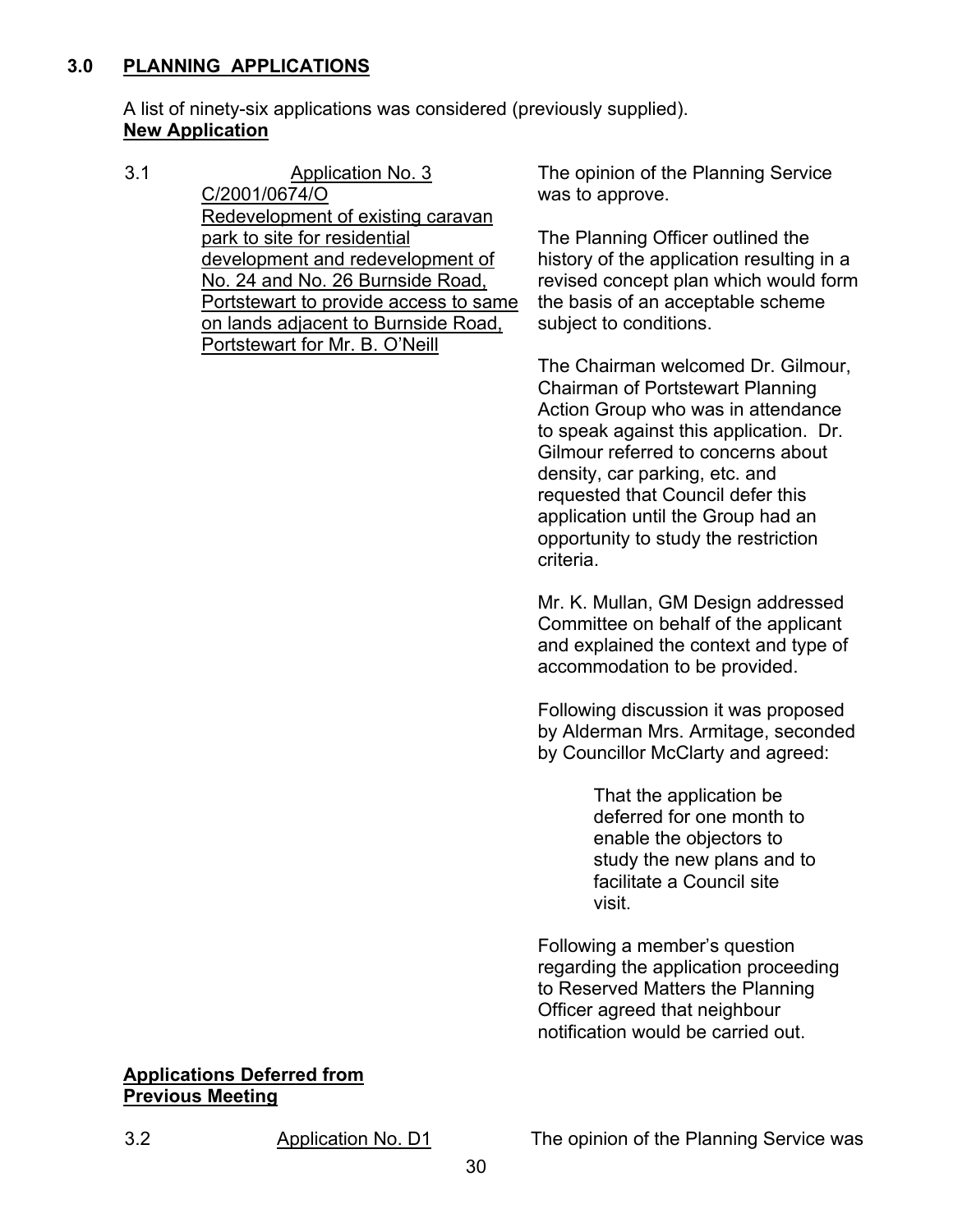## 3.0 PLANNING APPLICATIONS

A list of ninety-six applications was considered (previously supplied).

**New Application**

3.1 Application No. 3
C/2001/0674/O
Redevelopment of existing caravan park to site for residential development and redevelopment of No. 24 and No. 26 Burnside Road, Portstewart to provide access to same on lands adjacent to Burnside Road, Portstewart for Mr. B. O'Neill

The opinion of the Planning Service was to approve.

The Planning Officer outlined the history of the application resulting in a revised concept plan which would form the basis of an acceptable scheme subject to conditions.

The Chairman welcomed Dr. Gilmour, Chairman of Portstewart Planning Action Group who was in attendance to speak against this application. Dr. Gilmour referred to concerns about density, car parking, etc. and requested that Council defer this application until the Group had an opportunity to study the restriction criteria.

Mr. K. Mullan, GM Design addressed Committee on behalf of the applicant and explained the context and type of accommodation to be provided.

Following discussion it was proposed by Alderman Mrs. Armitage, seconded by Councillor McClarty and agreed:

> That the application be deferred for one month to enable the objectors to study the new plans and to facilitate a Council site visit.

Following a member's question regarding the application proceeding to Reserved Matters the Planning Officer agreed that neighbour notification would be carried out.

**Applications Deferred from Previous Meeting**

3.2 Application No. D1

The opinion of the Planning Service was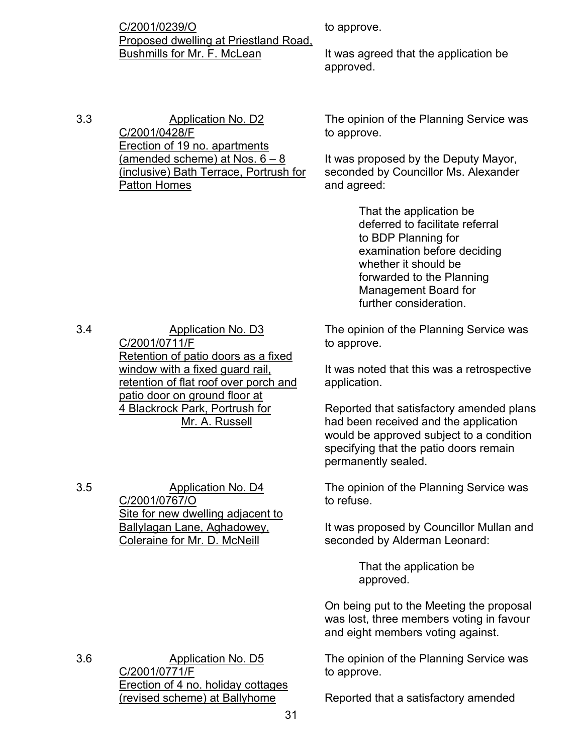C/2001/0239/O
Proposed dwelling at Priestland Road, Bushmills for Mr. F. McLean

to approve.

It was agreed that the application be approved.

3.3 Application No. D2
C/2001/0428/F
Erection of 19 no. apartments (amended scheme) at Nos. 6 – 8 (inclusive) Bath Terrace, Portrush for Patton Homes

The opinion of the Planning Service was to approve.

It was proposed by the Deputy Mayor, seconded by Councillor Ms. Alexander and agreed:

> That the application be deferred to facilitate referral to BDP Planning for examination before deciding whether it should be forwarded to the Planning Management Board for further consideration.

3.4 Application No. D3
C/2001/0711/F
Retention of patio doors as a fixed window with a fixed guard rail, retention of flat roof over porch and patio door on ground floor at 4 Blackrock Park, Portrush for Mr. A. Russell

The opinion of the Planning Service was to approve.

It was noted that this was a retrospective application.

Reported that satisfactory amended plans had been received and the application would be approved subject to a condition specifying that the patio doors remain permanently sealed.

3.5 Application No. D4
C/2001/0767/O
Site for new dwelling adjacent to Ballylagan Lane, Aghadowey, Coleraine for Mr. D. McNeill

The opinion of the Planning Service was to refuse.

It was proposed by Councillor Mullan and seconded by Alderman Leonard:

> That the application be approved.

On being put to the Meeting the proposal was lost, three members voting in favour and eight members voting against.

3.6 Application No. D5
C/2001/0771/F
Erection of 4 no. holiday cottages (revised scheme) at Ballyhome

The opinion of the Planning Service was to approve.

Reported that a satisfactory amended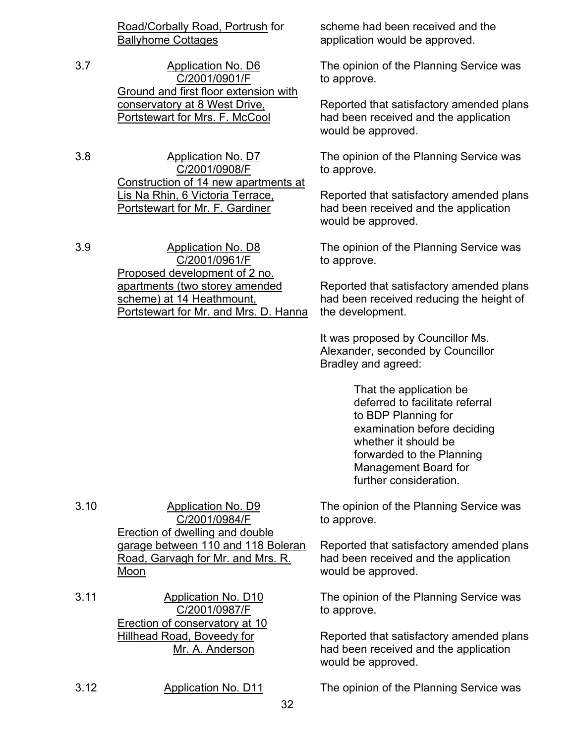Road/Corbally Road, Portrush for Ballyhome Cottages — scheme had been received and the application would be approved.

3.7 Application No. D6
C/2001/0901/F
Ground and first floor extension with conservatory at 8 West Drive, Portstewart for Mrs. F. McCool

The opinion of the Planning Service was to approve.

Reported that satisfactory amended plans had been received and the application would be approved.

3.8 Application No. D7
C/2001/0908/F
Construction of 14 new apartments at Lis Na Rhin, 6 Victoria Terrace, Portstewart for Mr. F. Gardiner

The opinion of the Planning Service was to approve.

Reported that satisfactory amended plans had been received and the application would be approved.

3.9 Application No. D8
C/2001/0961/F
Proposed development of 2 no. apartments (two storey amended scheme) at 14 Heathmount, Portstewart for Mr. and Mrs. D. Hanna

The opinion of the Planning Service was to approve.

Reported that satisfactory amended plans had been received reducing the height of the development.

It was proposed by Councillor Ms. Alexander, seconded by Councillor Bradley and agreed:

> That the application be deferred to facilitate referral to BDP Planning for examination before deciding whether it should be forwarded to the Planning Management Board for further consideration.

3.10 Application No. D9
C/2001/0984/F
Erection of dwelling and double garage between 110 and 118 Boleran Road, Garvagh for Mr. and Mrs. R. Moon

The opinion of the Planning Service was to approve.

Reported that satisfactory amended plans had been received and the application would be approved.

3.11 Application No. D10
C/2001/0987/F
Erection of conservatory at 10 Hillhead Road, Boveedy for Mr. A. Anderson

The opinion of the Planning Service was to approve.

Reported that satisfactory amended plans had been received and the application would be approved.

3.12 Application No. D11

The opinion of the Planning Service was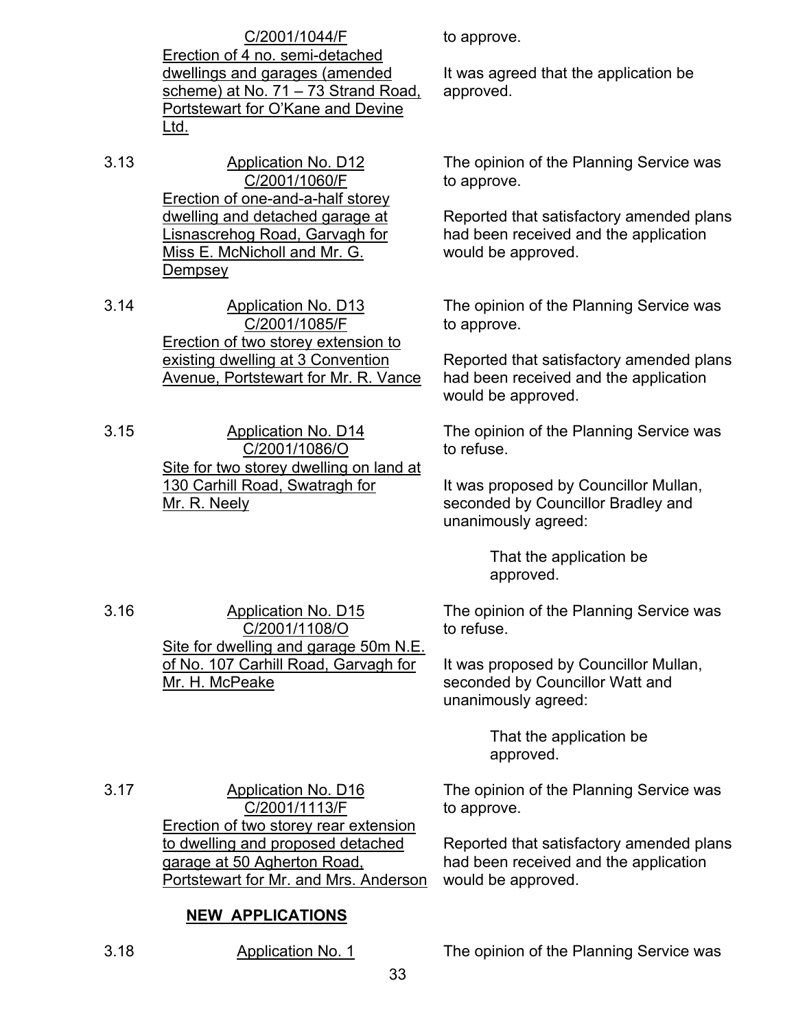C/2001/1044/F
Erection of 4 no. semi-detached dwellings and garages (amended scheme) at No. 71 – 73 Strand Road, Portstewart for O'Kane and Devine Ltd.

to approve.

It was agreed that the application be approved.

3.13 Application No. D12
C/2001/1060/F
Erection of one-and-a-half storey dwelling and detached garage at Lisnascrehog Road, Garvagh for Miss E. McNicholl and Mr. G. Dempsey

The opinion of the Planning Service was to approve.

Reported that satisfactory amended plans had been received and the application would be approved.

3.14 Application No. D13
C/2001/1085/F
Erection of two storey extension to existing dwelling at 3 Convention Avenue, Portstewart for Mr. R. Vance

The opinion of the Planning Service was to approve.

Reported that satisfactory amended plans had been received and the application would be approved.

3.15 Application No. D14
C/2001/1086/O
Site for two storey dwelling on land at 130 Carhill Road, Swatragh for Mr. R. Neely

The opinion of the Planning Service was to refuse.

It was proposed by Councillor Mullan, seconded by Councillor Bradley and unanimously agreed:

> That the application be approved.

3.16 Application No. D15
C/2001/1108/O
Site for dwelling and garage 50m N.E. of No. 107 Carhill Road, Garvagh for Mr. H. McPeake

The opinion of the Planning Service was to refuse.

It was proposed by Councillor Mullan, seconded by Councillor Watt and unanimously agreed:

> That the application be approved.

3.17 Application No. D16
C/2001/1113/F
Erection of two storey rear extension to dwelling and proposed detached garage at 50 Agherton Road, Portstewart for Mr. and Mrs. Anderson

The opinion of the Planning Service was to approve.

Reported that satisfactory amended plans had been received and the application would be approved.

**NEW APPLICATIONS**

3.18 Application No. 1

The opinion of the Planning Service was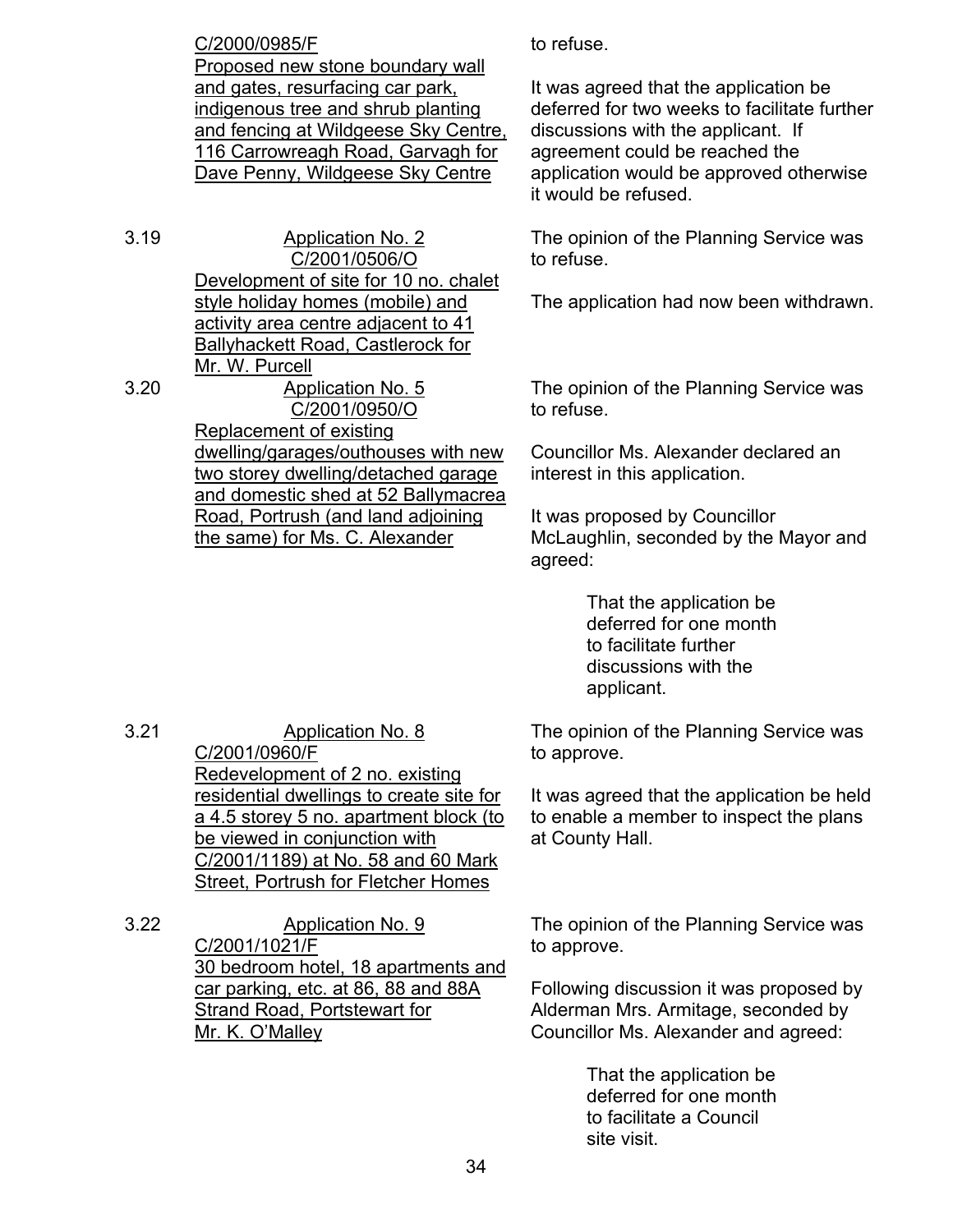| | | |
|---|---|---|
| | C/2000/0985/F<br>Proposed new stone boundary wall and gates, resurfacing car park, indigenous tree and shrub planting and fencing at Wildgeese Sky Centre, 116 Carrowreagh Road, Garvagh for Dave Penny, Wildgeese Sky Centre | to refuse.<br><br>It was agreed that the application be deferred for two weeks to facilitate further discussions with the applicant. If agreement could be reached the application would be approved otherwise it would be refused. |
| 3.19 | Application No. 2<br>C/2001/0506/O<br>Development of site for 10 no. chalet style holiday homes (mobile) and activity area centre adjacent to 41 Ballyhackett Road, Castlerock for Mr. W. Purcell | The opinion of the Planning Service was to refuse.<br><br>The application had now been withdrawn. |
| 3.20 | Application No. 5<br>C/2001/0950/O<br>Replacement of existing dwelling/garages/outhouses with new two storey dwelling/detached garage and domestic shed at 52 Ballymacrea Road, Portrush (and land adjoining the same) for Ms. C. Alexander | The opinion of the Planning Service was to refuse.<br><br>Councillor Ms. Alexander declared an interest in this application.<br><br>It was proposed by Councillor McLaughlin, seconded by the Mayor and agreed:<br><br>That the application be deferred for one month to facilitate further discussions with the applicant. |
| 3.21 | Application No. 8<br>C/2001/0960/F<br>Redevelopment of 2 no. existing residential dwellings to create site for a 4.5 storey 5 no. apartment block (to be viewed in conjunction with C/2001/1189) at No. 58 and 60 Mark Street, Portrush for Fletcher Homes | The opinion of the Planning Service was to approve.<br><br>It was agreed that the application be held to enable a member to inspect the plans at County Hall. |
| 3.22 | Application No. 9<br>C/2001/1021/F<br>30 bedroom hotel, 18 apartments and car parking, etc. at 86, 88 and 88A Strand Road, Portstewart for Mr. K. O'Malley | The opinion of the Planning Service was to approve.<br><br>Following discussion it was proposed by Alderman Mrs. Armitage, seconded by Councillor Ms. Alexander and agreed:<br><br>That the application be deferred for one month to facilitate a Council site visit. |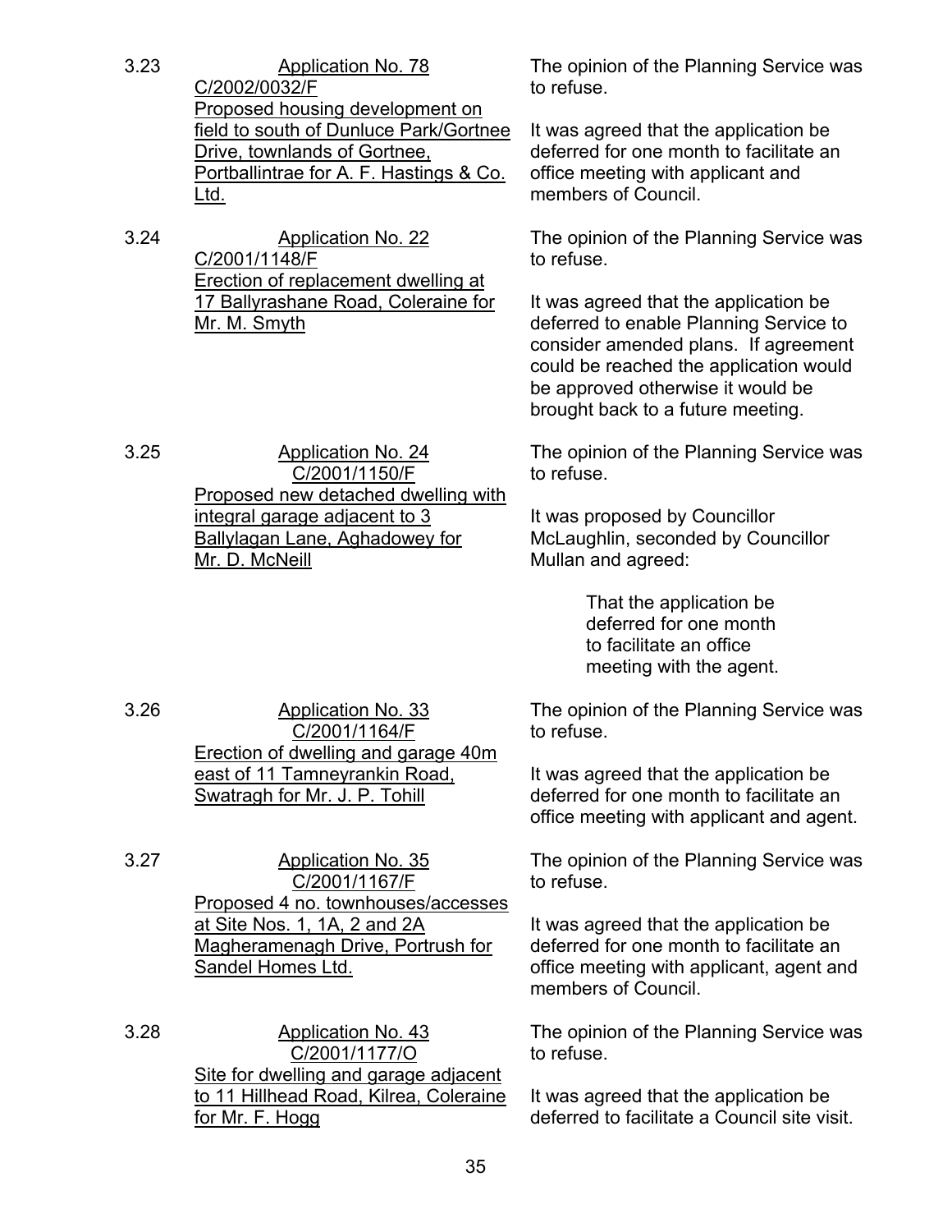3.23 **Application No. 78**
C/2002/0032/F
Proposed housing development on field to south of Dunluce Park/Gortnee Drive, townlands of Gortnee, Portballintrae for A. F. Hastings & Co. Ltd.

The opinion of the Planning Service was to refuse.

It was agreed that the application be deferred for one month to facilitate an office meeting with applicant and members of Council.

3.24 **Application No. 22**
C/2001/1148/F
Erection of replacement dwelling at 17 Ballyrashane Road, Coleraine for Mr. M. Smyth

The opinion of the Planning Service was to refuse.

It was agreed that the application be deferred to enable Planning Service to consider amended plans. If agreement could be reached the application would be approved otherwise it would be brought back to a future meeting.

3.25 **Application No. 24**
C/2001/1150/F
Proposed new detached dwelling with integral garage adjacent to 3 Ballylagan Lane, Aghadowey for Mr. D. McNeill

The opinion of the Planning Service was to refuse.

It was proposed by Councillor McLaughlin, seconded by Councillor Mullan and agreed:

> That the application be deferred for one month to facilitate an office meeting with the agent.

3.26 **Application No. 33**
C/2001/1164/F
Erection of dwelling and garage 40m east of 11 Tamneyrankin Road, Swatragh for Mr. J. P. Tohill

The opinion of the Planning Service was to refuse.

It was agreed that the application be deferred for one month to facilitate an office meeting with applicant and agent.

3.27 **Application No. 35**
C/2001/1167/F
Proposed 4 no. townhouses/accesses at Site Nos. 1, 1A, 2 and 2A Magheramenagh Drive, Portrush for Sandel Homes Ltd.

The opinion of the Planning Service was to refuse.

It was agreed that the application be deferred for one month to facilitate an office meeting with applicant, agent and members of Council.

3.28 **Application No. 43**
C/2001/1177/O
Site for dwelling and garage adjacent to 11 Hillhead Road, Kilrea, Coleraine for Mr. F. Hogg

The opinion of the Planning Service was to refuse.

It was agreed that the application be deferred to facilitate a Council site visit.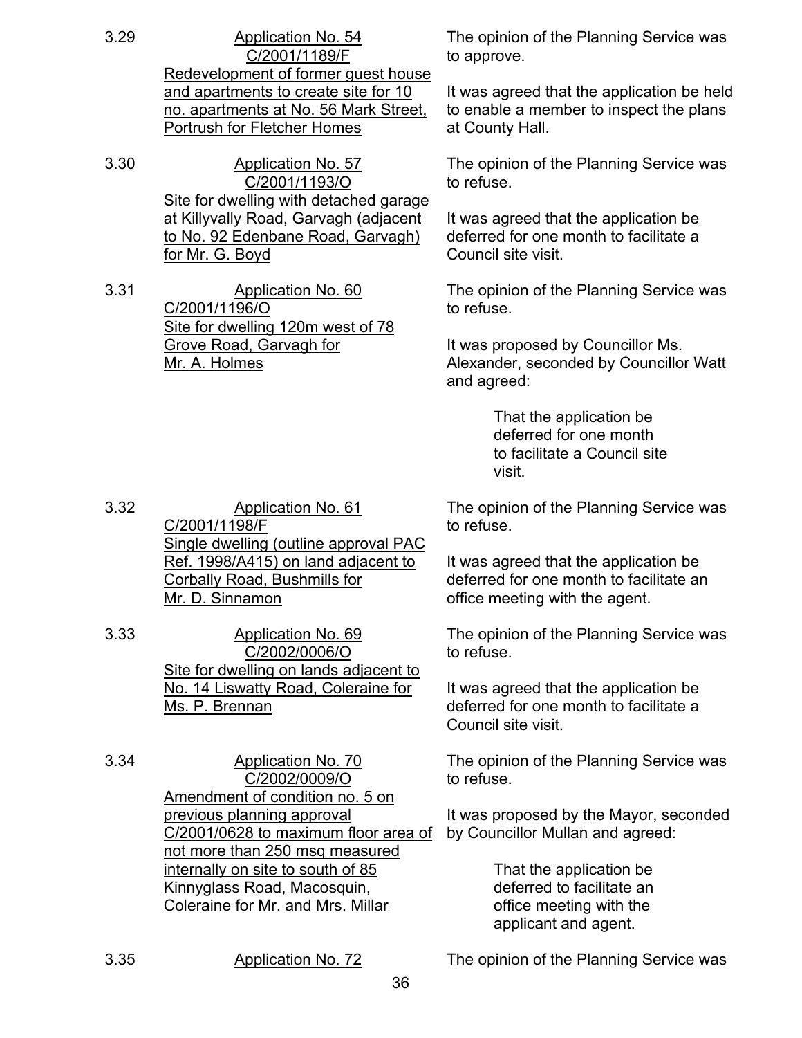3.29 Application No. 54
C/2001/1189/F
Redevelopment of former guest house and apartments to create site for 10 no. apartments at No. 56 Mark Street, Portrush for Fletcher Homes

The opinion of the Planning Service was to approve.

It was agreed that the application be held to enable a member to inspect the plans at County Hall.

3.30 Application No. 57
C/2001/1193/O
Site for dwelling with detached garage at Killyvally Road, Garvagh (adjacent to No. 92 Edenbane Road, Garvagh) for Mr. G. Boyd

The opinion of the Planning Service was to refuse.

It was agreed that the application be deferred for one month to facilitate a Council site visit.

3.31 Application No. 60
C/2001/1196/O
Site for dwelling 120m west of 78 Grove Road, Garvagh for Mr. A. Holmes

The opinion of the Planning Service was to refuse.

It was proposed by Councillor Ms. Alexander, seconded by Councillor Watt and agreed:

> That the application be deferred for one month to facilitate a Council site visit.

3.32 Application No. 61
C/2001/1198/F
Single dwelling (outline approval PAC Ref. 1998/A415) on land adjacent to Corbally Road, Bushmills for Mr. D. Sinnamon

The opinion of the Planning Service was to refuse.

It was agreed that the application be deferred for one month to facilitate an office meeting with the agent.

3.33 Application No. 69
C/2002/0006/O
Site for dwelling on lands adjacent to No. 14 Liswatty Road, Coleraine for Ms. P. Brennan

The opinion of the Planning Service was to refuse.

It was agreed that the application be deferred for one month to facilitate a Council site visit.

3.34 Application No. 70
C/2002/0009/O
Amendment of condition no. 5 on previous planning approval C/2001/0628 to maximum floor area of not more than 250 msq measured internally on site to south of 85 Kinnyglass Road, Macosquin, Coleraine for Mr. and Mrs. Millar

The opinion of the Planning Service was to refuse.

It was proposed by the Mayor, seconded by Councillor Mullan and agreed:

> That the application be deferred to facilitate an office meeting with the applicant and agent.

3.35 Application No. 72

The opinion of the Planning Service was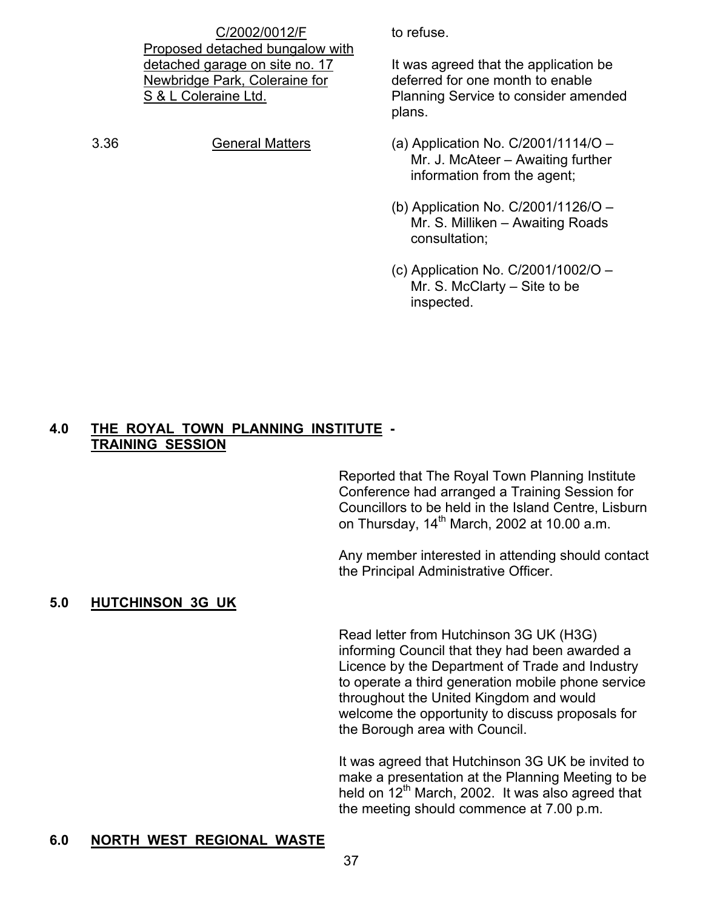C/2002/0012/F
Proposed detached bungalow with detached garage on site no. 17 Newbridge Park, Coleraine for S & L Coleraine Ltd.

to refuse.

It was agreed that the application be deferred for one month to enable Planning Service to consider amended plans.

3.36 General Matters

(a) Application No. C/2001/1114/O – Mr. J. McAteer – Awaiting further information from the agent;

(b) Application No. C/2001/1126/O – Mr. S. Milliken – Awaiting Roads consultation;

(c) Application No. C/2001/1002/O – Mr. S. McClarty – Site to be inspected.

## 4.0 THE ROYAL TOWN PLANNING INSTITUTE - TRAINING SESSION

Reported that The Royal Town Planning Institute Conference had arranged a Training Session for Councillors to be held in the Island Centre, Lisburn on Thursday, 14th March, 2002 at 10.00 a.m.

Any member interested in attending should contact the Principal Administrative Officer.

## 5.0 HUTCHINSON 3G UK

Read letter from Hutchinson 3G UK (H3G) informing Council that they had been awarded a Licence by the Department of Trade and Industry to operate a third generation mobile phone service throughout the United Kingdom and would welcome the opportunity to discuss proposals for the Borough area with Council.

It was agreed that Hutchinson 3G UK be invited to make a presentation at the Planning Meeting to be held on 12th March, 2002. It was also agreed that the meeting should commence at 7.00 p.m.

## 6.0 NORTH WEST REGIONAL WASTE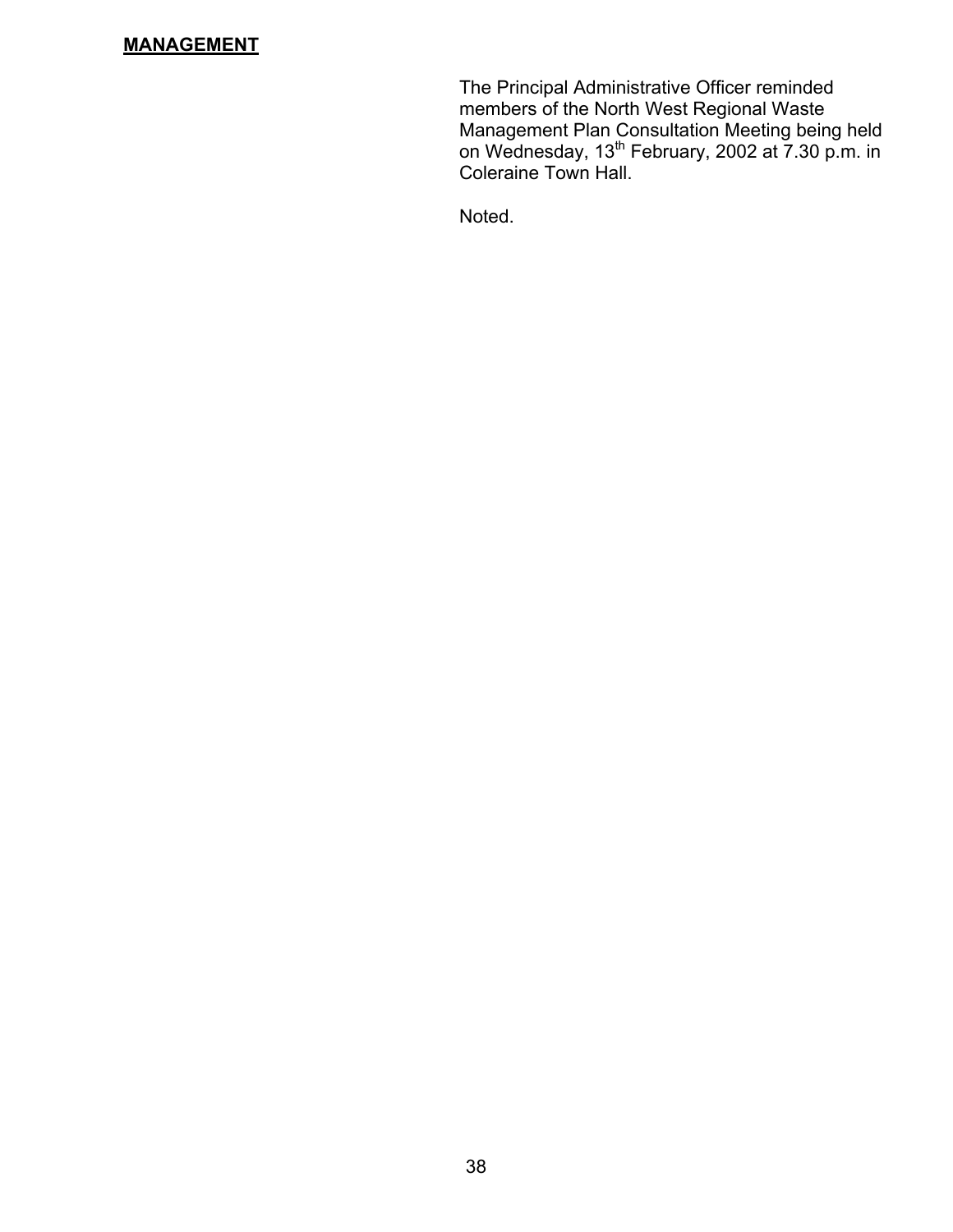**MANAGEMENT**

The Principal Administrative Officer reminded members of the North West Regional Waste Management Plan Consultation Meeting being held on Wednesday, 13th February, 2002 at 7.30 p.m. in Coleraine Town Hall.

Noted.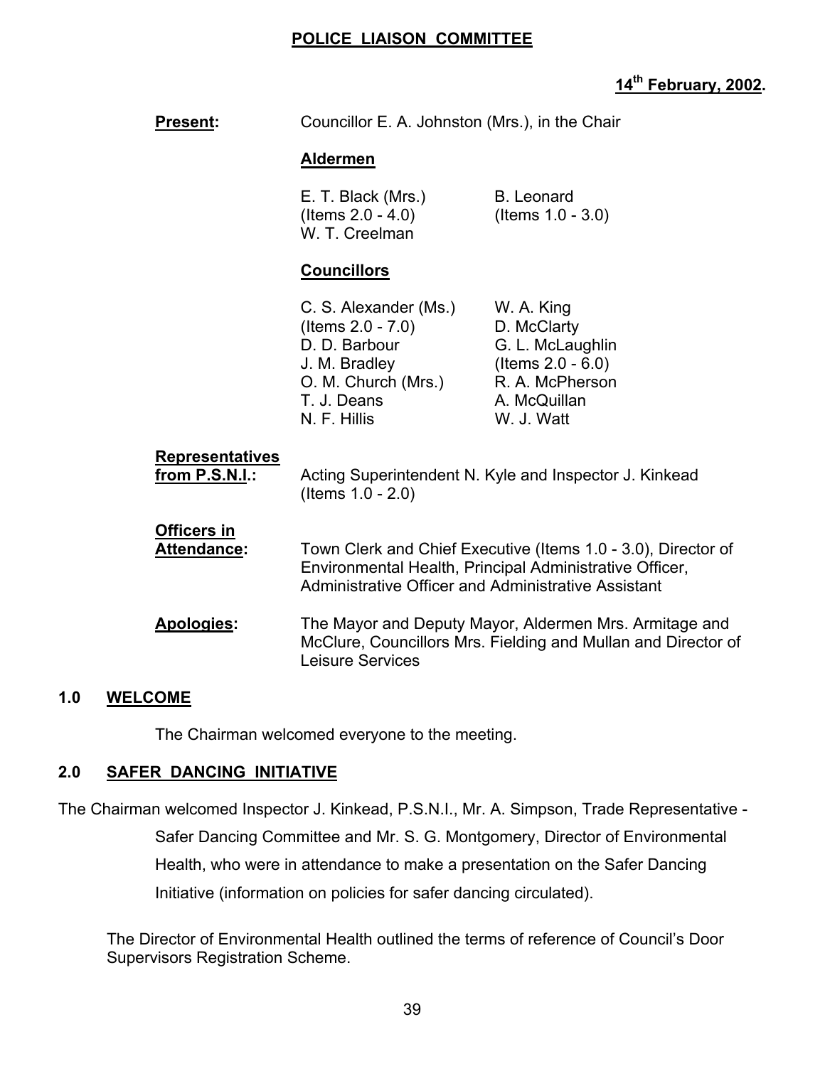**POLICE LIAISON COMMITTEE**

**14th February, 2002.**

**Present:** Councillor E. A. Johnston (Mrs.), in the Chair

**Aldermen**

E. T. Black (Mrs.) (Items 2.0 - 4.0)
W. T. Creelman
B. Leonard (Items 1.0 - 3.0)

**Councillors**

C. S. Alexander (Ms.) (Items 2.0 - 7.0)
D. D. Barbour
J. M. Bradley
O. M. Church (Mrs.)
T. J. Deans
N. F. Hillis
W. A. King
D. McClarty
G. L. McLaughlin (Items 2.0 - 6.0)
R. A. McPherson
A. McQuillan
W. J. Watt

**Representatives from P.S.N.I.:** Acting Superintendent N. Kyle and Inspector J. Kinkead (Items 1.0 - 2.0)

**Officers in Attendance:** Town Clerk and Chief Executive (Items 1.0 - 3.0), Director of Environmental Health, Principal Administrative Officer, Administrative Officer and Administrative Assistant

**Apologies:** The Mayor and Deputy Mayor, Aldermen Mrs. Armitage and McClure, Councillors Mrs. Fielding and Mullan and Director of Leisure Services

## 1.0 WELCOME

The Chairman welcomed everyone to the meeting.

## 2.0 SAFER DANCING INITIATIVE

The Chairman welcomed Inspector J. Kinkead, P.S.N.I., Mr. A. Simpson, Trade Representative - Safer Dancing Committee and Mr. S. G. Montgomery, Director of Environmental Health, who were in attendance to make a presentation on the Safer Dancing Initiative (information on policies for safer dancing circulated).

The Director of Environmental Health outlined the terms of reference of Council's Door Supervisors Registration Scheme.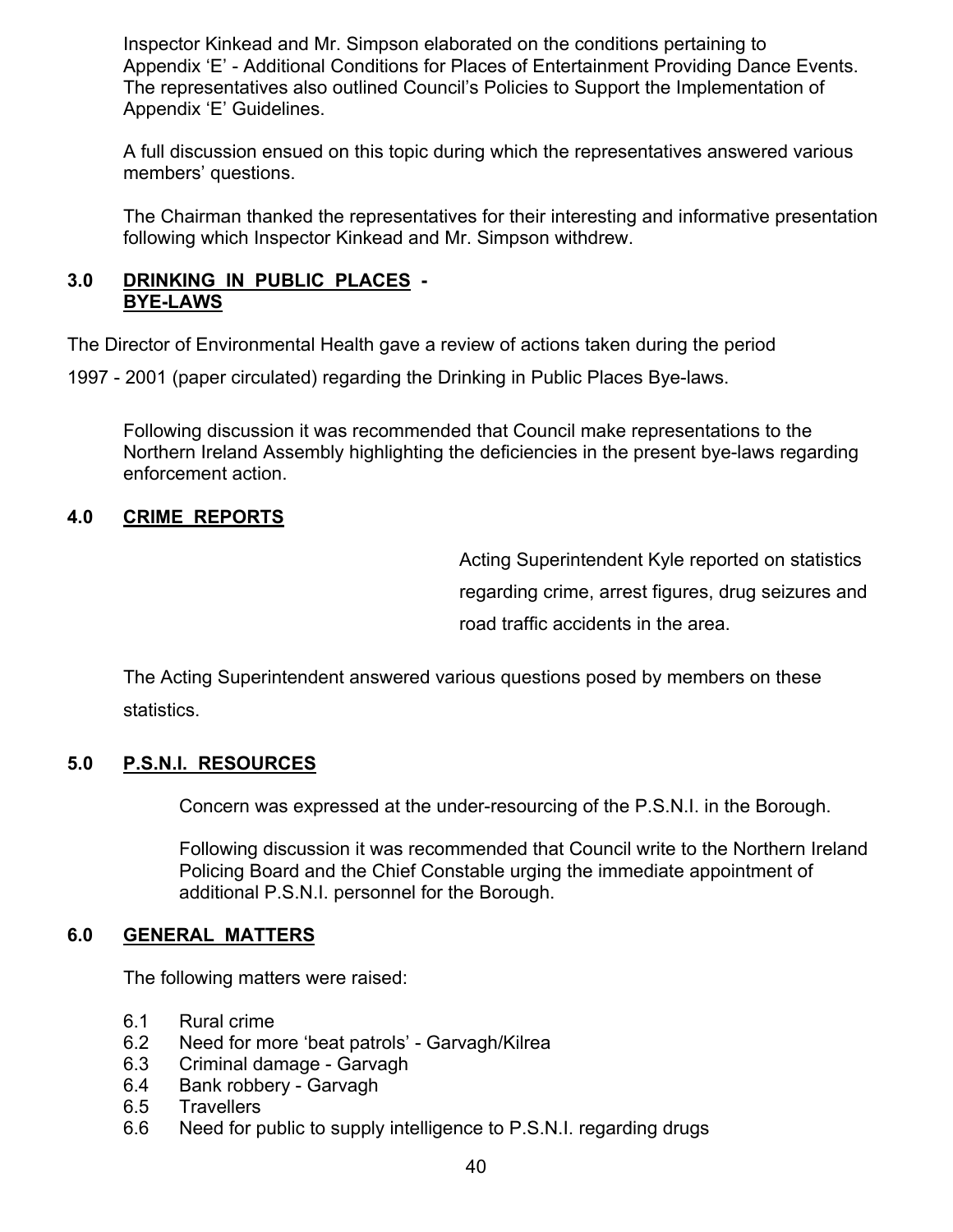Inspector Kinkead and Mr. Simpson elaborated on the conditions pertaining to Appendix 'E' - Additional Conditions for Places of Entertainment Providing Dance Events. The representatives also outlined Council's Policies to Support the Implementation of Appendix 'E' Guidelines.

A full discussion ensued on this topic during which the representatives answered various members' questions.

The Chairman thanked the representatives for their interesting and informative presentation following which Inspector Kinkead and Mr. Simpson withdrew.

## 3.0 DRINKING IN PUBLIC PLACES - BYE-LAWS

The Director of Environmental Health gave a review of actions taken during the period 1997 - 2001 (paper circulated) regarding the Drinking in Public Places Bye-laws.

Following discussion it was recommended that Council make representations to the Northern Ireland Assembly highlighting the deficiencies in the present bye-laws regarding enforcement action.

## 4.0 CRIME REPORTS

Acting Superintendent Kyle reported on statistics regarding crime, arrest figures, drug seizures and road traffic accidents in the area.

The Acting Superintendent answered various questions posed by members on these statistics.

## 5.0 P.S.N.I. RESOURCES

Concern was expressed at the under-resourcing of the P.S.N.I. in the Borough.

Following discussion it was recommended that Council write to the Northern Ireland Policing Board and the Chief Constable urging the immediate appointment of additional P.S.N.I. personnel for the Borough.

## 6.0 GENERAL MATTERS

The following matters were raised:

- 6.1 Rural crime
- 6.2 Need for more 'beat patrols' - Garvagh/Kilrea
- 6.3 Criminal damage - Garvagh
- 6.4 Bank robbery - Garvagh
- 6.5 Travellers
- 6.6 Need for public to supply intelligence to P.S.N.I. regarding drugs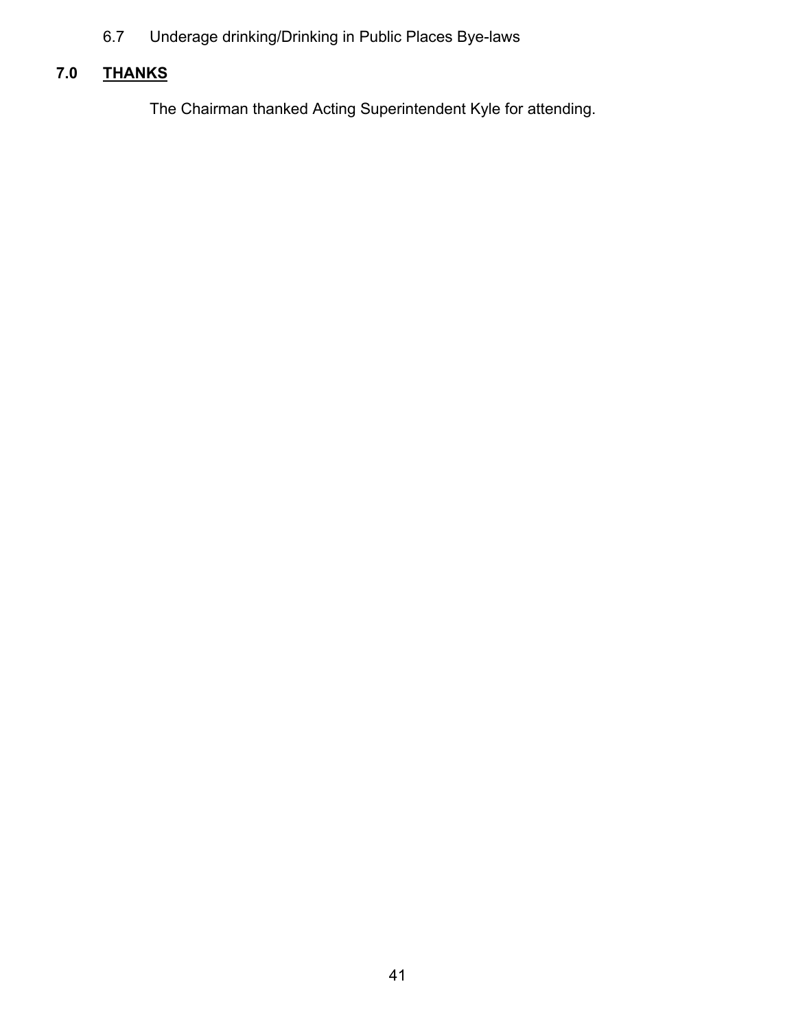6.7 Underage drinking/Drinking in Public Places Bye-laws

## 7.0 THANKS

The Chairman thanked Acting Superintendent Kyle for attending.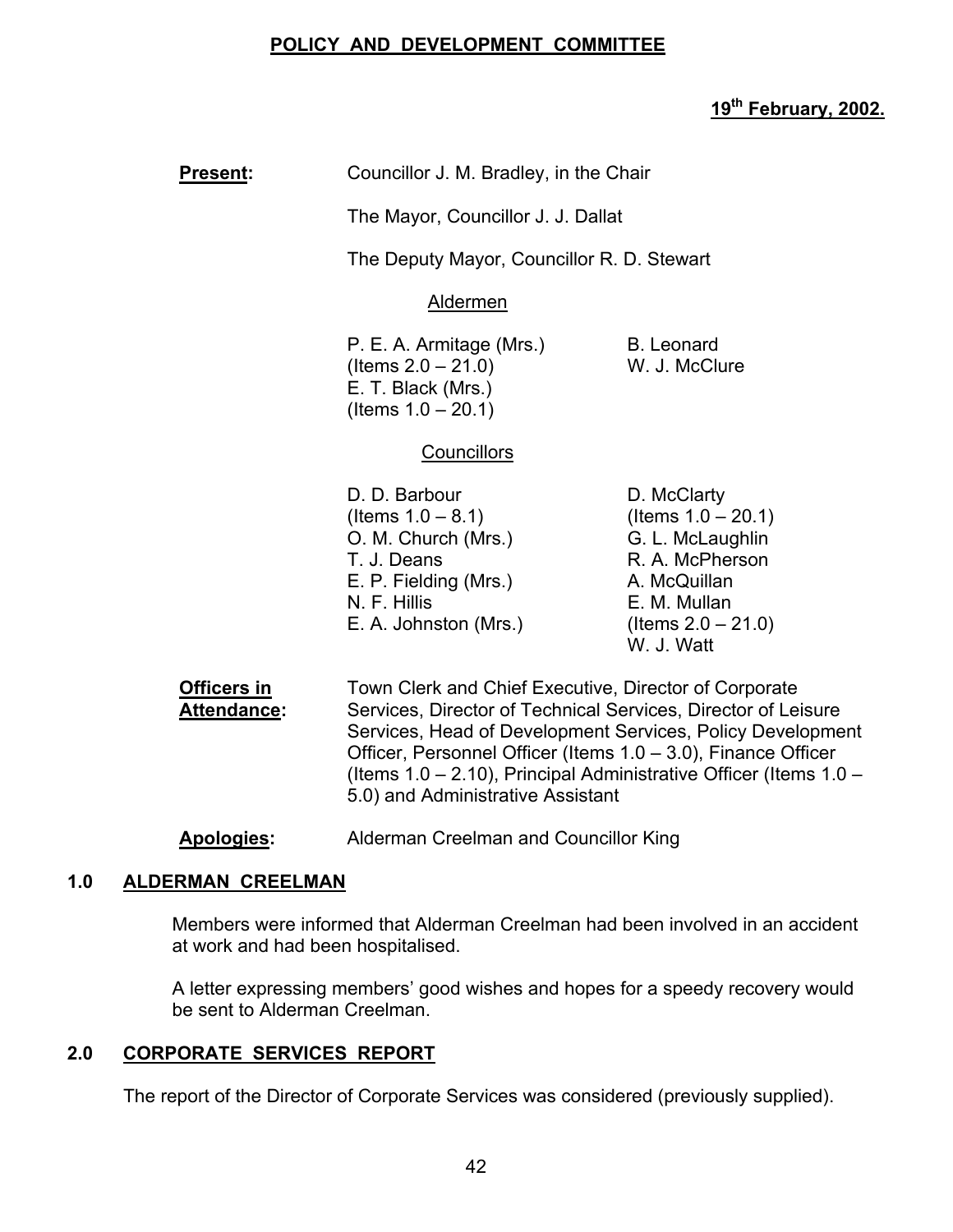# POLICY AND DEVELOPMENT COMMITTEE

**19th February, 2002.**

**Present:** Councillor J. M. Bradley, in the Chair

The Mayor, Councillor J. J. Dallat

The Deputy Mayor, Councillor R. D. Stewart

Aldermen

P. E. A. Armitage (Mrs.) (Items 2.0 – 21.0)
E. T. Black (Mrs.) (Items 1.0 – 20.1)
B. Leonard
W. J. McClure

Councillors

D. D. Barbour (Items 1.0 – 8.1)
O. M. Church (Mrs.)
T. J. Deans
E. P. Fielding (Mrs.)
N. F. Hillis
E. A. Johnston (Mrs.)
D. McClarty (Items 1.0 – 20.1)
G. L. McLaughlin
R. A. McPherson
A. McQuillan
E. M. Mullan (Items 2.0 – 21.0)
W. J. Watt

**Officers in Attendance:** Town Clerk and Chief Executive, Director of Corporate Services, Director of Technical Services, Director of Leisure Services, Head of Development Services, Policy Development Officer, Personnel Officer (Items 1.0 – 3.0), Finance Officer (Items 1.0 – 2.10), Principal Administrative Officer (Items 1.0 – 5.0) and Administrative Assistant

**Apologies:** Alderman Creelman and Councillor King

## 1.0 ALDERMAN CREELMAN

Members were informed that Alderman Creelman had been involved in an accident at work and had been hospitalised.

A letter expressing members' good wishes and hopes for a speedy recovery would be sent to Alderman Creelman.

## 2.0 CORPORATE SERVICES REPORT

The report of the Director of Corporate Services was considered (previously supplied).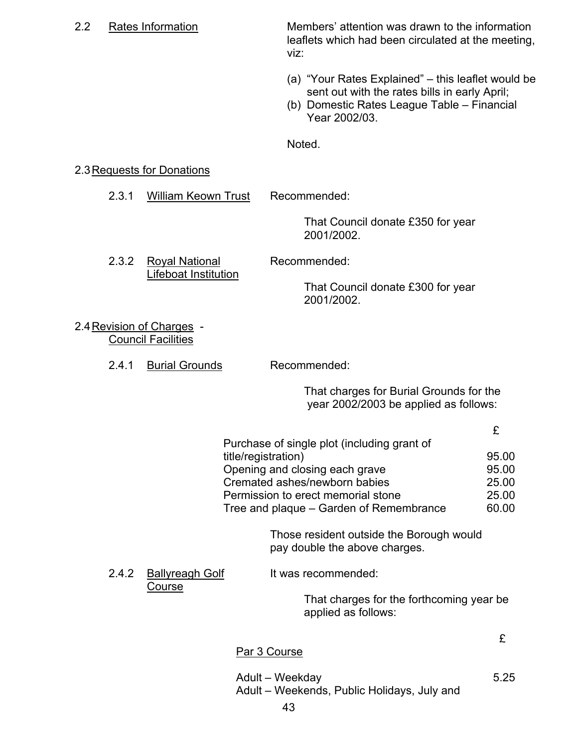2.2 Rates Information

Members' attention was drawn to the information leaflets which had been circulated at the meeting, viz:

(a) "Your Rates Explained" – this leaflet would be sent out with the rates bills in early April;
(b) Domestic Rates League Table – Financial Year 2002/03.

Noted.

2.3 Requests for Donations

2.3.1 William Keown Trust

Recommended:

That Council donate £350 for year 2001/2002.

2.3.2 Royal National Lifeboat Institution

Recommended:

That Council donate £300 for year 2001/2002.

2.4 Revision of Charges - Council Facilities

2.4.1 Burial Grounds

Recommended:

That charges for Burial Grounds for the year 2002/2003 be applied as follows:

| | £ |
|---|---|
| Purchase of single plot (including grant of title/registration) | 95.00 |
| Opening and closing each grave | 95.00 |
| Cremated ashes/newborn babies | 25.00 |
| Permission to erect memorial stone | 25.00 |
| Tree and plaque – Garden of Remembrance | 60.00 |

Those resident outside the Borough would pay double the above charges.

2.4.2 Ballyreagh Golf Course

It was recommended:

That charges for the forthcoming year be applied as follows:

| | £ |
|---|---|
| Par 3 Course | |
| Adult – Weekday | 5.25 |
| Adult – Weekends, Public Holidays, July and | |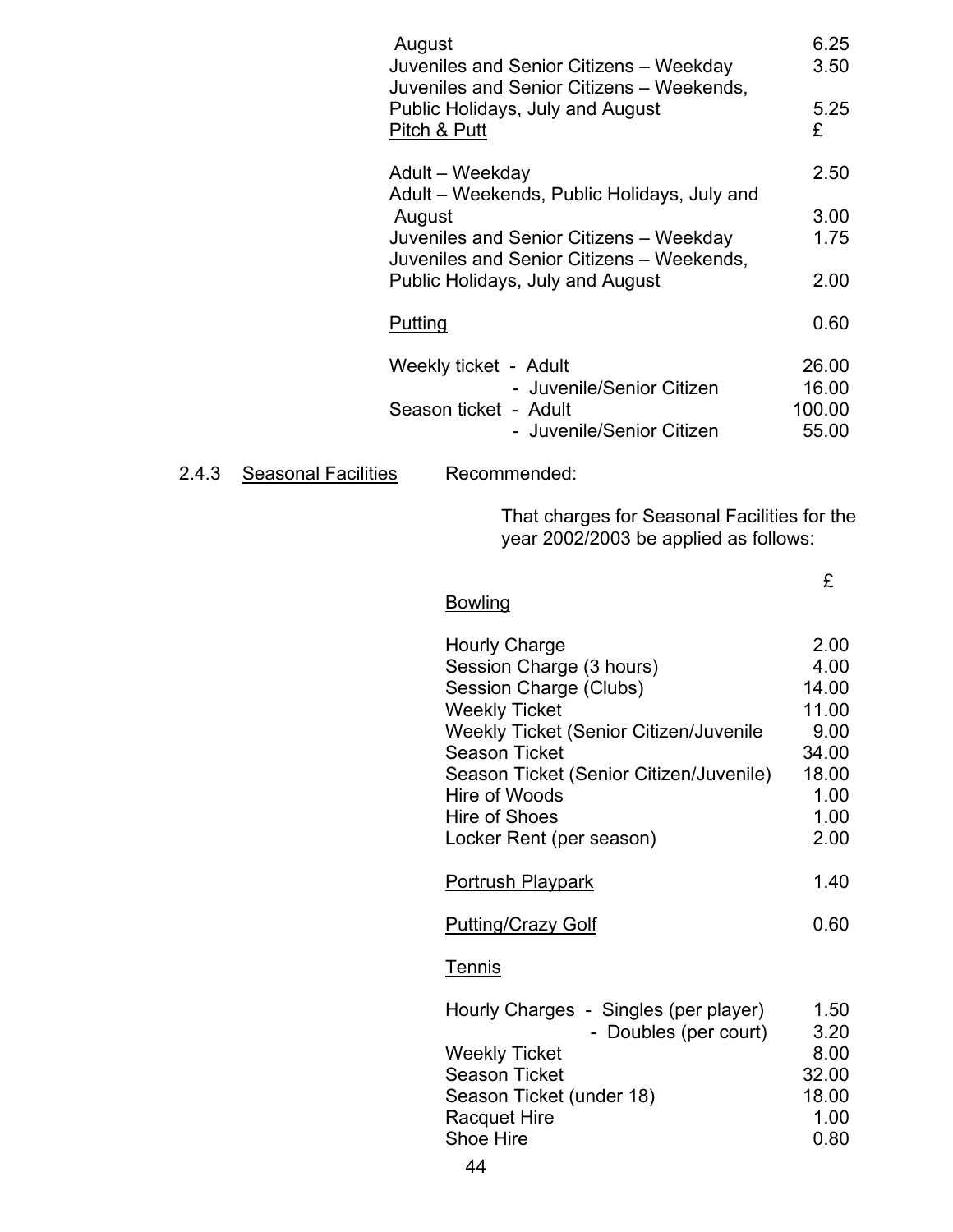| | |
|---|---|
| August | 6.25 |
| Juveniles and Senior Citizens – Weekday | 3.50 |
| Juveniles and Senior Citizens – Weekends, Public Holidays, July and August | 5.25 |

| Pitch & Putt | £ |
|---|---|
| Adult – Weekday | 2.50 |
| Adult – Weekends, Public Holidays, July and August | 3.00 |
| Juveniles and Senior Citizens – Weekday | 1.75 |
| Juveniles and Senior Citizens – Weekends, Public Holidays, July and August | 2.00 |

| | |
|---|---|
| Putting | 0.60 |
| Weekly ticket - Adult | 26.00 |
| - Juvenile/Senior Citizen | 16.00 |
| Season ticket - Adult | 100.00 |
| - Juvenile/Senior Citizen | 55.00 |

2.4.3 Seasonal Facilities

Recommended:

That charges for Seasonal Facilities for the year 2002/2003 be applied as follows:

| | £ |
|---|---|
| **Bowling** | |
| Hourly Charge | 2.00 |
| Session Charge (3 hours) | 4.00 |
| Session Charge (Clubs) | 14.00 |
| Weekly Ticket | 11.00 |
| Weekly Ticket (Senior Citizen/Juvenile | 9.00 |
| Season Ticket | 34.00 |
| Season Ticket (Senior Citizen/Juvenile) | 18.00 |
| Hire of Woods | 1.00 |
| Hire of Shoes | 1.00 |
| Locker Rent (per season) | 2.00 |
| **Portrush Playpark** | 1.40 |
| **Putting/Crazy Golf** | 0.60 |
| **Tennis** | |
| Hourly Charges - Singles (per player) | 1.50 |
| - Doubles (per court) | 3.20 |
| Weekly Ticket | 8.00 |
| Season Ticket | 32.00 |
| Season Ticket (under 18) | 18.00 |
| Racquet Hire | 1.00 |
| Shoe Hire | 0.80 |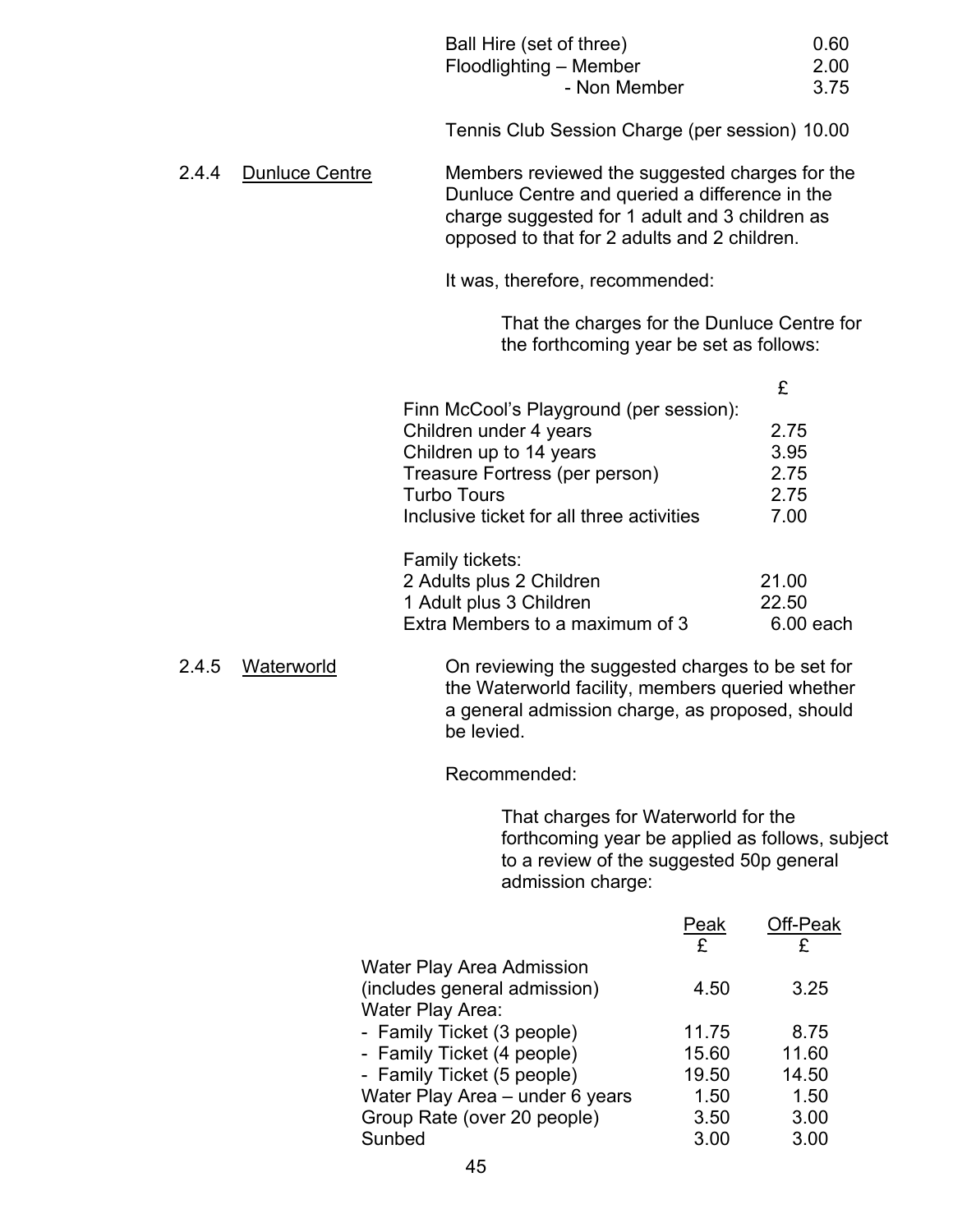| | |
|---|---|
| Ball Hire (set of three) | 0.60 |
| Floodlighting – Member | 2.00 |
| - Non Member | 3.75 |

Tennis Club Session Charge (per session) 10.00

2.4.4 Dunluce Centre

Members reviewed the suggested charges for the Dunluce Centre and queried a difference in the charge suggested for 1 adult and 3 children as opposed to that for 2 adults and 2 children.

It was, therefore, recommended:

> That the charges for the Dunluce Centre for the forthcoming year be set as follows:

| | £ |
|---|---|
| Finn McCool's Playground (per session): | |
| Children under 4 years | 2.75 |
| Children up to 14 years | 3.95 |
| Treasure Fortress (per person) | 2.75 |
| Turbo Tours | 2.75 |
| Inclusive ticket for all three activities | 7.00 |
| | |
| Family tickets: | |
| 2 Adults plus 2 Children | 21.00 |
| 1 Adult plus 3 Children | 22.50 |
| Extra Members to a maximum of 3 | 6.00 each |

2.4.5 Waterworld

On reviewing the suggested charges to be set for the Waterworld facility, members queried whether a general admission charge, as proposed, should be levied.

Recommended:

> That charges for Waterworld for the forthcoming year be applied as follows, subject to a review of the suggested 50p general admission charge:

| | Peak £ | Off-Peak £ |
|---|---|---|
| Water Play Area Admission (includes general admission) | 4.50 | 3.25 |
| Water Play Area: | | |
| - Family Ticket (3 people) | 11.75 | 8.75 |
| - Family Ticket (4 people) | 15.60 | 11.60 |
| - Family Ticket (5 people) | 19.50 | 14.50 |
| Water Play Area – under 6 years | 1.50 | 1.50 |
| Group Rate (over 20 people) | 3.50 | 3.00 |
| Sunbed | 3.00 | 3.00 |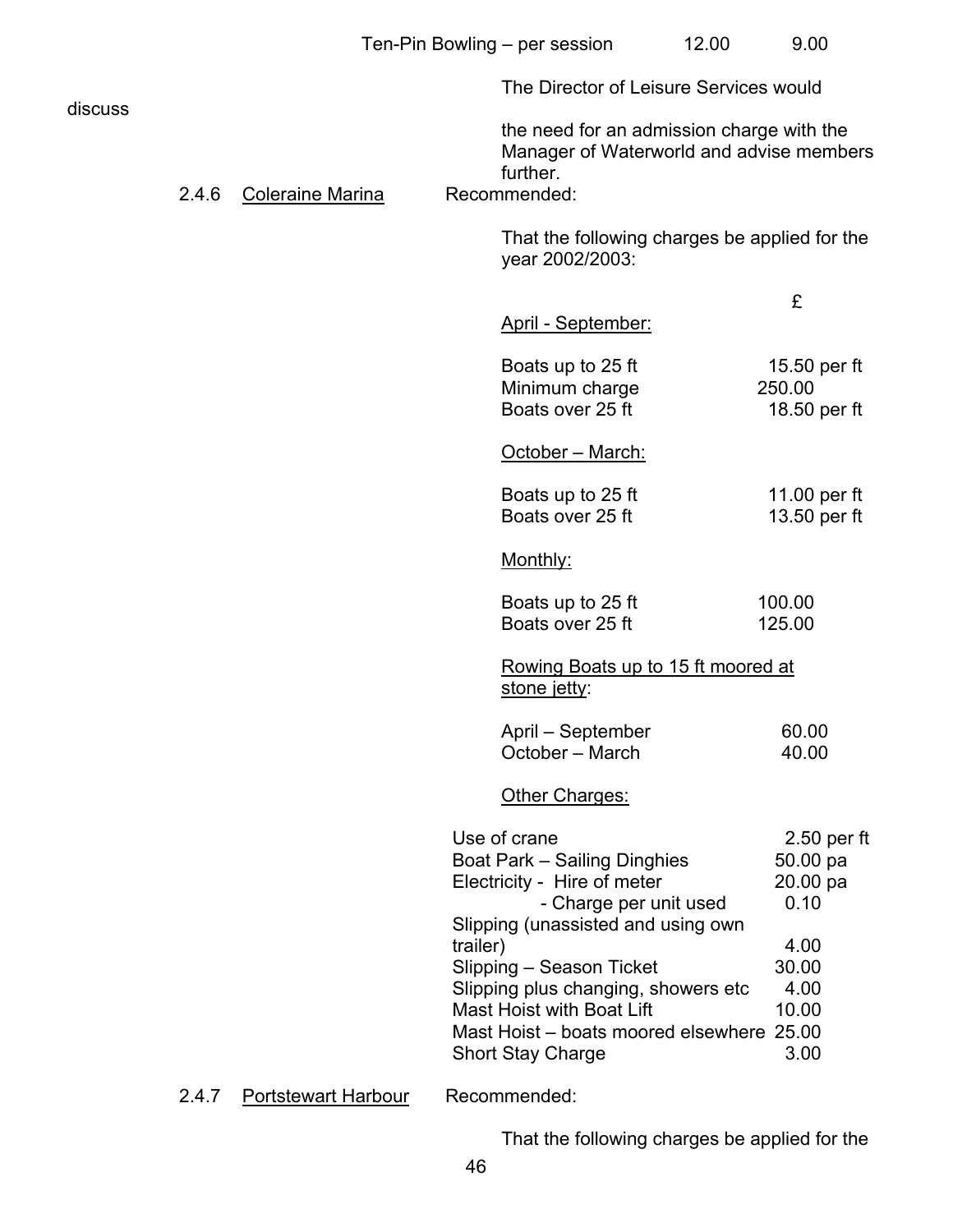| | | |
|---|---|---|
| Ten-Pin Bowling – per session | 12.00 | 9.00 |

The Director of Leisure Services would discuss the need for an admission charge with the Manager of Waterworld and advise members further.

2.4.6 Coraine Marina

Recommended:

That the following charges be applied for the year 2002/2003:

| | £ |
|---|---|
| April - September: | |
| Boats up to 25 ft | 15.50 per ft |
| Minimum charge | 250.00 |
| Boats over 25 ft | 18.50 per ft |
| October – March: | |
| Boats up to 25 ft | 11.00 per ft |
| Boats over 25 ft | 13.50 per ft |
| Monthly: | |
| Boats up to 25 ft | 100.00 |
| Boats over 25 ft | 125.00 |
| Rowing Boats up to 15 ft moored at stone jetty: | |
| April – September | 60.00 |
| October – March | 40.00 |
| Other Charges: | |
| Use of crane | 2.50 per ft |
| Boat Park – Sailing Dinghies | 50.00 pa |
| Electricity - Hire of meter | 20.00 pa |
| - Charge per unit used | 0.10 |
| Slipping (unassisted and using own trailer) | 4.00 |
| Slipping – Season Ticket | 30.00 |
| Slipping plus changing, showers etc | 4.00 |
| Mast Hoist with Boat Lift | 10.00 |
| Mast Hoist – boats moored elsewhere | 25.00 |
| Short Stay Charge | 3.00 |

2.4.7 Portstewart Harbour

Recommended:

That the following charges be applied for the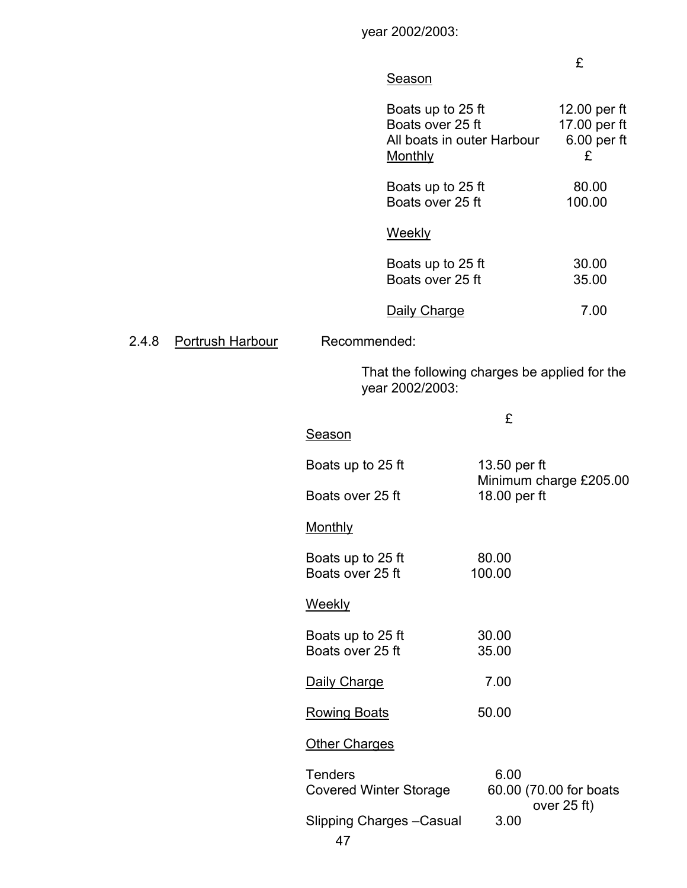year 2002/2003:

| | £ |
|---|---|
| Season | |
| Boats up to 25 ft | 12.00 per ft |
| Boats over 25 ft | 17.00 per ft |
| All boats in outer Harbour | 6.00 per ft |
| Monthly | £ |
| Boats up to 25 ft | 80.00 |
| Boats over 25 ft | 100.00 |
| Weekly | |
| Boats up to 25 ft | 30.00 |
| Boats over 25 ft | 35.00 |
| Daily Charge | 7.00 |

2.4.8 Portrush Harbour

Recommended:

That the following charges be applied for the year 2002/2003:

| | £ |
|---|---|
| Season | |
| Boats up to 25 ft | 13.50 per ft<br>Minimum charge £205.00 |
| Boats over 25 ft | 18.00 per ft |
| Monthly | |
| Boats up to 25 ft | 80.00 |
| Boats over 25 ft | 100.00 |
| Weekly | |
| Boats up to 25 ft | 30.00 |
| Boats over 25 ft | 35.00 |
| Daily Charge | 7.00 |
| Rowing Boats | 50.00 |
| Other Charges | |
| Tenders | 6.00 |
| Covered Winter Storage | 60.00 (70.00 for boats over 25 ft) |
| Slipping Charges –Casual | 3.00 |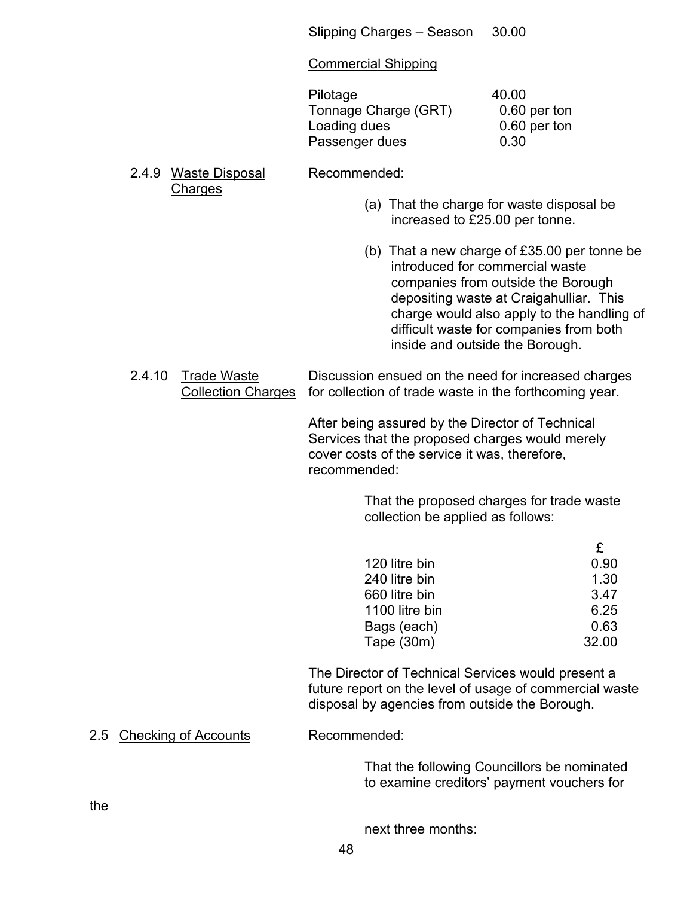| | |
|---|---|
| Slipping Charges – Season | 30.00 |

Commercial Shipping

| | |
|---|---|
| Pilotage | 40.00 |
| Tonnage Charge (GRT) | 0.60 per ton |
| Loading dues | 0.60 per ton |
| Passenger dues | 0.30 |

2.4.9 Waste Disposal Charges

Recommended:

(a) That the charge for waste disposal be increased to £25.00 per tonne.

(b) That a new charge of £35.00 per tonne be introduced for commercial waste companies from outside the Borough depositing waste at Craigahulliar. This charge would also apply to the handling of difficult waste for companies from both inside and outside the Borough.

2.4.10 Trade Waste Collection Charges

Discussion ensued on the need for increased charges for collection of trade waste in the forthcoming year.

After being assured by the Director of Technical Services that the proposed charges would merely cover costs of the service it was, therefore, recommended:

That the proposed charges for trade waste collection be applied as follows:

| | £ |
|---|---|
| 120 litre bin | 0.90 |
| 240 litre bin | 1.30 |
| 660 litre bin | 3.47 |
| 1100 litre bin | 6.25 |
| Bags (each) | 0.63 |
| Tape (30m) | 32.00 |

The Director of Technical Services would present a future report on the level of usage of commercial waste disposal by agencies from outside the Borough.

2.5 Checking of Accounts

Recommended:

That the following Councillors be nominated to examine creditors' payment vouchers for

the

next three months: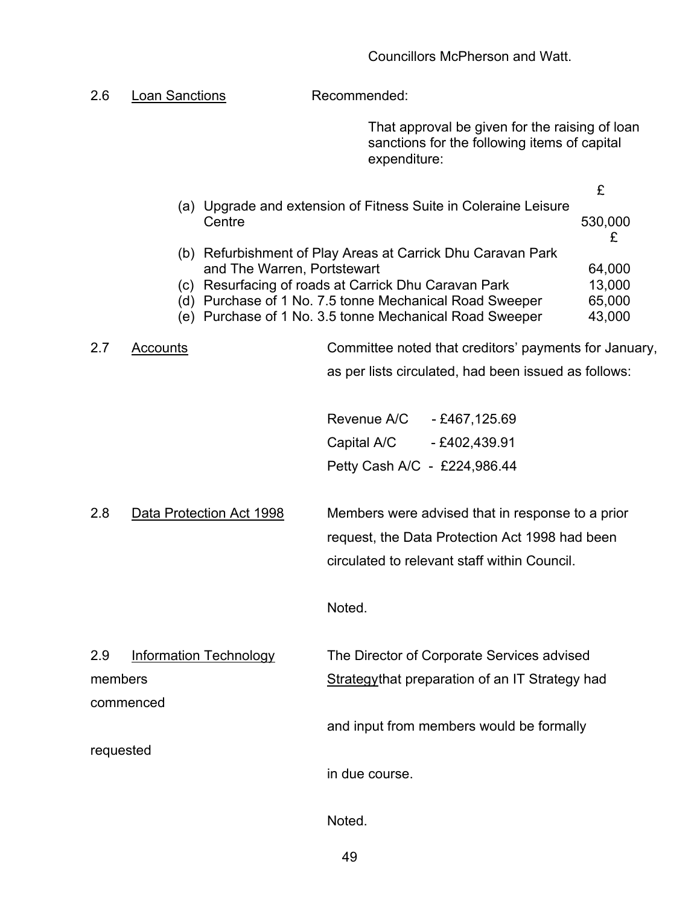Councillors McPherson and Watt.

2.6 Loan Sanctions Recommended:

That approval be given for the raising of loan sanctions for the following items of capital expenditure:

| | | £ |
|---|---|---|
| (a) | Upgrade and extension of Fitness Suite in Coleraine Leisure Centre | 530,000 |
| (b) | Refurbishment of Play Areas at Carrick Dhu Caravan Park and The Warren, Portstewart | £ 64,000 |
| (c) | Resurfacing of roads at Carrick Dhu Caravan Park | 13,000 |
| (d) | Purchase of 1 No. 7.5 tonne Mechanical Road Sweeper | 65,000 |
| (e) | Purchase of 1 No. 3.5 tonne Mechanical Road Sweeper | 43,000 |

2.7 Accounts Committee noted that creditors' payments for January, as per lists circulated, had been issued as follows:

Revenue A/C - £467,125.69

Capital A/C - £402,439.91

Petty Cash A/C - £224,986.44

2.8 Data Protection Act 1998 Members were advised that in response to a prior request, the Data Protection Act 1998 had been circulated to relevant staff within Council.

Noted.

2.9 Information Technology Strategy The Director of Corporate Services advised members that preparation of an IT Strategy had commenced and input from members would be formally requested in due course.

Noted.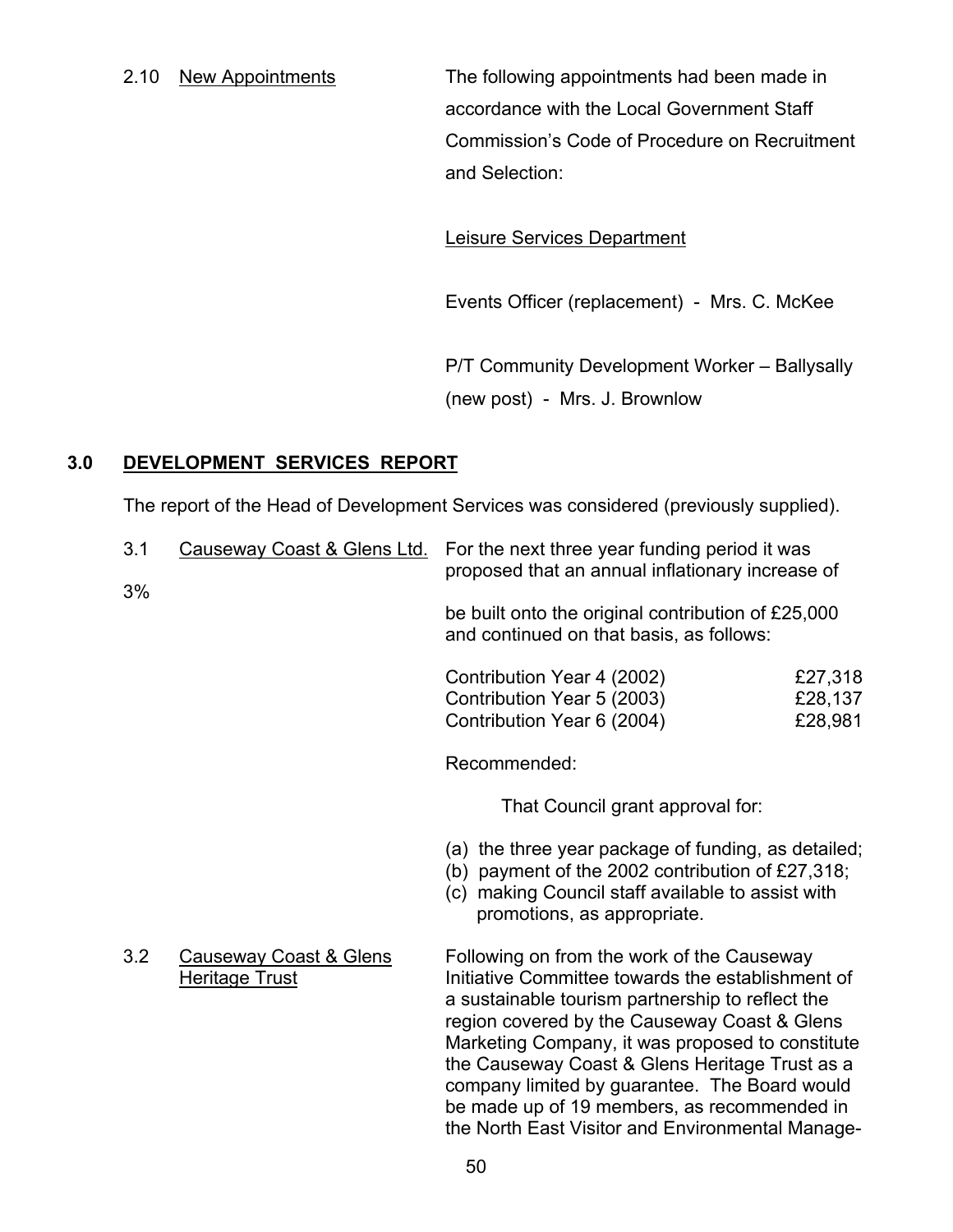2.10 New Appointments

The following appointments had been made in accordance with the Local Government Staff Commission's Code of Procedure on Recruitment and Selection:

Leisure Services Department

Events Officer (replacement) - Mrs. C. McKee

P/T Community Development Worker – Ballysally (new post) - Mrs. J. Brownlow

## 3.0 DEVELOPMENT SERVICES REPORT

The report of the Head of Development Services was considered (previously supplied).

3.1 Causeway Coast & Glens Ltd.

For the next three year funding period it was proposed that an annual inflationary increase of 3% be built onto the original contribution of £25,000 and continued on that basis, as follows:

| | |
|---|---|
| Contribution Year 4 (2002) | £27,318 |
| Contribution Year 5 (2003) | £28,137 |
| Contribution Year 6 (2004) | £28,981 |

Recommended:

That Council grant approval for:

(a) the three year package of funding, as detailed;
(b) payment of the 2002 contribution of £27,318;
(c) making Council staff available to assist with promotions, as appropriate.

3.2 Causeway Coast & Glens Heritage Trust

Following on from the work of the Causeway Initiative Committee towards the establishment of a sustainable tourism partnership to reflect the region covered by the Causeway Coast & Glens Marketing Company, it was proposed to constitute the Causeway Coast & Glens Heritage Trust as a company limited by guarantee. The Board would be made up of 19 members, as recommended in the North East Visitor and Environmental Manage-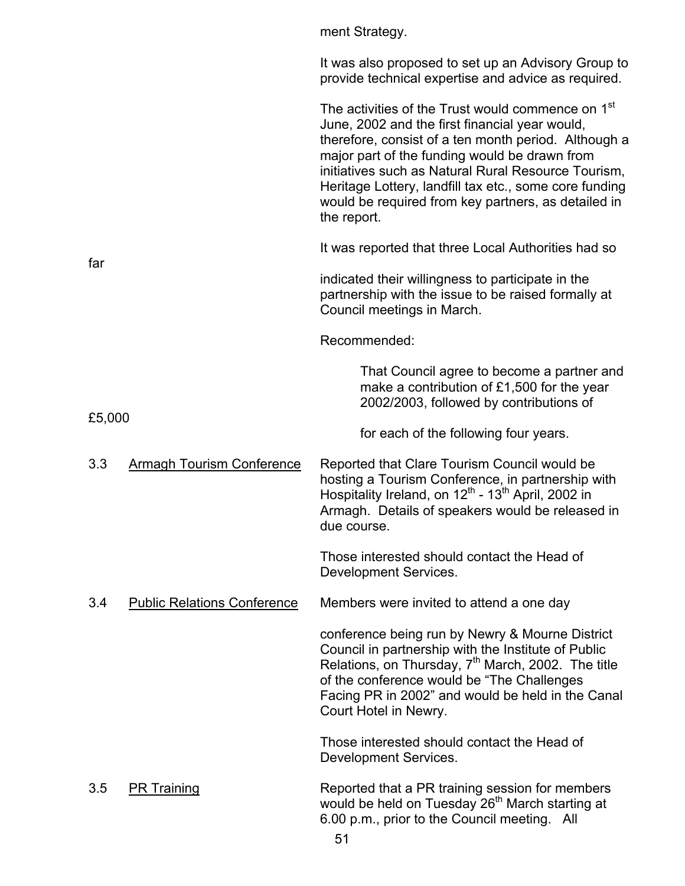ment Strategy.

It was also proposed to set up an Advisory Group to provide technical expertise and advice as required.

The activities of the Trust would commence on 1st June, 2002 and the first financial year would, therefore, consist of a ten month period. Although a major part of the funding would be drawn from initiatives such as Natural Rural Resource Tourism, Heritage Lottery, landfill tax etc., some core funding would be required from key partners, as detailed in the report.

It was reported that three Local Authorities had so far indicated their willingness to participate in the partnership with the issue to be raised formally at Council meetings in March.

Recommended:

> That Council agree to become a partner and make a contribution of £1,500 for the year 2002/2003, followed by contributions of £5,000 for each of the following four years.

3.3 Armagh Tourism Conference

Reported that Clare Tourism Council would be hosting a Tourism Conference, in partnership with Hospitality Ireland, on 12th - 13th April, 2002 in Armagh. Details of speakers would be released in due course.

Those interested should contact the Head of Development Services.

3.4 Public Relations Conference

Members were invited to attend a one day conference being run by Newry & Mourne District Council in partnership with the Institute of Public Relations, on Thursday, 7th March, 2002. The title of the conference would be "The Challenges Facing PR in 2002" and would be held in the Canal Court Hotel in Newry.

Those interested should contact the Head of Development Services.

3.5 PR Training

Reported that a PR training session for members would be held on Tuesday 26th March starting at 6.00 p.m., prior to the Council meeting. All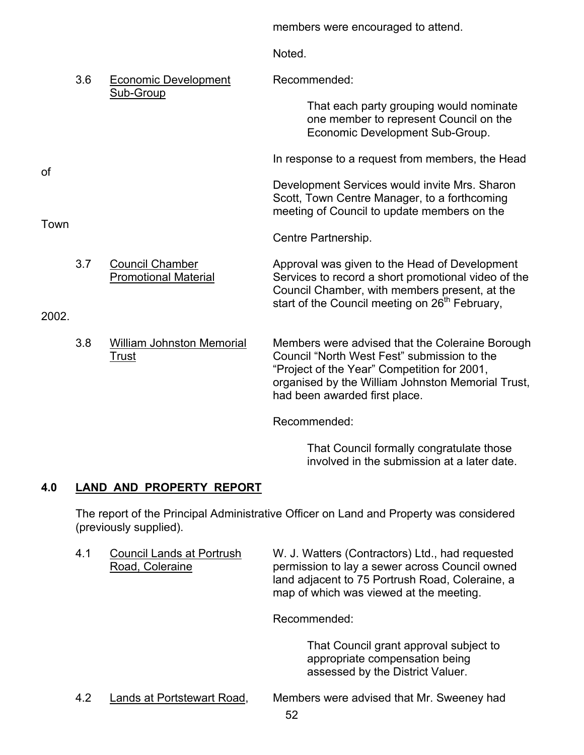members were encouraged to attend.

Noted.

3.6 Economic Development Sub-Group

Recommended:

> That each party grouping would nominate one member to represent Council on the Economic Development Sub-Group.

In response to a request from members, the Head of Development Services would invite Mrs. Sharon Scott, Town Centre Manager, to a forthcoming meeting of Council to update members on the Town Centre Partnership.

3.7 Council Chamber Promotional Material

Approval was given to the Head of Development Services to record a short promotional video of the Council Chamber, with members present, at the start of the Council meeting on 26th February, 2002.

3.8 William Johnston Memorial Trust

Members were advised that the Coleraine Borough Council "North West Fest" submission to the "Project of the Year" Competition for 2001, organised by the William Johnston Memorial Trust, had been awarded first place.

Recommended:

> That Council formally congratulate those involved in the submission at a later date.

## 4.0 LAND AND PROPERTY REPORT

The report of the Principal Administrative Officer on Land and Property was considered (previously supplied).

4.1 Council Lands at Portrush Road, Coleraine

W. J. Watters (Contractors) Ltd., had requested permission to lay a sewer across Council owned land adjacent to 75 Portrush Road, Coleraine, a map of which was viewed at the meeting.

Recommended:

> That Council grant approval subject to appropriate compensation being assessed by the District Valuer.

4.2 Lands at Portstewart Road,

Members were advised that Mr. Sweeney had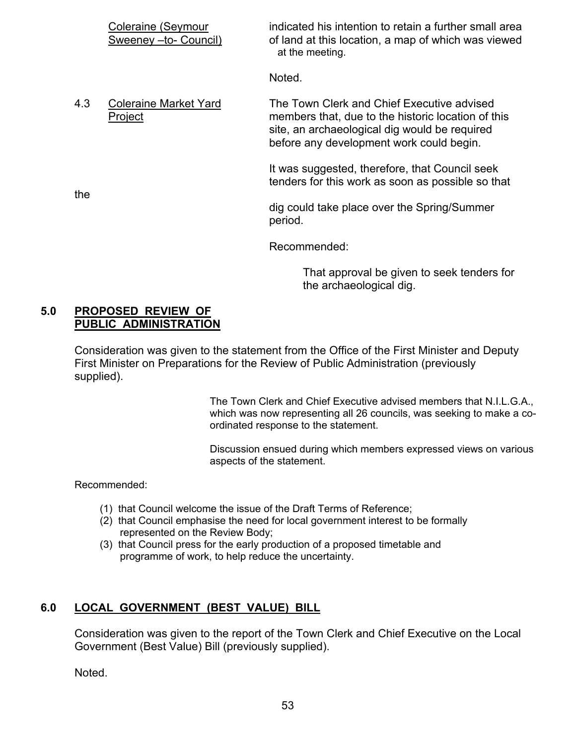Coraine (Seymour Sweeney –to- Council) indicated his intention to retain a further small area of land at this location, a map of which was viewed at the meeting.

Noted.

4.3 Coleraine Market Yard Project

The Town Clerk and Chief Executive advised members that, due to the historic location of this site, an archaeological dig would be required before any development work could begin.

It was suggested, therefore, that Council seek tenders for this work as soon as possible so that the dig could take place over the Spring/Summer period.

Recommended:

That approval be given to seek tenders for the archaeological dig.

## 5.0 PROPOSED REVIEW OF PUBLIC ADMINISTRATION

Consideration was given to the statement from the Office of the First Minister and Deputy First Minister on Preparations for the Review of Public Administration (previously supplied).

The Town Clerk and Chief Executive advised members that N.I.L.G.A., which was now representing all 26 councils, was seeking to make a co-ordinated response to the statement.

Discussion ensued during which members expressed views on various aspects of the statement.

Recommended:

(1) that Council welcome the issue of the Draft Terms of Reference;
(2) that Council emphasise the need for local government interest to be formally represented on the Review Body;
(3) that Council press for the early production of a proposed timetable and programme of work, to help reduce the uncertainty.

## 6.0 LOCAL GOVERNMENT (BEST VALUE) BILL

Consideration was given to the report of the Town Clerk and Chief Executive on the Local Government (Best Value) Bill (previously supplied).

Noted.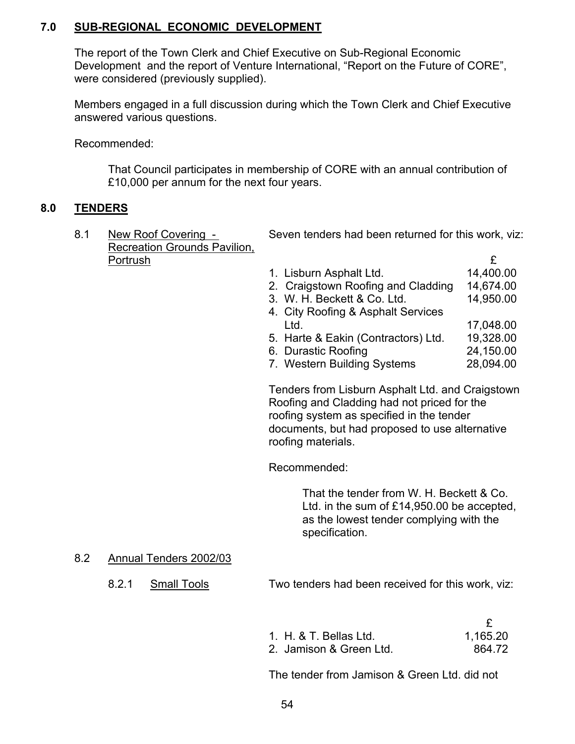## 7.0 SUB-REGIONAL ECONOMIC DEVELOPMENT

The report of the Town Clerk and Chief Executive on Sub-Regional Economic Development and the report of Venture International, "Report on the Future of CORE", were considered (previously supplied).

Members engaged in a full discussion during which the Town Clerk and Chief Executive answered various questions.

Recommended:

> That Council participates in membership of CORE with an annual contribution of £10,000 per annum for the next four years.

## 8.0 TENDERS

### 8.1 New Roof Covering - Recreation Grounds Pavilion, Portrush

Seven tenders had been returned for this work, viz:

| | £ |
|---|---|
| 1. Lisburn Asphalt Ltd. | 14,400.00 |
| 2. Craigstown Roofing and Cladding | 14,674.00 |
| 3. W. H. Beckett & Co. Ltd. | 14,950.00 |
| 4. City Roofing & Asphalt Services Ltd. | 17,048.00 |
| 5. Harte & Eakin (Contractors) Ltd. | 19,328.00 |
| 6. Durastic Roofing | 24,150.00 |
| 7. Western Building Systems | 28,094.00 |

Tenders from Lisburn Asphalt Ltd. and Craigstown Roofing and Cladding had not priced for the roofing system as specified in the tender documents, but had proposed to use alternative roofing materials.

Recommended:

> That the tender from W. H. Beckett & Co. Ltd. in the sum of £14,950.00 be accepted, as the lowest tender complying with the specification.

### 8.2 Annual Tenders 2002/03

#### 8.2.1 Small Tools

Two tenders had been received for this work, viz:

| | £ |
|---|---|
| 1. H. & T. Bellas Ltd. | 1,165.20 |
| 2. Jamison & Green Ltd. | 864.72 |

The tender from Jamison & Green Ltd. did not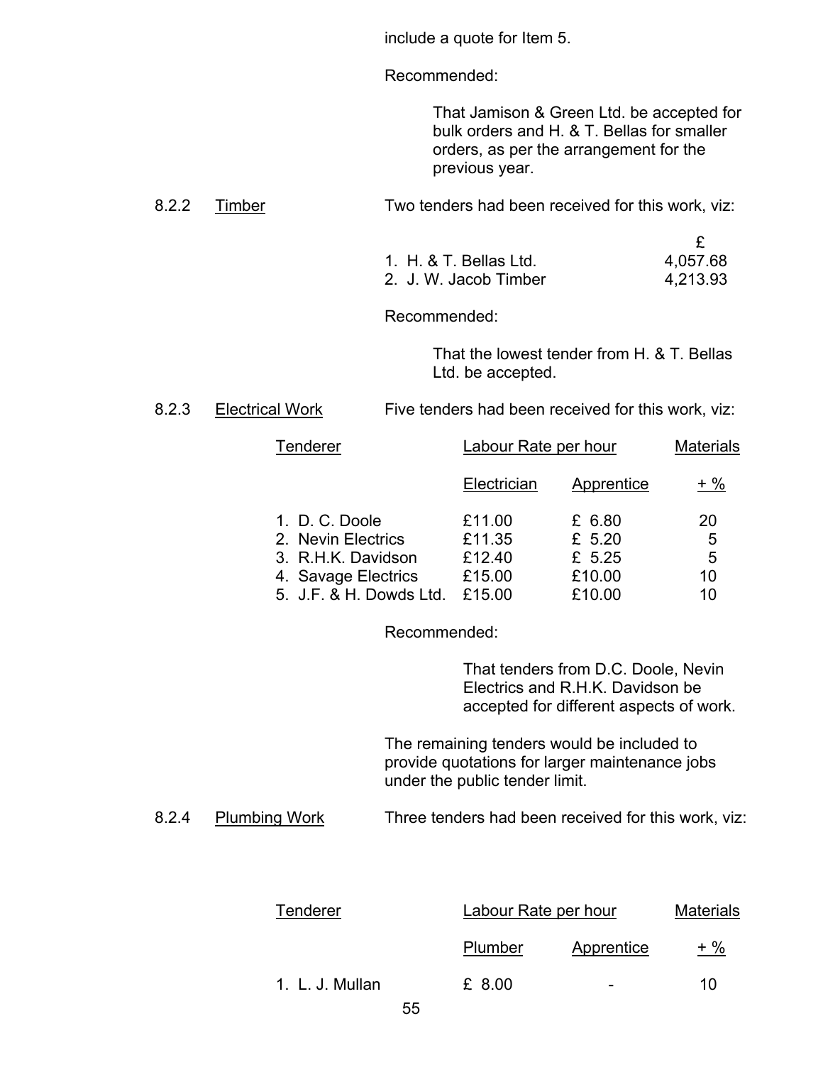include a quote for Item 5.

Recommended:

That Jamison & Green Ltd. be accepted for bulk orders and H. & T. Bellas for smaller orders, as per the arrangement for the previous year.

8.2.2 Timber

Two tenders had been received for this work, viz:

| | £ |
|---|---|
| 1. H. & T. Bellas Ltd. | 4,057.68 |
| 2. J. W. Jacob Timber | 4,213.93 |

Recommended:

That the lowest tender from H. & T. Bellas Ltd. be accepted.

8.2.3 Electrical Work

Five tenders had been received for this work, viz:

| Tenderer | Labour Rate per hour | | Materials |
|---|---|---|---|
| | Electrician | Apprentice | + % |
| 1. D. C. Doole | £11.00 | £ 6.80 | 20 |
| 2. Nevin Electrics | £11.35 | £ 5.20 | 5 |
| 3. R.H.K. Davidson | £12.40 | £ 5.25 | 5 |
| 4. Savage Electrics | £15.00 | £10.00 | 10 |
| 5. J.F. & H. Dowds Ltd. | £15.00 | £10.00 | 10 |

Recommended:

That tenders from D.C. Doole, Nevin Electrics and R.H.K. Davidson be accepted for different aspects of work.

The remaining tenders would be included to provide quotations for larger maintenance jobs under the public tender limit.

8.2.4 Plumbing Work

Three tenders had been received for this work, viz:

| Tenderer | Labour Rate per hour | | Materials |
|---|---|---|---|
| | Plumber | Apprentice | + % |
| 1. L. J. Mullan | £ 8.00 | - | 10 |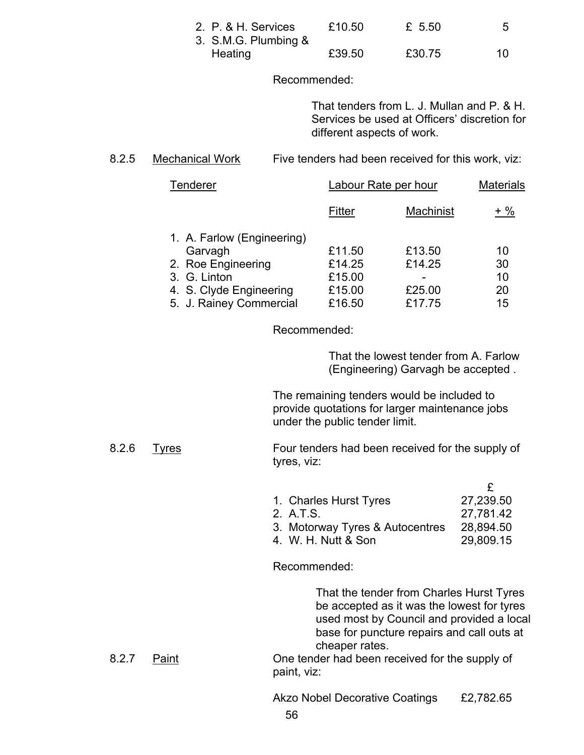| | | | |
|---|---|---|---|
| 2. P. & H. Services | £10.50 | £ 5.50 | 5 |
| 3. S.M.G. Plumbing & Heating | £39.50 | £30.75 | 10 |

Recommended:

That tenders from L. J. Mullan and P. & H. Services be used at Officers' discretion for different aspects of work.

8.2.5 Mechanical Work — Five tenders had been received for this work, viz:

| Tenderer | Labour Rate per hour | | Materials |
|---|---|---|---|
| | Fitter | Machinist | + % |
| 1. A. Farlow (Engineering) Garvagh | £11.50 | £13.50 | 10 |
| 2. Roe Engineering | £14.25 | £14.25 | 30 |
| 3. G. Linton | £15.00 | - | 10 |
| 4. S. Clyde Engineering | £15.00 | £25.00 | 20 |
| 5. J. Rainey Commercial | £16.50 | £17.75 | 15 |

Recommended:

That the lowest tender from A. Farlow (Engineering) Garvagh be accepted .

The remaining tenders would be included to provide quotations for larger maintenance jobs under the public tender limit.

8.2.6 Tyres — Four tenders had been received for the supply of tyres, viz:

| | £ |
|---|---|
| 1. Charles Hurst Tyres | 27,239.50 |
| 2. A.T.S. | 27,781.42 |
| 3. Motorway Tyres & Autocentres | 28,894.50 |
| 4. W. H. Nutt & Son | 29,809.15 |

Recommended:

That the tender from Charles Hurst Tyres be accepted as it was the lowest for tyres used most by Council and provided a local base for puncture repairs and call outs at cheaper rates.

8.2.7 Paint — One tender had been received for the supply of paint, viz:

Akzo Nobel Decorative Coatings £2,782.65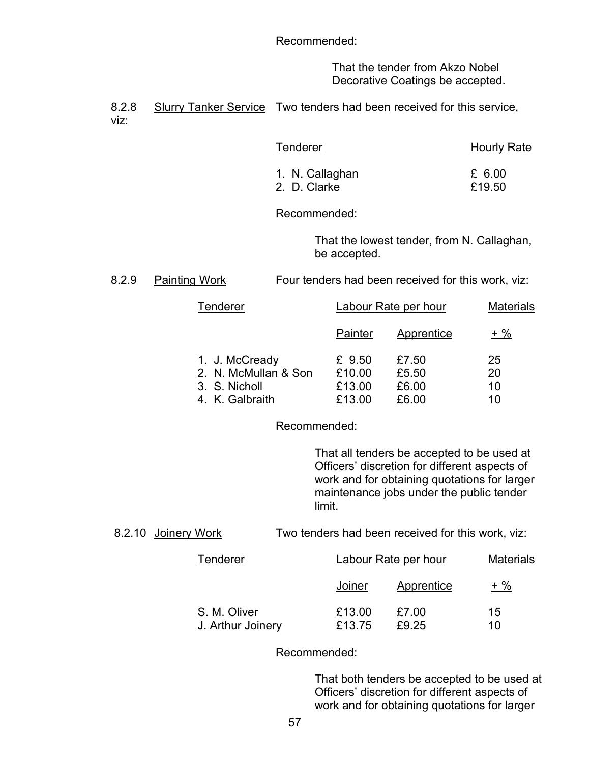Recommended:

That the tender from Akzo Nobel Decorative Coatings be accepted.

8.2.8 Slurry Tanker Service Two tenders had been received for this service, viz:

| Tenderer | Hourly Rate |
|---|---|
| 1. N. Callaghan | £ 6.00 |
| 2. D. Clarke | £19.50 |

Recommended:

That the lowest tender, from N. Callaghan, be accepted.

8.2.9 Painting Work Four tenders had been received for this work, viz:

| Tenderer | Labour Rate per hour | | Materials |
|---|---|---|---|
| | Painter | Apprentice | + % |
| 1. J. McCready | £ 9.50 | £7.50 | 25 |
| 2. N. McMullan & Son | £10.00 | £5.50 | 20 |
| 3. S. Nicholl | £13.00 | £6.00 | 10 |
| 4. K. Galbraith | £13.00 | £6.00 | 10 |

Recommended:

That all tenders be accepted to be used at Officers' discretion for different aspects of work and for obtaining quotations for larger maintenance jobs under the public tender limit.

8.2.10 Joinery Work Two tenders had been received for this work, viz:

| Tenderer | Labour Rate per hour | | Materials |
|---|---|---|---|
| | Joiner | Apprentice | + % |
| S. M. Oliver | £13.00 | £7.00 | 15 |
| J. Arthur Joinery | £13.75 | £9.25 | 10 |

Recommended:

That both tenders be accepted to be used at Officers' discretion for different aspects of work and for obtaining quotations for larger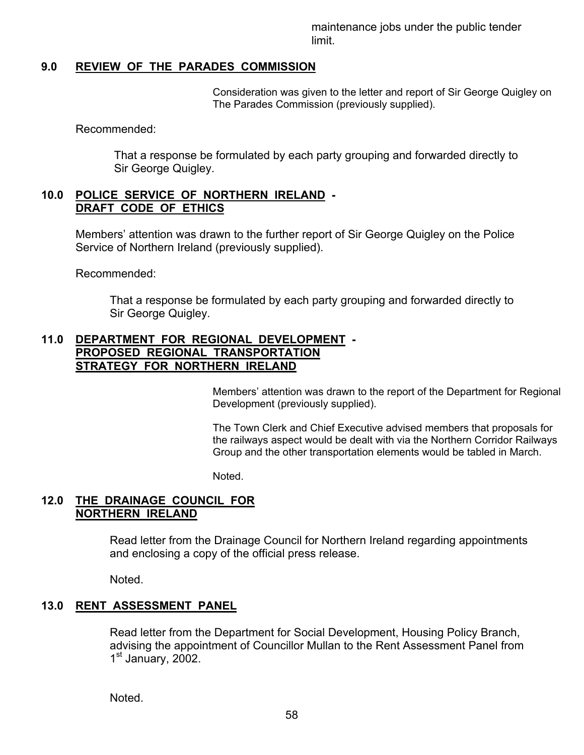maintenance jobs under the public tender limit.

## 9.0 REVIEW OF THE PARADES COMMISSION

Consideration was given to the letter and report of Sir George Quigley on The Parades Commission (previously supplied).

Recommended:

That a response be formulated by each party grouping and forwarded directly to Sir George Quigley.

## 10.0 POLICE SERVICE OF NORTHERN IRELAND - DRAFT CODE OF ETHICS

Members' attention was drawn to the further report of Sir George Quigley on the Police Service of Northern Ireland (previously supplied).

Recommended:

That a response be formulated by each party grouping and forwarded directly to Sir George Quigley.

## 11.0 DEPARTMENT FOR REGIONAL DEVELOPMENT - PROPOSED REGIONAL TRANSPORTATION STRATEGY FOR NORTHERN IRELAND

Members' attention was drawn to the report of the Department for Regional Development (previously supplied).

The Town Clerk and Chief Executive advised members that proposals for the railways aspect would be dealt with via the Northern Corridor Railways Group and the other transportation elements would be tabled in March.

Noted.

## 12.0 THE DRAINAGE COUNCIL FOR NORTHERN IRELAND

Read letter from the Drainage Council for Northern Ireland regarding appointments and enclosing a copy of the official press release.

Noted.

## 13.0 RENT ASSESSMENT PANEL

Read letter from the Department for Social Development, Housing Policy Branch, advising the appointment of Councillor Mullan to the Rent Assessment Panel from 1st January, 2002.

Noted.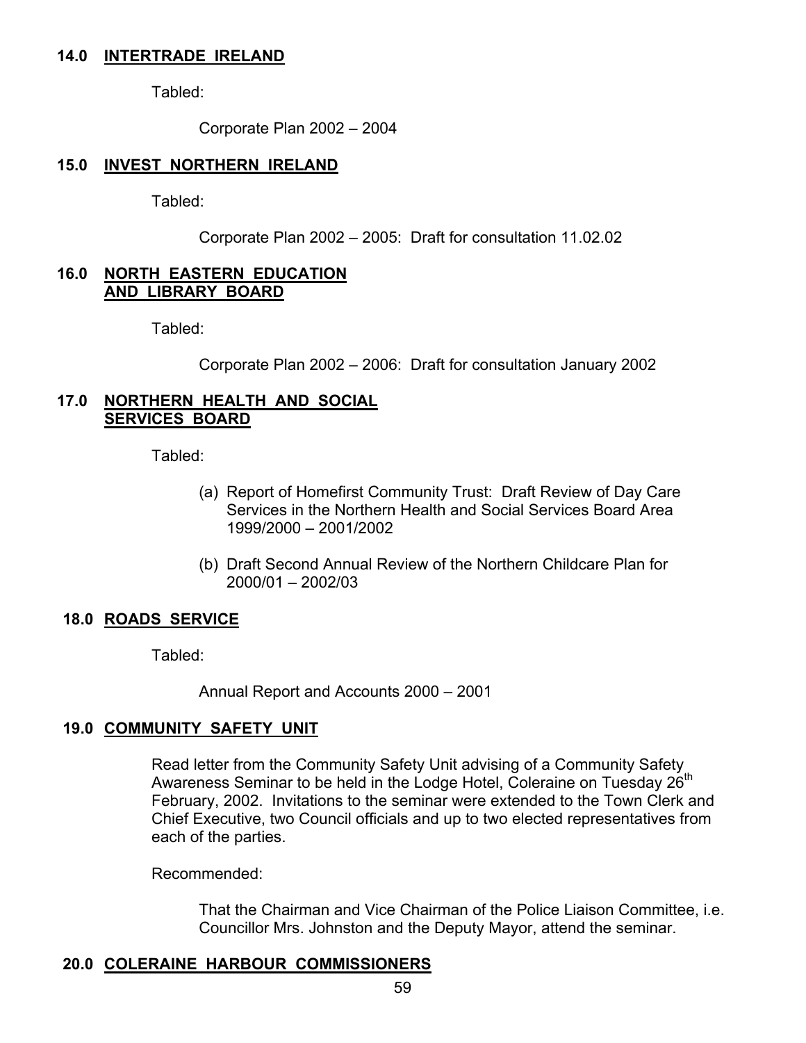## 14.0 INTERTRADE IRELAND

Tabled:

Corporate Plan 2002 – 2004

## 15.0 INVEST NORTHERN IRELAND

Tabled:

Corporate Plan 2002 – 2005: Draft for consultation 11.02.02

## 16.0 NORTH EASTERN EDUCATION AND LIBRARY BOARD

Tabled:

Corporate Plan 2002 – 2006: Draft for consultation January 2002

## 17.0 NORTHERN HEALTH AND SOCIAL SERVICES BOARD

Tabled:

(a) Report of Homefirst Community Trust: Draft Review of Day Care Services in the Northern Health and Social Services Board Area 1999/2000 – 2001/2002

(b) Draft Second Annual Review of the Northern Childcare Plan for 2000/01 – 2002/03

## 18.0 ROADS SERVICE

Tabled:

Annual Report and Accounts 2000 – 2001

## 19.0 COMMUNITY SAFETY UNIT

Read letter from the Community Safety Unit advising of a Community Safety Awareness Seminar to be held in the Lodge Hotel, Coleraine on Tuesday 26th February, 2002. Invitations to the seminar were extended to the Town Clerk and Chief Executive, two Council officials and up to two elected representatives from each of the parties.

Recommended:

That the Chairman and Vice Chairman of the Police Liaison Committee, i.e. Councillor Mrs. Johnston and the Deputy Mayor, attend the seminar.

## 20.0 COLERAINE HARBOUR COMMISSIONERS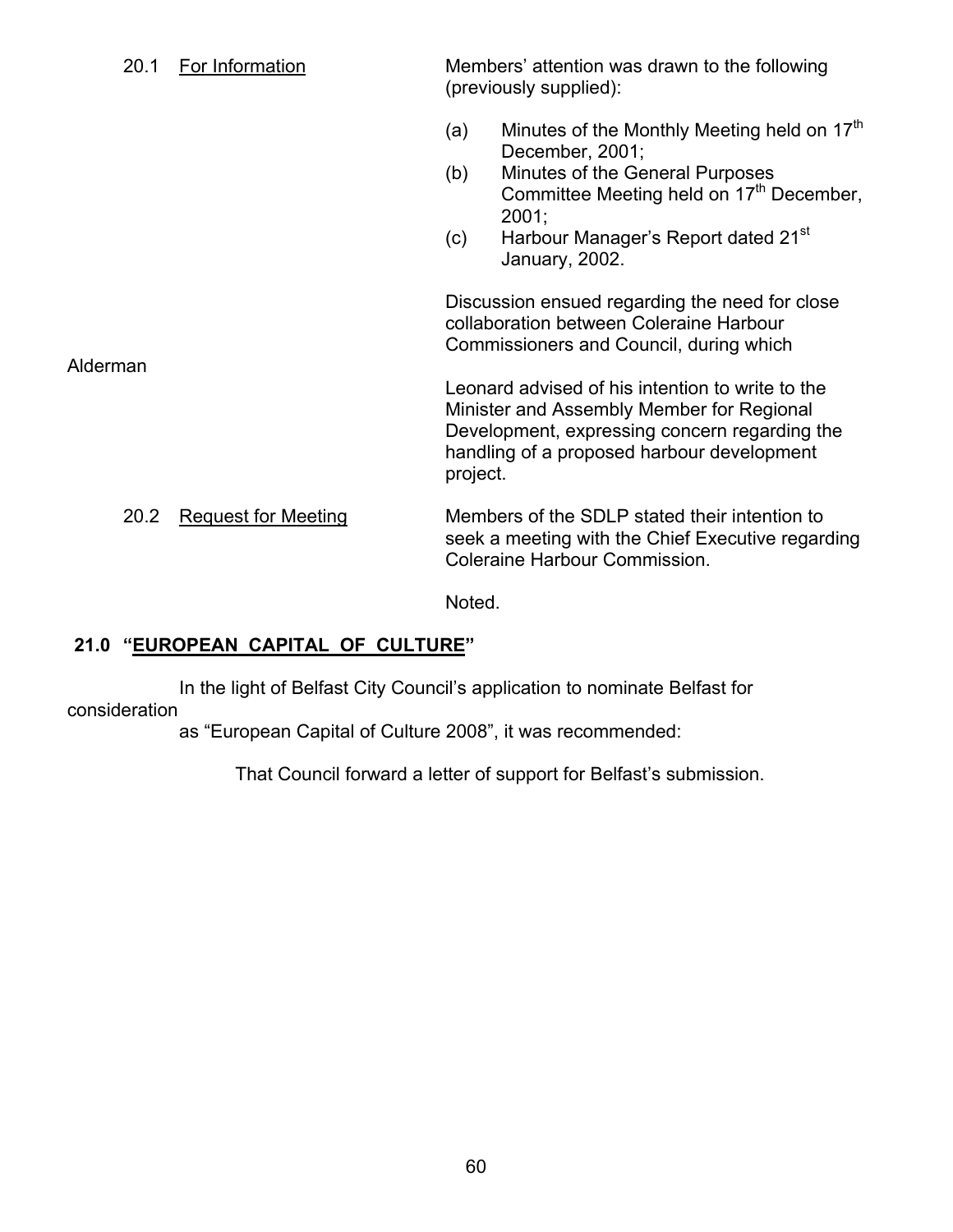20.1 For Information

Members' attention was drawn to the following (previously supplied):

(a) Minutes of the Monthly Meeting held on 17th December, 2001;
(b) Minutes of the General Purposes Committee Meeting held on 17th December, 2001;
(c) Harbour Manager's Report dated 21st January, 2002.

Discussion ensued regarding the need for close collaboration between Coleraine Harbour Commissioners and Council, during which Alderman Leonard advised of his intention to write to the Minister and Assembly Member for Regional Development, expressing concern regarding the handling of a proposed harbour development project.

20.2 Request for Meeting

Members of the SDLP stated their intention to seek a meeting with the Chief Executive regarding Coleraine Harbour Commission.

Noted.

## 21.0 "EUROPEAN CAPITAL OF CULTURE"

In the light of Belfast City Council's application to nominate Belfast for consideration as "European Capital of Culture 2008", it was recommended:

That Council forward a letter of support for Belfast's submission.